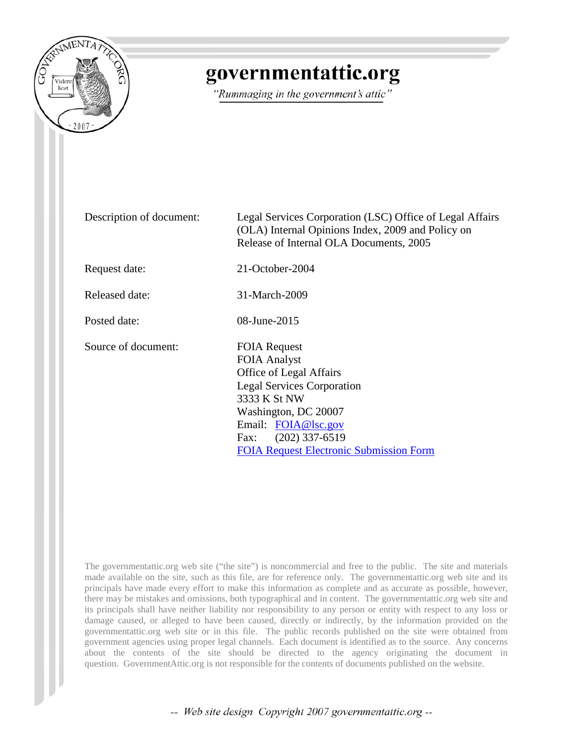# governmentattic.org

*"Rummaging in the government's attic"*

| | |
|---|---|
| Description of document: | Legal Services Corporation (LSC) Office of Legal Affairs (OLA) Internal Opinions Index, 2009 and Policy on Release of Internal OLA Documents, 2005 |
| Request date: | 21-October-2004 |
| Released date: | 31-March-2009 |
| Posted date: | 08-June-2015 |
| Source of document: | FOIA Request<br>FOIA Analyst<br>Office of Legal Affairs<br>Legal Services Corporation<br>3333 K St NW<br>Washington, DC 20007<br>Email: FOIA@lsc.gov<br>Fax: (202) 337-6519<br>FOIA Request Electronic Submission Form |

The governmentattic.org web site ("the site") is noncommercial and free to the public. The site and materials made available on the site, such as this file, are for reference only. The governmentattic.org web site and its principals have made every effort to make this information as complete and as accurate as possible, however, there may be mistakes and omissions, both typographical and in content. The governmentattic.org web site and its principals shall have neither liability nor responsibility to any person or entity with respect to any loss or damage caused, or alleged to have been caused, directly or indirectly, by the information provided on the governmentattic.org web site or in this file. The public records published on the site were obtained from government agencies using proper legal channels. Each document is identified as to the source. Any concerns about the contents of the site should be directed to the agency originating the document in question. GovernmentAttic.org is not responsible for the contents of documents published on the website.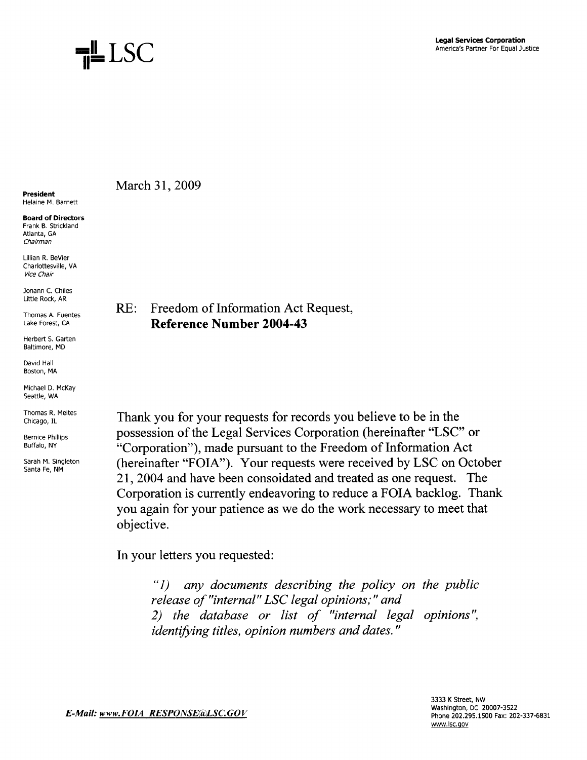LSC

**Legal Services Corporation**
America's Partner For Equal Justice

**President**
Helaine M. Barnett

**Board of Directors**
Frank B. Strickland
Atlanta, GA
*Chairman*

Lillian R. BeVier
Charlottesville, VA
*Vice Chair*

Jonann C. Chiles
Little Rock, AR

Thomas A. Fuentes
Lake Forest, CA

Herbert S. Garten
Baltimore, MD

David Hall
Boston, MA

Michael D. McKay
Seattle, WA

Thomas R. Meites
Chicago, IL

Bernice Phillips
Buffalo, NY

Sarah M. Singleton
Santa Fe, NM

March 31, 2009

RE: Freedom of Information Act Request,
**Reference Number 2004-43**

Thank you for your requests for records you believe to be in the possession of the Legal Services Corporation (hereinafter "LSC" or "Corporation"), made pursuant to the Freedom of Information Act (hereinafter "FOIA"). Your requests were received by LSC on October 21, 2004 and have been consoidated and treated as one request. The Corporation is currently endeavoring to reduce a FOIA backlog. Thank you again for your patience as we do the work necessary to meet that objective.

In your letters you requested:

> *"1) any documents describing the policy on the public release of "internal" LSC legal opinions;" and*
> *2) the database or list of "internal legal opinions", identifying titles, opinion numbers and dates."*

***E-Mail: www.FOIA_RESPONSE@LSC.GOV***

3333 K Street, NW
Washington, DC 20007-3522
Phone 202.295.1500 Fax: 202-337-6831
www.lsc.gov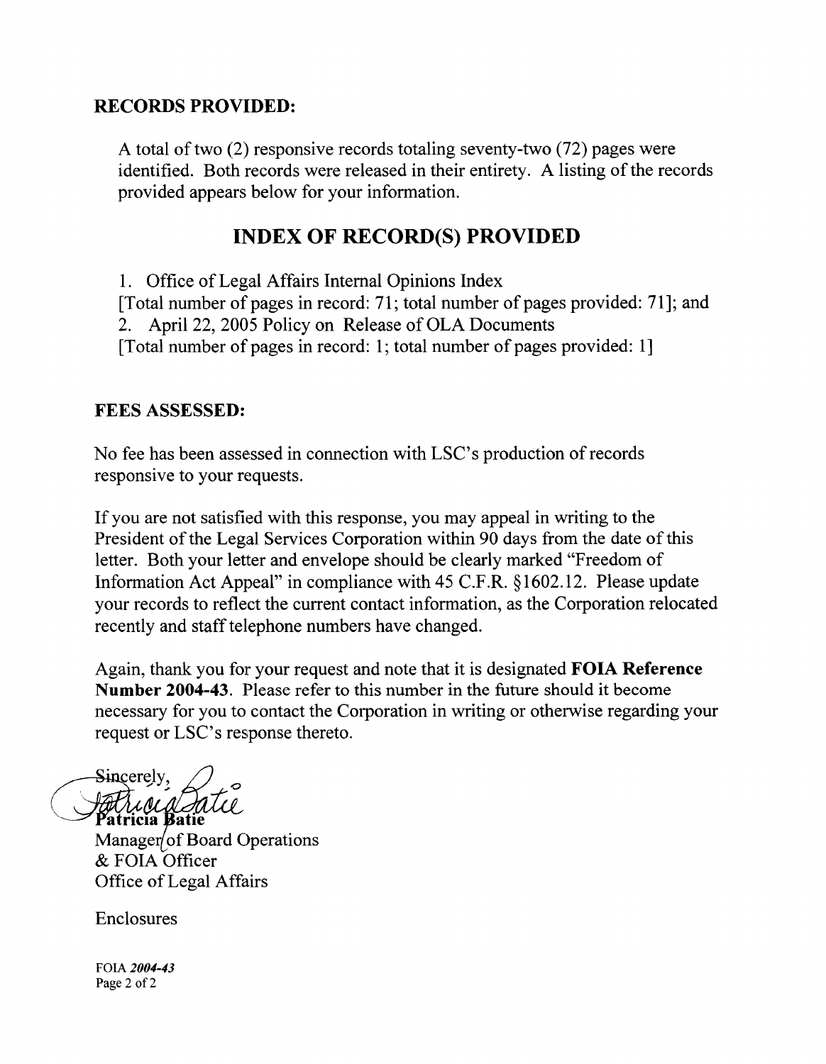**RECORDS PROVIDED:**

A total of two (2) responsive records totaling seventy-two (72) pages were identified. Both records were released in their entirety. A listing of the records provided appears below for your information.

## INDEX OF RECORD(S) PROVIDED

1. Office of Legal Affairs Internal Opinions Index
[Total number of pages in record: 71; total number of pages provided: 71]; and
2. April 22, 2005 Policy on Release of OLA Documents
[Total number of pages in record: 1; total number of pages provided: 1]

**FEES ASSESSED:**

No fee has been assessed in connection with LSC's production of records responsive to your requests.

If you are not satisfied with this response, you may appeal in writing to the President of the Legal Services Corporation within 90 days from the date of this letter. Both your letter and envelope should be clearly marked "Freedom of Information Act Appeal" in compliance with 45 C.F.R. §1602.12. Please update your records to reflect the current contact information, as the Corporation relocated recently and staff telephone numbers have changed.

Again, thank you for your request and note that it is designated **FOIA Reference Number 2004-43**. Please refer to this number in the future should it become necessary for you to contact the Corporation in writing or otherwise regarding your request or LSC's response thereto.

Sincerely,

**Patricia Batie**
Manager of Board Operations
& FOIA Officer
Office of Legal Affairs

Enclosures

FOIA *2004-43*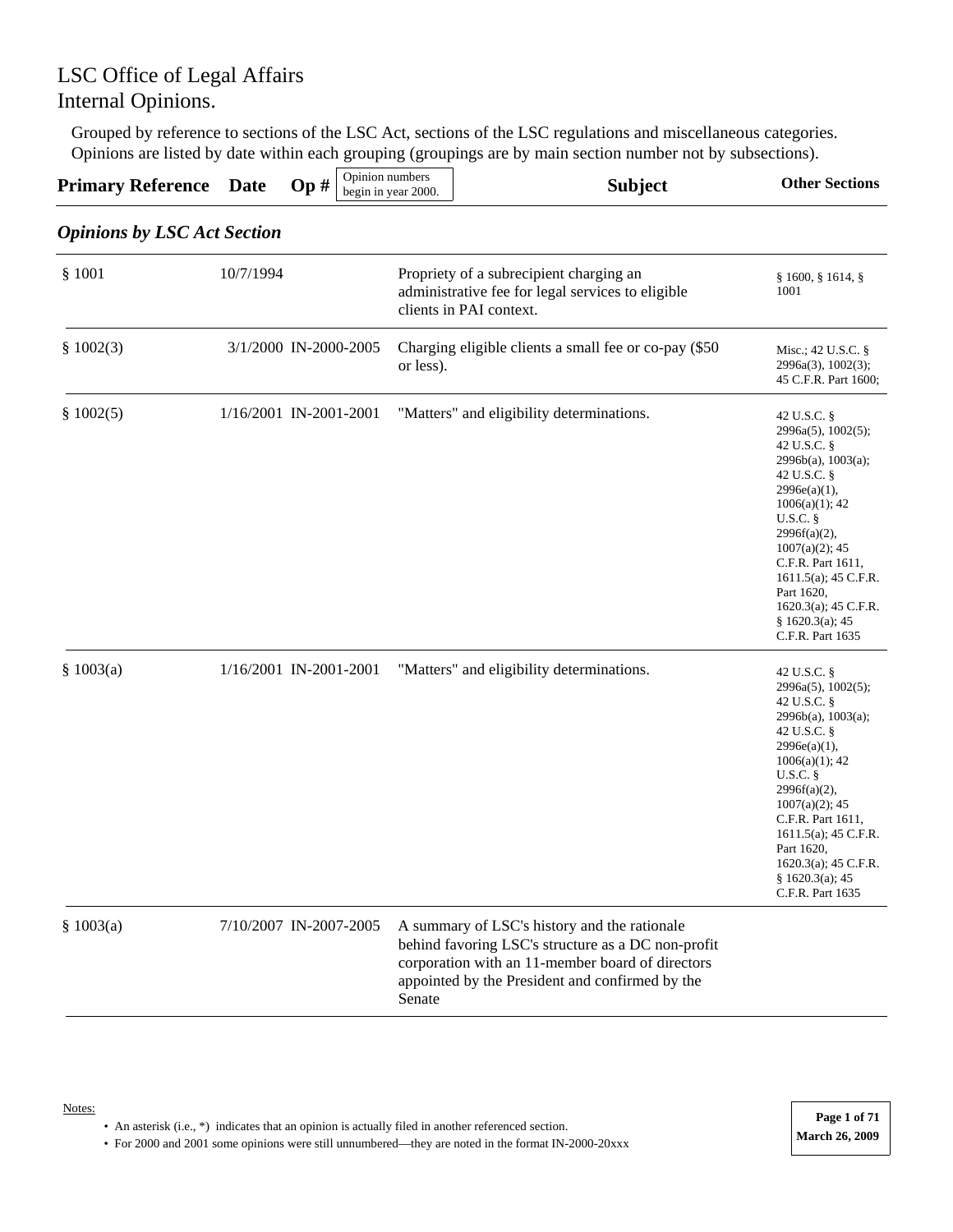# LSC Office of Legal Affairs
# Internal Opinions.

Grouped by reference to sections of the LSC Act, sections of the LSC regulations and miscellaneous categories. Opinions are listed by date within each grouping (groupings are by main section number not by subsections).

| Primary Reference | Date | Op # (Opinion numbers begin in year 2000.) | Subject | Other Sections |
|---|---|---|---|---|
| ***Opinions by LSC Act Section*** | | | | |
| § 1001 | 10/7/1994 | | Propriety of a subrecipient charging an administrative fee for legal services to eligible clients in PAI context. | § 1600, § 1614, § 1001 |
| § 1002(3) | 3/1/2000 | IN-2000-2005 | Charging eligible clients a small fee or co-pay ($50 or less). | Misc.; 42 U.S.C. § 2996a(3), 1002(3); 45 C.F.R. Part 1600; |
| § 1002(5) | 1/16/2001 | IN-2001-2001 | "Matters" and eligibility determinations. | 42 U.S.C. § 2996a(5), 1002(5); 42 U.S.C. § 2996b(a), 1003(a); 42 U.S.C. § 2996e(a)(1), 1006(a)(1); 42 U.S.C. § 2996f(a)(2), 1007(a)(2); 45 C.F.R. Part 1611, 1611.5(a); 45 C.F.R. Part 1620, 1620.3(a); 45 C.F.R. § 1620.3(a); 45 C.F.R. Part 1635 |
| § 1003(a) | 1/16/2001 | IN-2001-2001 | "Matters" and eligibility determinations. | 42 U.S.C. § 2996a(5), 1002(5); 42 U.S.C. § 2996b(a), 1003(a); 42 U.S.C. § 2996e(a)(1), 1006(a)(1); 42 U.S.C. § 2996f(a)(2), 1007(a)(2); 45 C.F.R. Part 1611, 1611.5(a); 45 C.F.R. Part 1620, 1620.3(a); 45 C.F.R. § 1620.3(a); 45 C.F.R. Part 1635 |
| § 1003(a) | 7/10/2007 | IN-2007-2005 | A summary of LSC's history and the rationale behind favoring LSC's structure as a DC non-profit corporation with an 11-member board of directors appointed by the President and confirmed by the Senate | |

Notes:

- An asterisk (i.e., *) indicates that an opinion is actually filed in another referenced section.
- For 2000 and 2001 some opinions were still unnumbered—they are noted in the format IN-2000-20xxx

March 26, 2009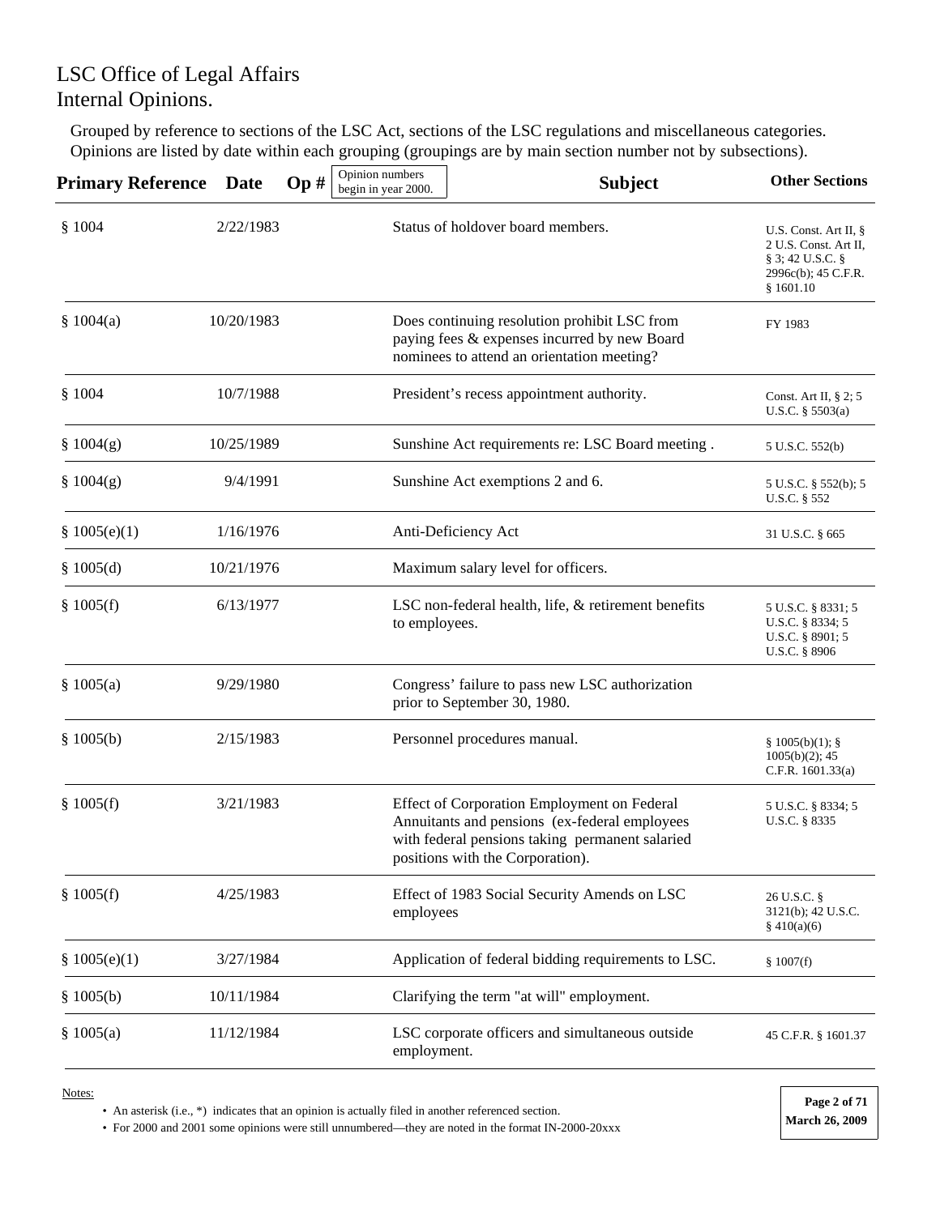# LSC Office of Legal Affairs
# Internal Opinions.

Grouped by reference to sections of the LSC Act, sections of the LSC regulations and miscellaneous categories. Opinions are listed by date within each grouping (groupings are by main section number not by subsections).

| Primary Reference | Date | Op # (Opinion numbers begin in year 2000.) | Subject | Other Sections |
|---|---|---|---|---|
| § 1004 | 2/22/1983 | | Status of holdover board members. | U.S. Const. Art II, § 2 U.S. Const. Art II, § 3; 42 U.S.C. § 2996c(b); 45 C.F.R. § 1601.10 |
| § 1004(a) | 10/20/1983 | | Does continuing resolution prohibit LSC from paying fees & expenses incurred by new Board nominees to attend an orientation meeting? | FY 1983 |
| § 1004 | 10/7/1988 | | President's recess appointment authority. | Const. Art II, § 2; 5 U.S.C. § 5503(a) |
| § 1004(g) | 10/25/1989 | | Sunshine Act requirements re: LSC Board meeting . | 5 U.S.C. 552(b) |
| § 1004(g) | 9/4/1991 | | Sunshine Act exemptions 2 and 6. | 5 U.S.C. § 552(b); 5 U.S.C. § 552 |
| § 1005(e)(1) | 1/16/1976 | | Anti-Deficiency Act | 31 U.S.C. § 665 |
| § 1005(d) | 10/21/1976 | | Maximum salary level for officers. | |
| § 1005(f) | 6/13/1977 | | LSC non-federal health, life, & retirement benefits to employees. | 5 U.S.C. § 8331; 5 U.S.C. § 8334; 5 U.S.C. § 8901; 5 U.S.C. § 8906 |
| § 1005(a) | 9/29/1980 | | Congress' failure to pass new LSC authorization prior to September 30, 1980. | |
| § 1005(b) | 2/15/1983 | | Personnel procedures manual. | § 1005(b)(1); § 1005(b)(2); 45 C.F.R. 1601.33(a) |
| § 1005(f) | 3/21/1983 | | Effect of Corporation Employment on Federal Annuitants and pensions (ex-federal employees with federal pensions taking permanent salaried positions with the Corporation). | 5 U.S.C. § 8334; 5 U.S.C. § 8335 |
| § 1005(f) | 4/25/1983 | | Effect of 1983 Social Security Amends on LSC employees | 26 U.S.C. § 3121(b); 42 U.S.C. § 410(a)(6) |
| § 1005(e)(1) | 3/27/1984 | | Application of federal bidding requirements to LSC. | § 1007(f) |
| § 1005(b) | 10/11/1984 | | Clarifying the term "at will" employment. | |
| § 1005(a) | 11/12/1984 | | LSC corporate officers and simultaneous outside employment. | 45 C.F.R. § 1601.37 |

Notes:

- An asterisk (i.e., *) indicates that an opinion is actually filed in another referenced section.
- For 2000 and 2001 some opinions were still unnumbered—they are noted in the format IN-2000-20xxx

March 26, 2009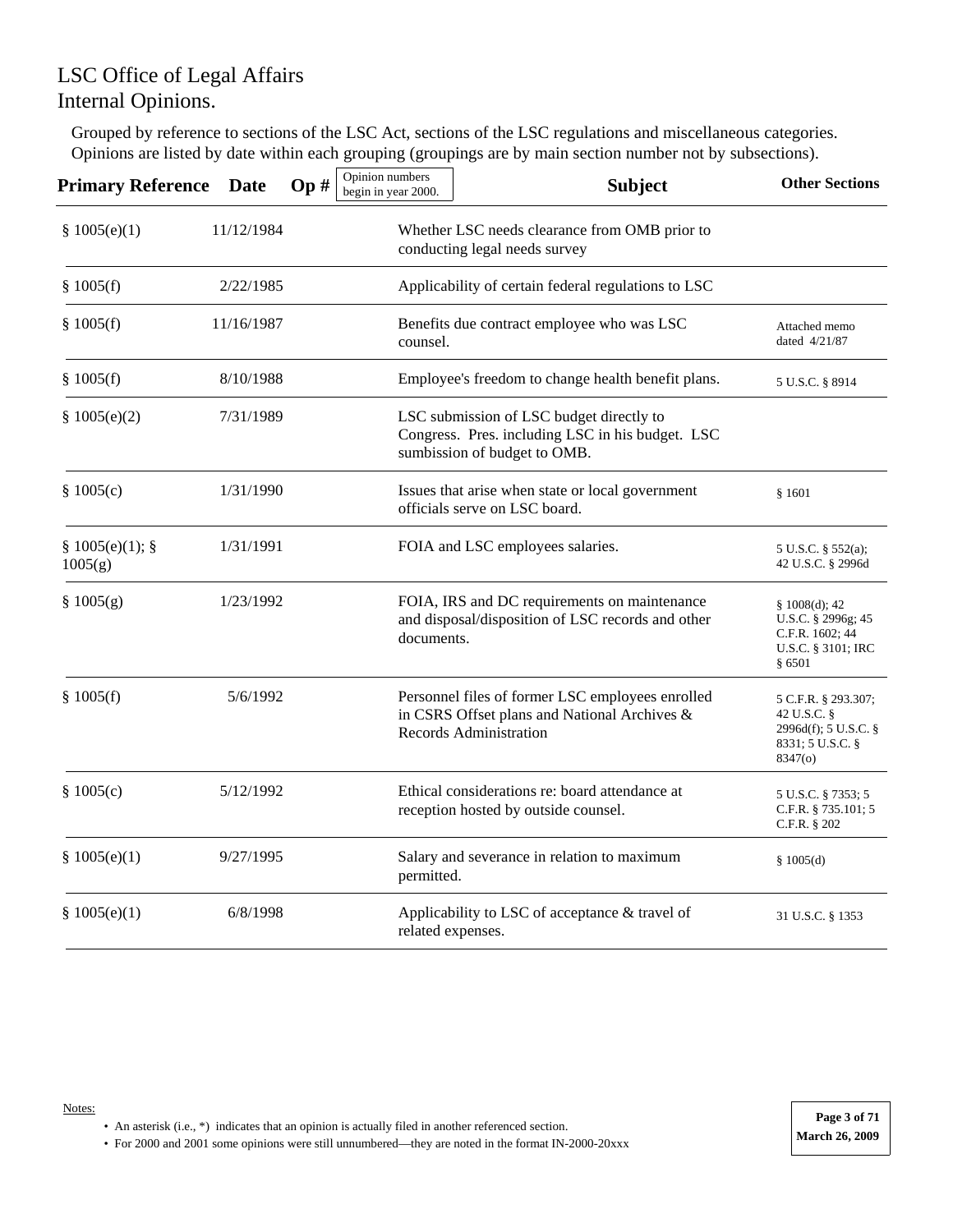LSC Office of Legal Affairs
Internal Opinions.

Grouped by reference to sections of the LSC Act, sections of the LSC regulations and miscellaneous categories. Opinions are listed by date within each grouping (groupings are by main section number not by subsections).

| Primary Reference | Date | Op # (Opinion numbers begin in year 2000.) | Subject | Other Sections |
|---|---|---|---|---|
| § 1005(e)(1) | 11/12/1984 | | Whether LSC needs clearance from OMB prior to conducting legal needs survey | |
| § 1005(f) | 2/22/1985 | | Applicability of certain federal regulations to LSC | |
| § 1005(f) | 11/16/1987 | | Benefits due contract employee who was LSC counsel. | Attached memo dated 4/21/87 |
| § 1005(f) | 8/10/1988 | | Employee's freedom to change health benefit plans. | 5 U.S.C. § 8914 |
| § 1005(e)(2) | 7/31/1989 | | LSC submission of LSC budget directly to Congress. Pres. including LSC in his budget. LSC sumbission of budget to OMB. | |
| § 1005(c) | 1/31/1990 | | Issues that arise when state or local government officials serve on LSC board. | § 1601 |
| § 1005(e)(1); § 1005(g) | 1/31/1991 | | FOIA and LSC employees salaries. | 5 U.S.C. § 552(a); 42 U.S.C. § 2996d |
| § 1005(g) | 1/23/1992 | | FOIA, IRS and DC requirements on maintenance and disposal/disposition of LSC records and other documents. | § 1008(d); 42 U.S.C. § 2996g; 45 C.F.R. 1602; 44 U.S.C. § 3101; IRC § 6501 |
| § 1005(f) | 5/6/1992 | | Personnel files of former LSC employees enrolled in CSRS Offset plans and National Archives & Records Administration | 5 C.F.R. § 293.307; 42 U.S.C. § 2996d(f); 5 U.S.C. § 8331; 5 U.S.C. § 8347(o) |
| § 1005(c) | 5/12/1992 | | Ethical considerations re: board attendance at reception hosted by outside counsel. | 5 U.S.C. § 7353; 5 C.F.R. § 735.101; 5 C.F.R. § 202 |
| § 1005(e)(1) | 9/27/1995 | | Salary and severance in relation to maximum permitted. | § 1005(d) |
| § 1005(e)(1) | 6/8/1998 | | Applicability to LSC of acceptance & travel of related expenses. | 31 U.S.C. § 1353 |

Notes:

- An asterisk (i.e., *) indicates that an opinion is actually filed in another referenced section.
- For 2000 and 2001 some opinions were still unnumbered—they are noted in the format IN-2000-20xxx

March 26, 2009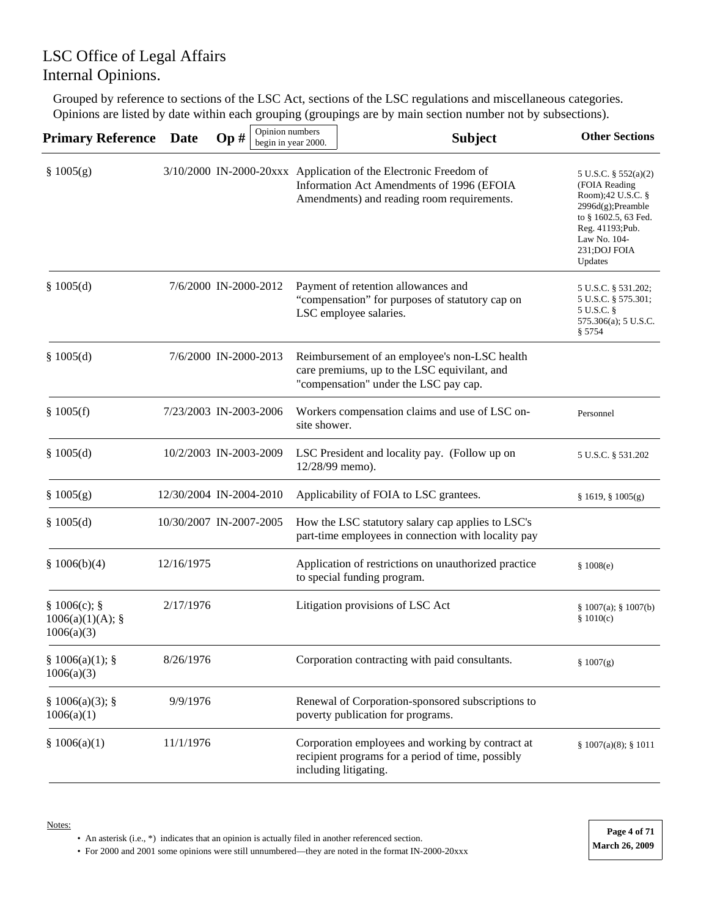# LSC Office of Legal Affairs
# Internal Opinions.

Grouped by reference to sections of the LSC Act, sections of the LSC regulations and miscellaneous categories. Opinions are listed by date within each grouping (groupings are by main section number not by subsections).

| Primary Reference | Date | Op # (Opinion numbers begin in year 2000.) | Subject | Other Sections |
|---|---|---|---|---|
| § 1005(g) | 3/10/2000 | IN-2000-20xxx | Application of the Electronic Freedom of Information Act Amendments of 1996 (EFOIA Amendments) and reading room requirements. | 5 U.S.C. § 552(a)(2) (FOIA Reading Room);42 U.S.C. § 2996d(g);Preamble to § 1602.5, 63 Fed. Reg. 41193;Pub. Law No. 104-231;DOJ FOIA Updates |
| § 1005(d) | 7/6/2000 | IN-2000-2012 | Payment of retention allowances and "compensation" for purposes of statutory cap on LSC employee salaries. | 5 U.S.C. § 531.202; 5 U.S.C. § 575.301; 5 U.S.C. § 575.306(a); 5 U.S.C. § 5754 |
| § 1005(d) | 7/6/2000 | IN-2000-2013 | Reimbursement of an employee's non-LSC health care premiums, up to the LSC equivilant, and "compensation" under the LSC pay cap. | |
| § 1005(f) | 7/23/2003 | IN-2003-2006 | Workers compensation claims and use of LSC on-site shower. | Personnel |
| § 1005(d) | 10/2/2003 | IN-2003-2009 | LSC President and locality pay. (Follow up on 12/28/99 memo). | 5 U.S.C. § 531.202 |
| § 1005(g) | 12/30/2004 | IN-2004-2010 | Applicability of FOIA to LSC grantees. | § 1619, § 1005(g) |
| § 1005(d) | 10/30/2007 | IN-2007-2005 | How the LSC statutory salary cap applies to LSC's part-time employees in connection with locality pay | |
| § 1006(b)(4) | 12/16/1975 | | Application of restrictions on unauthorized practice to special funding program. | § 1008(e) |
| § 1006(c); § 1006(a)(1)(A); § 1006(a)(3) | 2/17/1976 | | Litigation provisions of LSC Act | § 1007(a); § 1007(b) § 1010(c) |
| § 1006(a)(1); § 1006(a)(3) | 8/26/1976 | | Corporation contracting with paid consultants. | § 1007(g) |
| § 1006(a)(3); § 1006(a)(1) | 9/9/1976 | | Renewal of Corporation-sponsored subscriptions to poverty publication for programs. | |
| § 1006(a)(1) | 11/1/1976 | | Corporation employees and working by contract at recipient programs for a period of time, possibly including litigating. | § 1007(a)(8); § 1011 |

Notes:

- An asterisk (i.e., *) indicates that an opinion is actually filed in another referenced section.
- For 2000 and 2001 some opinions were still unnumbered—they are noted in the format IN-2000-20xxx

March 26, 2009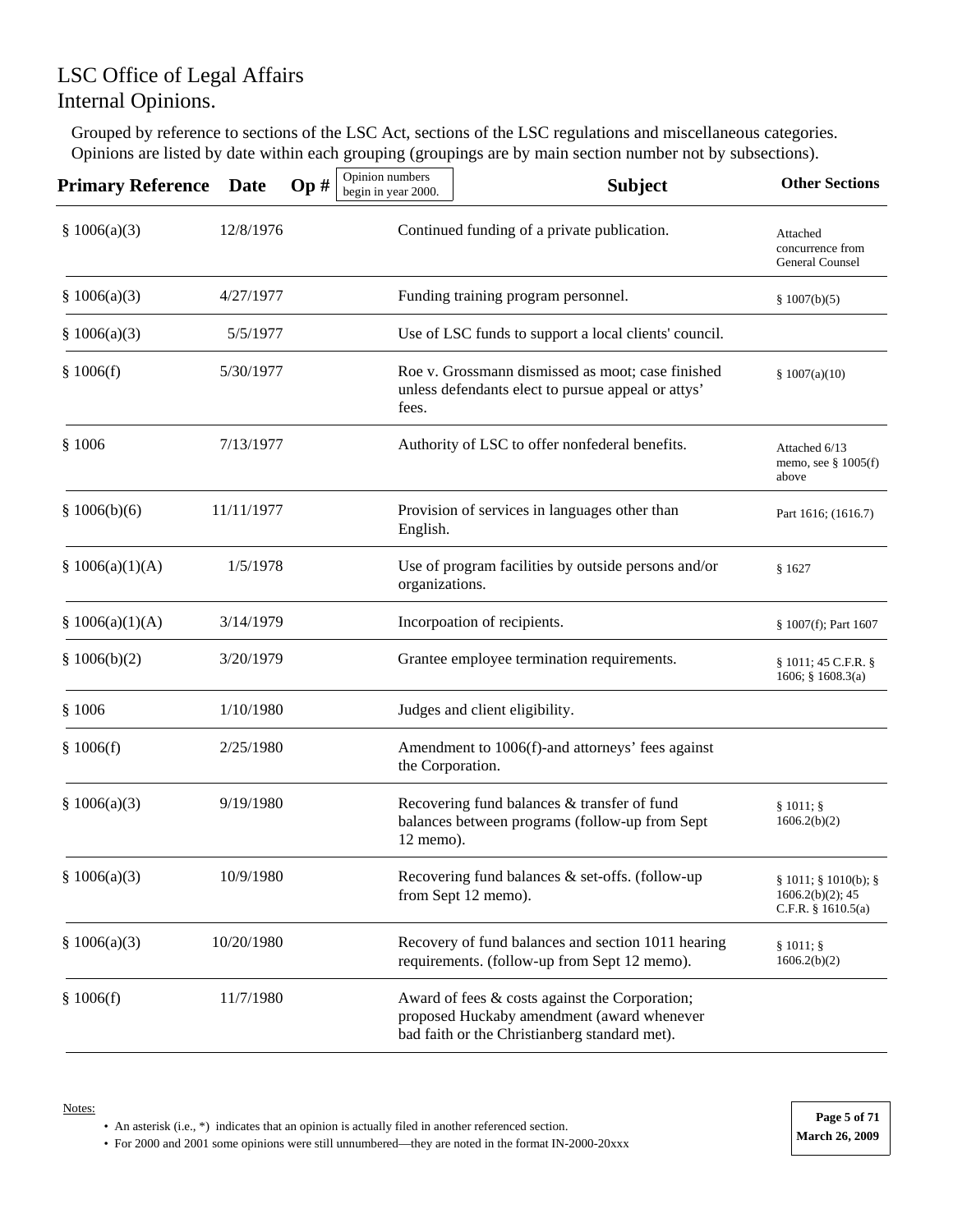# LSC Office of Legal Affairs
# Internal Opinions.

Grouped by reference to sections of the LSC Act, sections of the LSC regulations and miscellaneous categories. Opinions are listed by date within each grouping (groupings are by main section number not by subsections).

| Primary Reference | Date | Op # (Opinion numbers begin in year 2000.) | Subject | Other Sections |
|---|---|---|---|---|
| § 1006(a)(3) | 12/8/1976 | | Continued funding of a private publication. | Attached concurrence from General Counsel |
| § 1006(a)(3) | 4/27/1977 | | Funding training program personnel. | § 1007(b)(5) |
| § 1006(a)(3) | 5/5/1977 | | Use of LSC funds to support a local clients' council. | |
| § 1006(f) | 5/30/1977 | | Roe v. Grossmann dismissed as moot; case finished unless defendants elect to pursue appeal or attys' fees. | § 1007(a)(10) |
| § 1006 | 7/13/1977 | | Authority of LSC to offer nonfederal benefits. | Attached 6/13 memo, see § 1005(f) above |
| § 1006(b)(6) | 11/11/1977 | | Provision of services in languages other than English. | Part 1616; (1616.7) |
| § 1006(a)(1)(A) | 1/5/1978 | | Use of program facilities by outside persons and/or organizations. | § 1627 |
| § 1006(a)(1)(A) | 3/14/1979 | | Incorpoation of recipients. | § 1007(f); Part 1607 |
| § 1006(b)(2) | 3/20/1979 | | Grantee employee termination requirements. | § 1011; 45 C.F.R. § 1606; § 1608.3(a) |
| § 1006 | 1/10/1980 | | Judges and client eligibility. | |
| § 1006(f) | 2/25/1980 | | Amendment to 1006(f)-and attorneys' fees against the Corporation. | |
| § 1006(a)(3) | 9/19/1980 | | Recovering fund balances & transfer of fund balances between programs (follow-up from Sept 12 memo). | § 1011; § 1606.2(b)(2) |
| § 1006(a)(3) | 10/9/1980 | | Recovering fund balances & set-offs. (follow-up from Sept 12 memo). | § 1011; § 1010(b); § 1606.2(b)(2); 45 C.F.R. § 1610.5(a) |
| § 1006(a)(3) | 10/20/1980 | | Recovery of fund balances and section 1011 hearing requirements. (follow-up from Sept 12 memo). | § 1011; § 1606.2(b)(2) |
| § 1006(f) | 11/7/1980 | | Award of fees & costs against the Corporation; proposed Huckaby amendment (award whenever bad faith or the Christianberg standard met). | |

Notes:

- An asterisk (i.e., *) indicates that an opinion is actually filed in another referenced section.
- For 2000 and 2001 some opinions were still unnumbered—they are noted in the format IN-2000-20xxx

March 26, 2009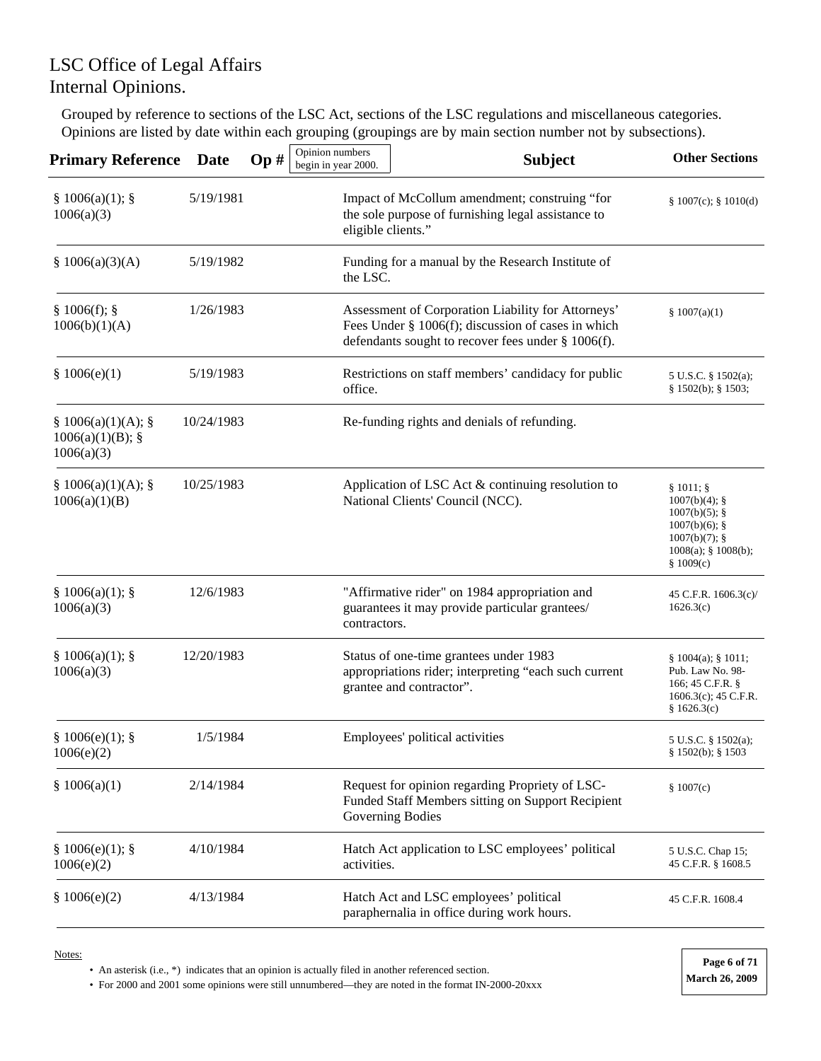# LSC Office of Legal Affairs
# Internal Opinions.

Grouped by reference to sections of the LSC Act, sections of the LSC regulations and miscellaneous categories. Opinions are listed by date within each grouping (groupings are by main section number not by subsections).

| Primary Reference | Date | Op # (Opinion numbers begin in year 2000.) | Subject | Other Sections |
|---|---|---|---|---|
| § 1006(a)(1); § 1006(a)(3) | 5/19/1981 | | Impact of McCollum amendment; construing "for the sole purpose of furnishing legal assistance to eligible clients." | § 1007(c); § 1010(d) |
| § 1006(a)(3)(A) | 5/19/1982 | | Funding for a manual by the Research Institute of the LSC. | |
| § 1006(f); § 1006(b)(1)(A) | 1/26/1983 | | Assessment of Corporation Liability for Attorneys' Fees Under § 1006(f); discussion of cases in which defendants sought to recover fees under § 1006(f). | § 1007(a)(1) |
| § 1006(e)(1) | 5/19/1983 | | Restrictions on staff members' candidacy for public office. | 5 U.S.C. § 1502(a); § 1502(b); § 1503; |
| § 1006(a)(1)(A); § 1006(a)(1)(B); § 1006(a)(3) | 10/24/1983 | | Re-funding rights and denials of refunding. | |
| § 1006(a)(1)(A); § 1006(a)(1)(B) | 10/25/1983 | | Application of LSC Act & continuing resolution to National Clients' Council (NCC). | § 1011; § 1007(b)(4); § 1007(b)(5); § 1007(b)(6); § 1007(b)(7); § 1008(a); § 1008(b); § 1009(c) |
| § 1006(a)(1); § 1006(a)(3) | 12/6/1983 | | "Affirmative rider" on 1984 appropriation and guarantees it may provide particular grantees/ contractors. | 45 C.F.R. 1606.3(c)/ 1626.3(c) |
| § 1006(a)(1); § 1006(a)(3) | 12/20/1983 | | Status of one-time grantees under 1983 appropriations rider; interpreting "each such current grantee and contractor". | § 1004(a); § 1011; Pub. Law No. 98-166; 45 C.F.R. § 1606.3(c); 45 C.F.R. § 1626.3(c) |
| § 1006(e)(1); § 1006(e)(2) | 1/5/1984 | | Employees' political activities | 5 U.S.C. § 1502(a); § 1502(b); § 1503 |
| § 1006(a)(1) | 2/14/1984 | | Request for opinion regarding Propriety of LSC-Funded Staff Members sitting on Support Recipient Governing Bodies | § 1007(c) |
| § 1006(e)(1); § 1006(e)(2) | 4/10/1984 | | Hatch Act application to LSC employees' political activities. | 5 U.S.C. Chap 15; 45 C.F.R. § 1608.5 |
| § 1006(e)(2) | 4/13/1984 | | Hatch Act and LSC employees' political paraphernalia in office during work hours. | 45 C.F.R. 1608.4 |

Notes:

- An asterisk (i.e., *) indicates that an opinion is actually filed in another referenced section.
- For 2000 and 2001 some opinions were still unnumbered—they are noted in the format IN-2000-20xxx

March 26, 2009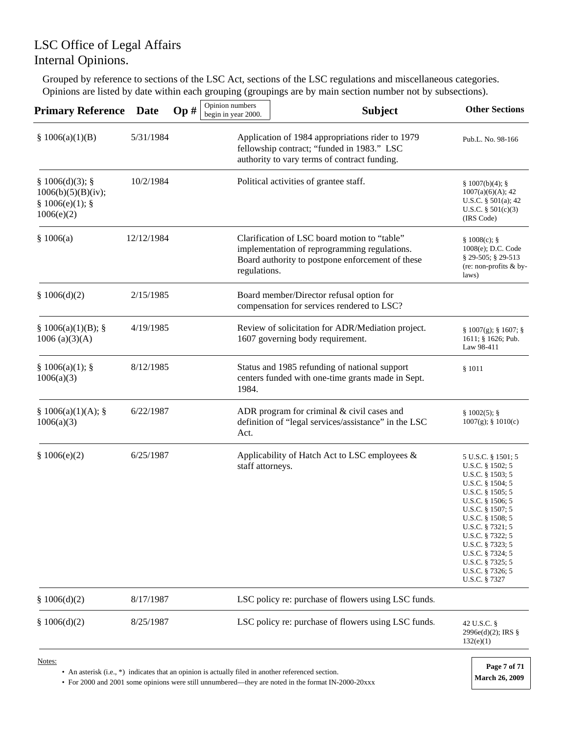LSC Office of Legal Affairs
Internal Opinions.

Grouped by reference to sections of the LSC Act, sections of the LSC regulations and miscellaneous categories. Opinions are listed by date within each grouping (groupings are by main section number not by subsections).

| Primary Reference | Date | Op # (Opinion numbers begin in year 2000.) | Subject | Other Sections |
|---|---|---|---|---|
| § 1006(a)(1)(B) | 5/31/1984 | | Application of 1984 appropriations rider to 1979 fellowship contract; "funded in 1983." LSC authority to vary terms of contract funding. | Pub.L. No. 98-166 |
| § 1006(d)(3); § 1006(b)(5)(B)(iv); § 1006(e)(1); § 1006(e)(2) | 10/2/1984 | | Political activities of grantee staff. | § 1007(b)(4); § 1007(a)(6)(A); 42 U.S.C. § 501(a); 42 U.S.C. § 501(c)(3) (IRS Code) |
| § 1006(a) | 12/12/1984 | | Clarification of LSC board motion to "table" implementation of reprogramming regulations. Board authority to postpone enforcement of these regulations. | § 1008(c); § 1008(e); D.C. Code § 29-505; § 29-513 (re: non-profits & by-laws) |
| § 1006(d)(2) | 2/15/1985 | | Board member/Director refusal option for compensation for services rendered to LSC? | |
| § 1006(a)(1)(B); § 1006 (a)(3)(A) | 4/19/1985 | | Review of solicitation for ADR/Mediation project. 1607 governing body requirement. | § 1007(g); § 1607; § 1611; § 1626; Pub. Law 98-411 |
| § 1006(a)(1); § 1006(a)(3) | 8/12/1985 | | Status and 1985 refunding of national support centers funded with one-time grants made in Sept. 1984. | § 1011 |
| § 1006(a)(1)(A); § 1006(a)(3) | 6/22/1987 | | ADR program for criminal & civil cases and definition of "legal services/assistance" in the LSC Act. | § 1002(5); § 1007(g); § 1010(c) |
| § 1006(e)(2) | 6/25/1987 | | Applicability of Hatch Act to LSC employees & staff attorneys. | 5 U.S.C. § 1501; 5 U.S.C. § 1502; 5 U.S.C. § 1503; 5 U.S.C. § 1504; 5 U.S.C. § 1505; 5 U.S.C. § 1506; 5 U.S.C. § 1507; 5 U.S.C. § 1508; 5 U.S.C. § 7321; 5 U.S.C. § 7322; 5 U.S.C. § 7323; 5 U.S.C. § 7324; 5 U.S.C. § 7325; 5 U.S.C. § 7326; 5 U.S.C. § 7327 |
| § 1006(d)(2) | 8/17/1987 | | LSC policy re: purchase of flowers using LSC funds. | |
| § 1006(d)(2) | 8/25/1987 | | LSC policy re: purchase of flowers using LSC funds. | 42 U.S.C. § 2996e(d)(2); IRS § 132(e)(1) |

Notes:

- An asterisk (i.e., *) indicates that an opinion is actually filed in another referenced section.
- For 2000 and 2001 some opinions were still unnumbered—they are noted in the format IN-2000-20xxx

March 26, 2009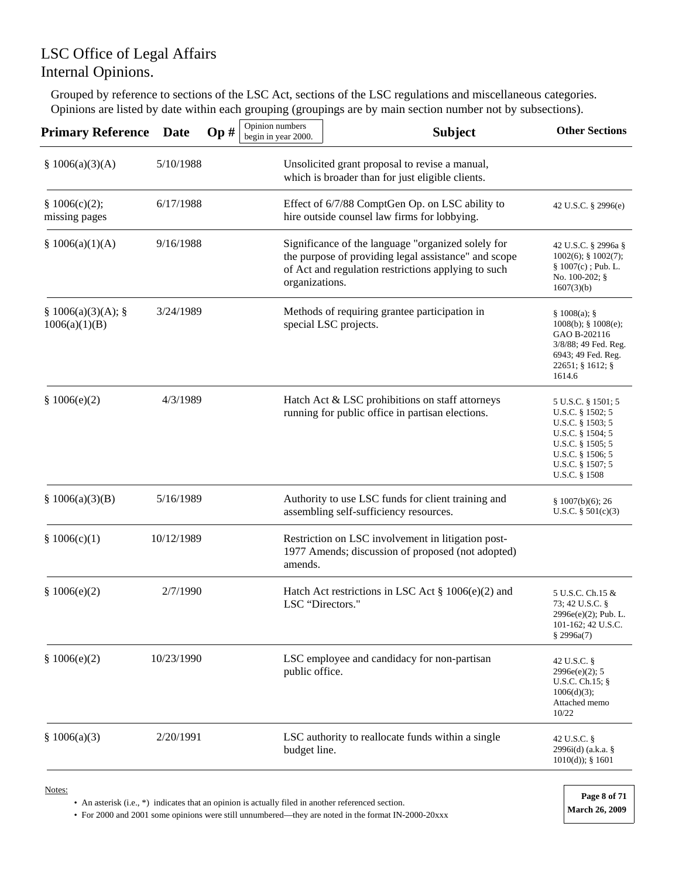# LSC Office of Legal Affairs
# Internal Opinions.

Grouped by reference to sections of the LSC Act, sections of the LSC regulations and miscellaneous categories. Opinions are listed by date within each grouping (groupings are by main section number not by subsections).

| Primary Reference | Date | Op # (Opinion numbers begin in year 2000.) | Subject | Other Sections |
|---|---|---|---|---|
| § 1006(a)(3)(A) | 5/10/1988 | | Unsolicited grant proposal to revise a manual, which is broader than for just eligible clients. | |
| § 1006(c)(2); missing pages | 6/17/1988 | | Effect of 6/7/88 ComptGen Op. on LSC ability to hire outside counsel law firms for lobbying. | 42 U.S.C. § 2996(e) |
| § 1006(a)(1)(A) | 9/16/1988 | | Significance of the language "organized solely for the purpose of providing legal assistance" and scope of Act and regulation restrictions applying to such organizations. | 42 U.S.C. § 2996a § 1002(6); § 1002(7); § 1007(c) ; Pub. L. No. 100-202; § 1607(3)(b) |
| § 1006(a)(3)(A); § 1006(a)(1)(B) | 3/24/1989 | | Methods of requiring grantee participation in special LSC projects. | § 1008(a); § 1008(b); § 1008(e); GAO B-202116 3/8/88; 49 Fed. Reg. 6943; 49 Fed. Reg. 22651; § 1612; § 1614.6 |
| § 1006(e)(2) | 4/3/1989 | | Hatch Act & LSC prohibitions on staff attorneys running for public office in partisan elections. | 5 U.S.C. § 1501; 5 U.S.C. § 1502; 5 U.S.C. § 1503; 5 U.S.C. § 1504; 5 U.S.C. § 1505; 5 U.S.C. § 1506; 5 U.S.C. § 1507; 5 U.S.C. § 1508 |
| § 1006(a)(3)(B) | 5/16/1989 | | Authority to use LSC funds for client training and assembling self-sufficiency resources. | § 1007(b)(6); 26 U.S.C. § 501(c)(3) |
| § 1006(c)(1) | 10/12/1989 | | Restriction on LSC involvement in litigation post-1977 Amends; discussion of proposed (not adopted) amends. | |
| § 1006(e)(2) | 2/7/1990 | | Hatch Act restrictions in LSC Act § 1006(e)(2) and LSC "Directors." | 5 U.S.C. Ch.15 & 73; 42 U.S.C. § 2996e(e)(2); Pub. L. 101-162; 42 U.S.C. § 2996a(7) |
| § 1006(e)(2) | 10/23/1990 | | LSC employee and candidacy for non-partisan public office. | 42 U.S.C. § 2996e(e)(2); 5 U.S.C. Ch.15; § 1006(d)(3); Attached memo 10/22 |
| § 1006(a)(3) | 2/20/1991 | | LSC authority to reallocate funds within a single budget line. | 42 U.S.C. § 2996i(d) (a.k.a. § 1010(d)); § 1601 |

Notes:

- An asterisk (i.e., *) indicates that an opinion is actually filed in another referenced section.
- For 2000 and 2001 some opinions were still unnumbered—they are noted in the format IN-2000-20xxx

March 26, 2009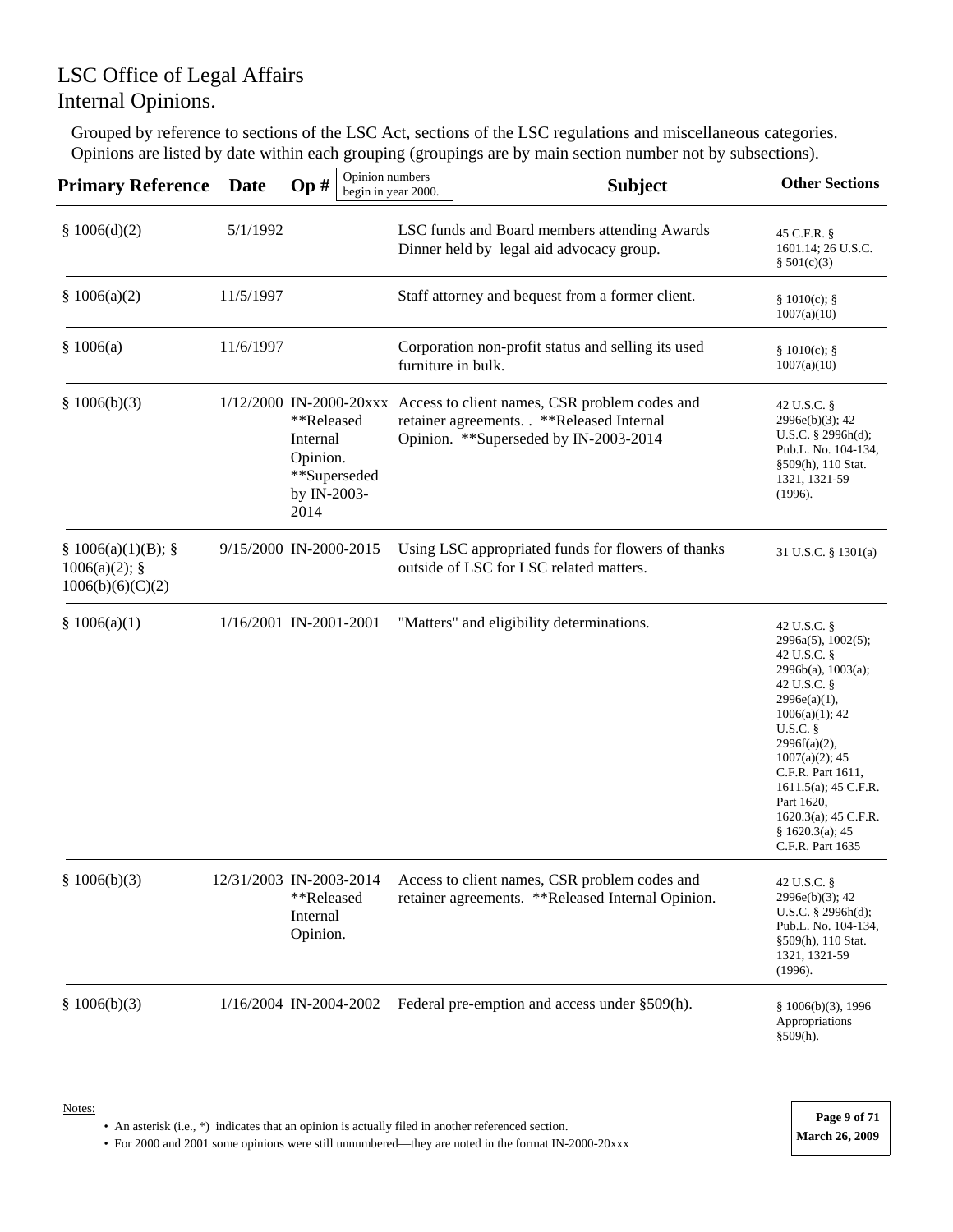# LSC Office of Legal Affairs
# Internal Opinions.

Grouped by reference to sections of the LSC Act, sections of the LSC regulations and miscellaneous categories. Opinions are listed by date within each grouping (groupings are by main section number not by subsections).

| Primary Reference | Date | Op # (Opinion numbers begin in year 2000.) | Subject | Other Sections |
|---|---|---|---|---|
| § 1006(d)(2) | 5/1/1992 | | LSC funds and Board members attending Awards Dinner held by legal aid advocacy group. | 45 C.F.R. § 1601.14; 26 U.S.C. § 501(c)(3) |
| § 1006(a)(2) | 11/5/1997 | | Staff attorney and bequest from a former client. | § 1010(c); § 1007(a)(10) |
| § 1006(a) | 11/6/1997 | | Corporation non-profit status and selling its used furniture in bulk. | § 1010(c); § 1007(a)(10) |
| § 1006(b)(3) | 1/12/2000 | IN-2000-20xxx **Released Internal Opinion. **Superseded by IN-2003-2014 | Access to client names, CSR problem codes and retainer agreements. . **Released Internal Opinion. **Superseded by IN-2003-2014 | 42 U.S.C. § 2996e(b)(3); 42 U.S.C. § 2996h(d); Pub.L. No. 104-134, §509(h), 110 Stat. 1321, 1321-59 (1996). |
| § 1006(a)(1)(B); § 1006(a)(2); § 1006(b)(6)(C)(2) | 9/15/2000 | IN-2000-2015 | Using LSC appropriated funds for flowers of thanks outside of LSC for LSC related matters. | 31 U.S.C. § 1301(a) |
| § 1006(a)(1) | 1/16/2001 | IN-2001-2001 | "Matters" and eligibility determinations. | 42 U.S.C. § 2996a(5), 1002(5); 42 U.S.C. § 2996b(a), 1003(a); 42 U.S.C. § 2996e(a)(1), 1006(a)(1); 42 U.S.C. § 2996f(a)(2), 1007(a)(2); 45 C.F.R. Part 1611, 1611.5(a); 45 C.F.R. Part 1620, 1620.3(a); 45 C.F.R. § 1620.3(a); 45 C.F.R. Part 1635 |
| § 1006(b)(3) | 12/31/2003 | IN-2003-2014 **Released Internal Opinion. | Access to client names, CSR problem codes and retainer agreements. **Released Internal Opinion. | 42 U.S.C. § 2996e(b)(3); 42 U.S.C. § 2996h(d); Pub.L. No. 104-134, §509(h), 110 Stat. 1321, 1321-59 (1996). |
| § 1006(b)(3) | 1/16/2004 | IN-2004-2002 | Federal pre-emption and access under §509(h). | § 1006(b)(3), 1996 Appropriations §509(h). |

Notes:

- An asterisk (i.e., *) indicates that an opinion is actually filed in another referenced section.
- For 2000 and 2001 some opinions were still unnumbered—they are noted in the format IN-2000-20xxx

March 26, 2009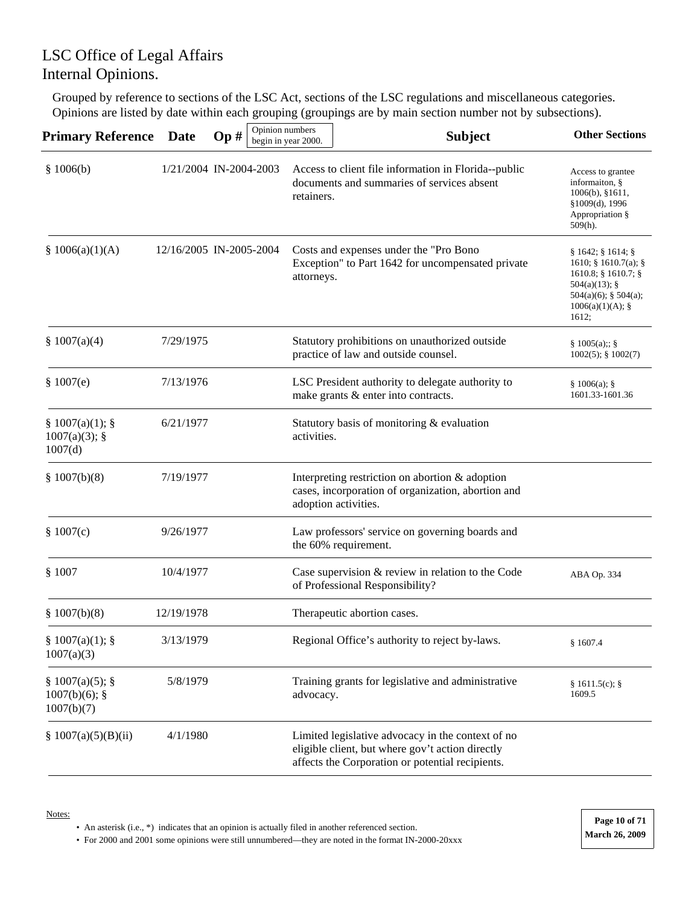# LSC Office of Legal Affairs
# Internal Opinions.

Grouped by reference to sections of the LSC Act, sections of the LSC regulations and miscellaneous categories. Opinions are listed by date within each grouping (groupings are by main section number not by subsections).

| Primary Reference | Date | Op # (Opinion numbers begin in year 2000.) | Subject | Other Sections |
|---|---|---|---|---|
| § 1006(b) | 1/21/2004 | IN-2004-2003 | Access to client file information in Florida--public documents and summaries of services absent retainers. | Access to grantee informaiton, § 1006(b), §1611, §1009(d), 1996 Appropriation § 509(h). |
| § 1006(a)(1)(A) | 12/16/2005 | IN-2005-2004 | Costs and expenses under the "Pro Bono Exception" to Part 1642 for uncompensated private attorneys. | § 1642; § 1614; § 1610; § 1610.7(a); § 1610.8; § 1610.7; § 504(a)(13); § 504(a)(6); § 504(a); 1006(a)(1)(A); § 1612; |
| § 1007(a)(4) | 7/29/1975 | | Statutory prohibitions on unauthorized outside practice of law and outside counsel. | § 1005(a);; § 1002(5); § 1002(7) |
| § 1007(e) | 7/13/1976 | | LSC President authority to delegate authority to make grants & enter into contracts. | § 1006(a); § 1601.33-1601.36 |
| § 1007(a)(1); § 1007(a)(3); § 1007(d) | 6/21/1977 | | Statutory basis of monitoring & evaluation activities. | |
| § 1007(b)(8) | 7/19/1977 | | Interpreting restriction on abortion & adoption cases, incorporation of organization, abortion and adoption activities. | |
| § 1007(c) | 9/26/1977 | | Law professors' service on governing boards and the 60% requirement. | |
| § 1007 | 10/4/1977 | | Case supervision & review in relation to the Code of Professional Responsibility? | ABA Op. 334 |
| § 1007(b)(8) | 12/19/1978 | | Therapeutic abortion cases. | |
| § 1007(a)(1); § 1007(a)(3) | 3/13/1979 | | Regional Office's authority to reject by-laws. | § 1607.4 |
| § 1007(a)(5); § 1007(b)(6); § 1007(b)(7) | 5/8/1979 | | Training grants for legislative and administrative advocacy. | § 1611.5(c); § 1609.5 |
| § 1007(a)(5)(B)(ii) | 4/1/1980 | | Limited legislative advocacy in the context of no eligible client, but where gov't action directly affects the Corporation or potential recipients. | |

Notes:

- An asterisk (i.e., *) indicates that an opinion is actually filed in another referenced section.
- For 2000 and 2001 some opinions were still unnumbered—they are noted in the format IN-2000-20xxx

March 26, 2009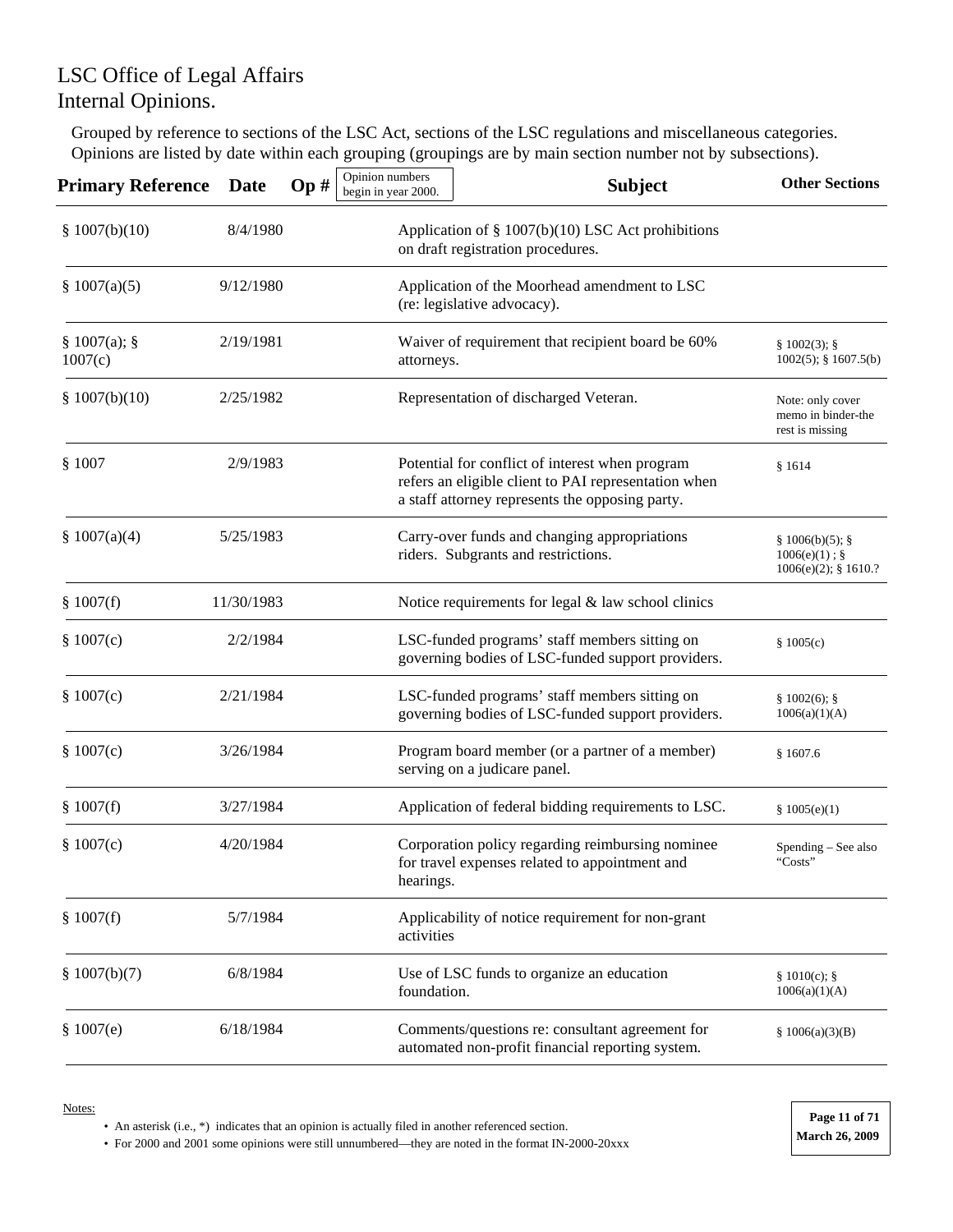# LSC Office of Legal Affairs
# Internal Opinions.

Grouped by reference to sections of the LSC Act, sections of the LSC regulations and miscellaneous categories. Opinions are listed by date within each grouping (groupings are by main section number not by subsections).

| Primary Reference | Date | Op # (Opinion numbers begin in year 2000.) | Subject | Other Sections |
|---|---|---|---|---|
| § 1007(b)(10) | 8/4/1980 | | Application of § 1007(b)(10) LSC Act prohibitions on draft registration procedures. | |
| § 1007(a)(5) | 9/12/1980 | | Application of the Moorhead amendment to LSC (re: legislative advocacy). | |
| § 1007(a); § 1007(c) | 2/19/1981 | | Waiver of requirement that recipient board be 60% attorneys. | § 1002(3); § 1002(5); § 1607.5(b) |
| § 1007(b)(10) | 2/25/1982 | | Representation of discharged Veteran. | Note: only cover memo in binder-the rest is missing |
| § 1007 | 2/9/1983 | | Potential for conflict of interest when program refers an eligible client to PAI representation when a staff attorney represents the opposing party. | § 1614 |
| § 1007(a)(4) | 5/25/1983 | | Carry-over funds and changing appropriations riders. Subgrants and restrictions. | § 1006(b)(5); § 1006(e)(1) ; § 1006(e)(2); § 1610.? |
| § 1007(f) | 11/30/1983 | | Notice requirements for legal & law school clinics | |
| § 1007(c) | 2/2/1984 | | LSC-funded programs' staff members sitting on governing bodies of LSC-funded support providers. | § 1005(c) |
| § 1007(c) | 2/21/1984 | | LSC-funded programs' staff members sitting on governing bodies of LSC-funded support providers. | § 1002(6); § 1006(a)(1)(A) |
| § 1007(c) | 3/26/1984 | | Program board member (or a partner of a member) serving on a judicare panel. | § 1607.6 |
| § 1007(f) | 3/27/1984 | | Application of federal bidding requirements to LSC. | § 1005(e)(1) |
| § 1007(c) | 4/20/1984 | | Corporation policy regarding reimbursing nominee for travel expenses related to appointment and hearings. | Spending – See also "Costs" |
| § 1007(f) | 5/7/1984 | | Applicability of notice requirement for non-grant activities | |
| § 1007(b)(7) | 6/8/1984 | | Use of LSC funds to organize an education foundation. | § 1010(c); § 1006(a)(1)(A) |
| § 1007(e) | 6/18/1984 | | Comments/questions re: consultant agreement for automated non-profit financial reporting system. | § 1006(a)(3)(B) |

Notes:

- An asterisk (i.e., *) indicates that an opinion is actually filed in another referenced section.
- For 2000 and 2001 some opinions were still unnumbered—they are noted in the format IN-2000-20xxx

March 26, 2009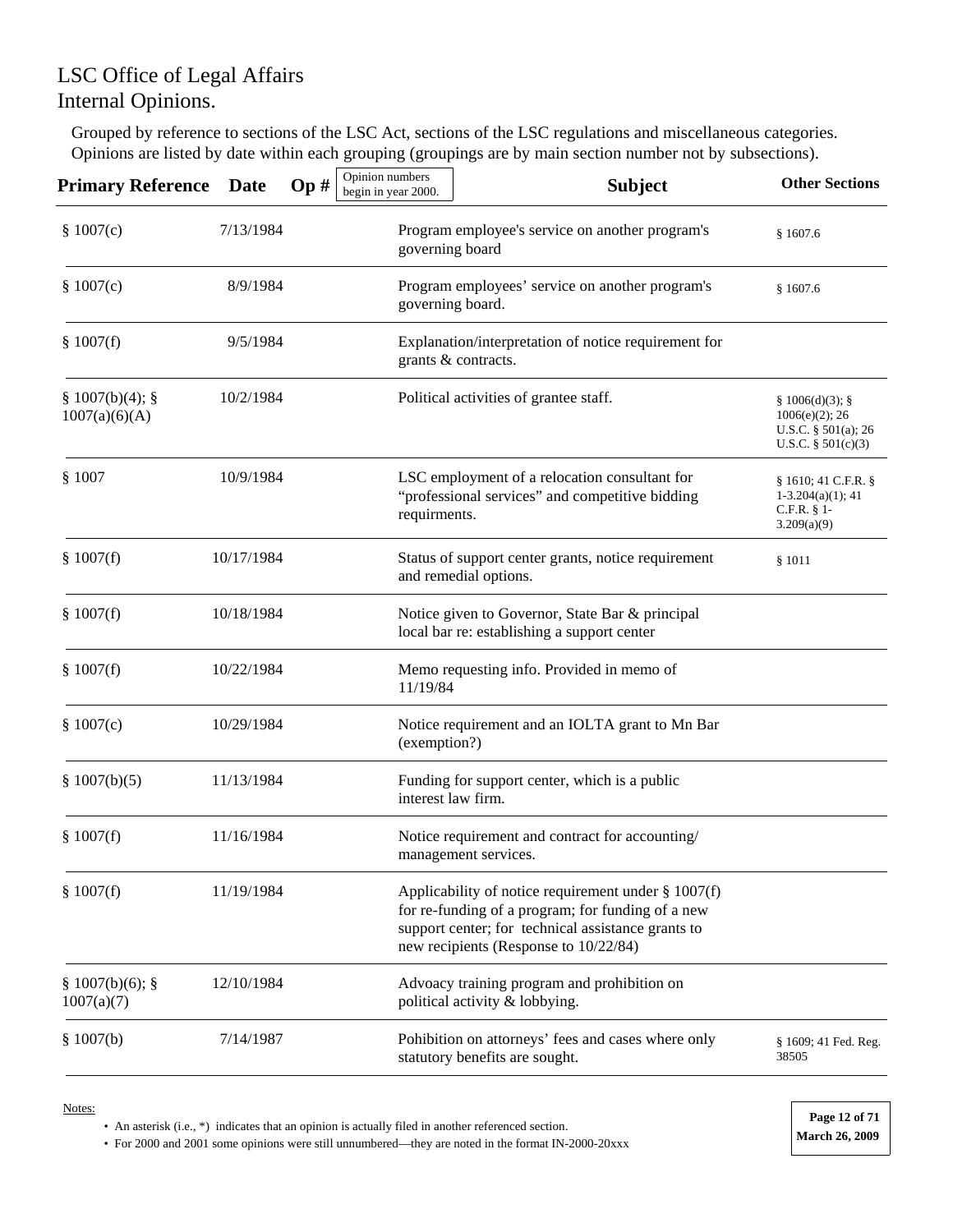# LSC Office of Legal Affairs
# Internal Opinions.

Grouped by reference to sections of the LSC Act, sections of the LSC regulations and miscellaneous categories. Opinions are listed by date within each grouping (groupings are by main section number not by subsections).

| Primary Reference | Date | Op # (Opinion numbers begin in year 2000.) | Subject | Other Sections |
|---|---|---|---|---|
| § 1007(c) | 7/13/1984 | | Program employee's service on another program's governing board | § 1607.6 |
| § 1007(c) | 8/9/1984 | | Program employees' service on another program's governing board. | § 1607.6 |
| § 1007(f) | 9/5/1984 | | Explanation/interpretation of notice requirement for grants & contracts. | |
| § 1007(b)(4); § 1007(a)(6)(A) | 10/2/1984 | | Political activities of grantee staff. | § 1006(d)(3); § 1006(e)(2); 26 U.S.C. § 501(a); 26 U.S.C. § 501(c)(3) |
| § 1007 | 10/9/1984 | | LSC employment of a relocation consultant for "professional services" and competitive bidding requirments. | § 1610; 41 C.F.R. § 1-3.204(a)(1); 41 C.F.R. § 1-3.209(a)(9) |
| § 1007(f) | 10/17/1984 | | Status of support center grants, notice requirement and remedial options. | § 1011 |
| § 1007(f) | 10/18/1984 | | Notice given to Governor, State Bar & principal local bar re: establishing a support center | |
| § 1007(f) | 10/22/1984 | | Memo requesting info. Provided in memo of 11/19/84 | |
| § 1007(c) | 10/29/1984 | | Notice requirement and an IOLTA grant to Mn Bar (exemption?) | |
| § 1007(b)(5) | 11/13/1984 | | Funding for support center, which is a public interest law firm. | |
| § 1007(f) | 11/16/1984 | | Notice requirement and contract for accounting/ management services. | |
| § 1007(f) | 11/19/1984 | | Applicability of notice requirement under § 1007(f) for re-funding of a program; for funding of a new support center; for technical assistance grants to new recipients (Response to 10/22/84) | |
| § 1007(b)(6); § 1007(a)(7) | 12/10/1984 | | Advoacy training program and prohibition on political activity & lobbying. | |
| § 1007(b) | 7/14/1987 | | Pohibition on attorneys' fees and cases where only statutory benefits are sought. | § 1609; 41 Fed. Reg. 38505 |

Notes:

- An asterisk (i.e., *) indicates that an opinion is actually filed in another referenced section.
- For 2000 and 2001 some opinions were still unnumbered—they are noted in the format IN-2000-20xxx

March 26, 2009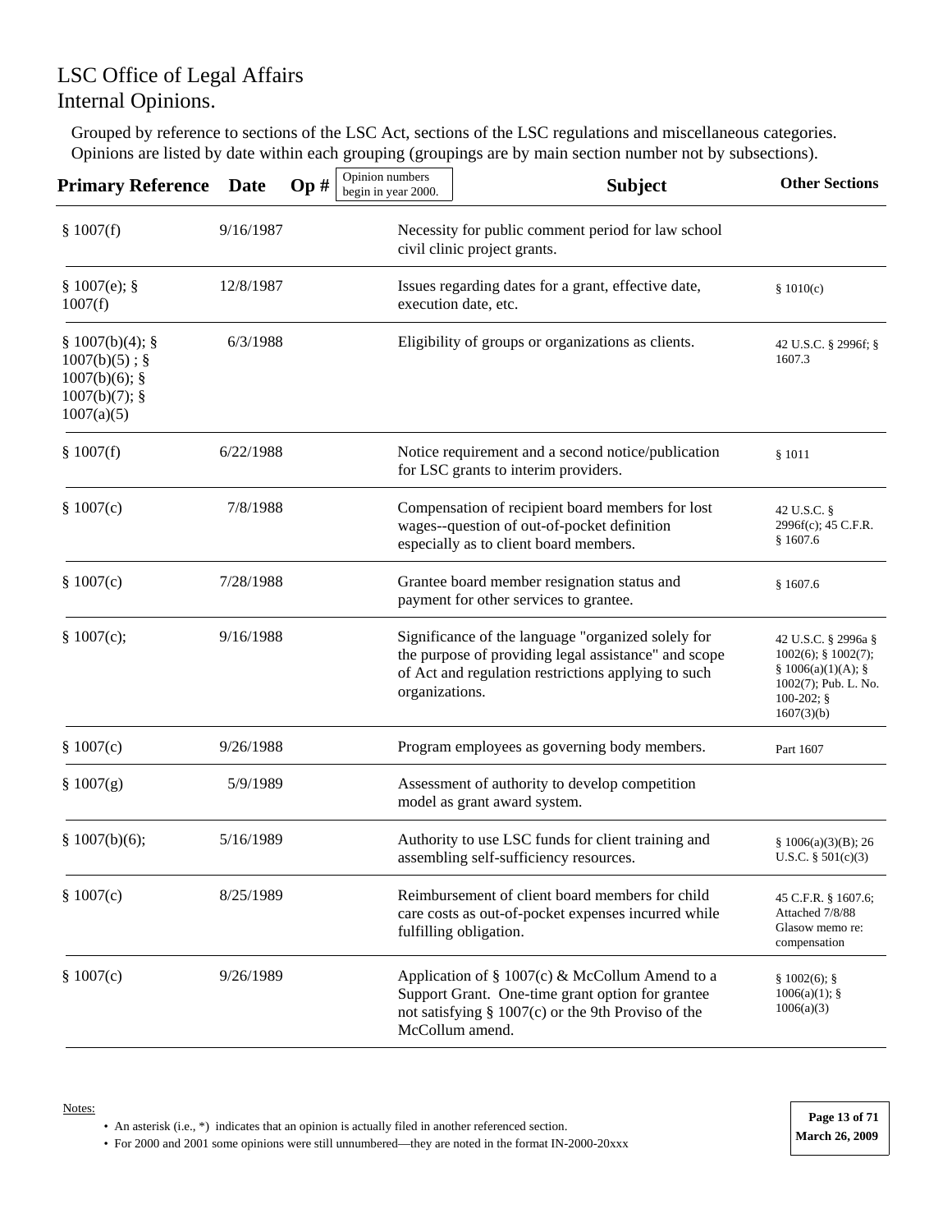# LSC Office of Legal Affairs
# Internal Opinions.

Grouped by reference to sections of the LSC Act, sections of the LSC regulations and miscellaneous categories. Opinions are listed by date within each grouping (groupings are by main section number not by subsections).

| Primary Reference | Date | Op # (Opinion numbers begin in year 2000.) | Subject | Other Sections |
|---|---|---|---|---|
| § 1007(f) | 9/16/1987 | | Necessity for public comment period for law school civil clinic project grants. | |
| § 1007(e); § 1007(f) | 12/8/1987 | | Issues regarding dates for a grant, effective date, execution date, etc. | § 1010(c) |
| § 1007(b)(4); § 1007(b)(5) ; § 1007(b)(6); § 1007(b)(7); § 1007(a)(5) | 6/3/1988 | | Eligibility of groups or organizations as clients. | 42 U.S.C. § 2996f; § 1607.3 |
| § 1007(f) | 6/22/1988 | | Notice requirement and a second notice/publication for LSC grants to interim providers. | § 1011 |
| § 1007(c) | 7/8/1988 | | Compensation of recipient board members for lost wages--question of out-of-pocket definition especially as to client board members. | 42 U.S.C. § 2996f(c); 45 C.F.R. § 1607.6 |
| § 1007(c) | 7/28/1988 | | Grantee board member resignation status and payment for other services to grantee. | § 1607.6 |
| § 1007(c); | 9/16/1988 | | Significance of the language "organized solely for the purpose of providing legal assistance" and scope of Act and regulation restrictions applying to such organizations. | 42 U.S.C. § 2996a § 1002(6); § 1002(7); § 1006(a)(1)(A); § 1002(7); Pub. L. No. 100-202; § 1607(3)(b) |
| § 1007(c) | 9/26/1988 | | Program employees as governing body members. | Part 1607 |
| § 1007(g) | 5/9/1989 | | Assessment of authority to develop competition model as grant award system. | |
| § 1007(b)(6); | 5/16/1989 | | Authority to use LSC funds for client training and assembling self-sufficiency resources. | § 1006(a)(3)(B); 26 U.S.C. § 501(c)(3) |
| § 1007(c) | 8/25/1989 | | Reimbursement of client board members for child care costs as out-of-pocket expenses incurred while fulfilling obligation. | 45 C.F.R. § 1607.6; Attached 7/8/88 Glasow memo re: compensation |
| § 1007(c) | 9/26/1989 | | Application of § 1007(c) & McCollum Amend to a Support Grant. One-time grant option for grantee not satisfying § 1007(c) or the 9th Proviso of the McCollum amend. | § 1002(6); § 1006(a)(1); § 1006(a)(3) |

Notes:

- An asterisk (i.e., *) indicates that an opinion is actually filed in another referenced section.
- For 2000 and 2001 some opinions were still unnumbered—they are noted in the format IN-2000-20xxx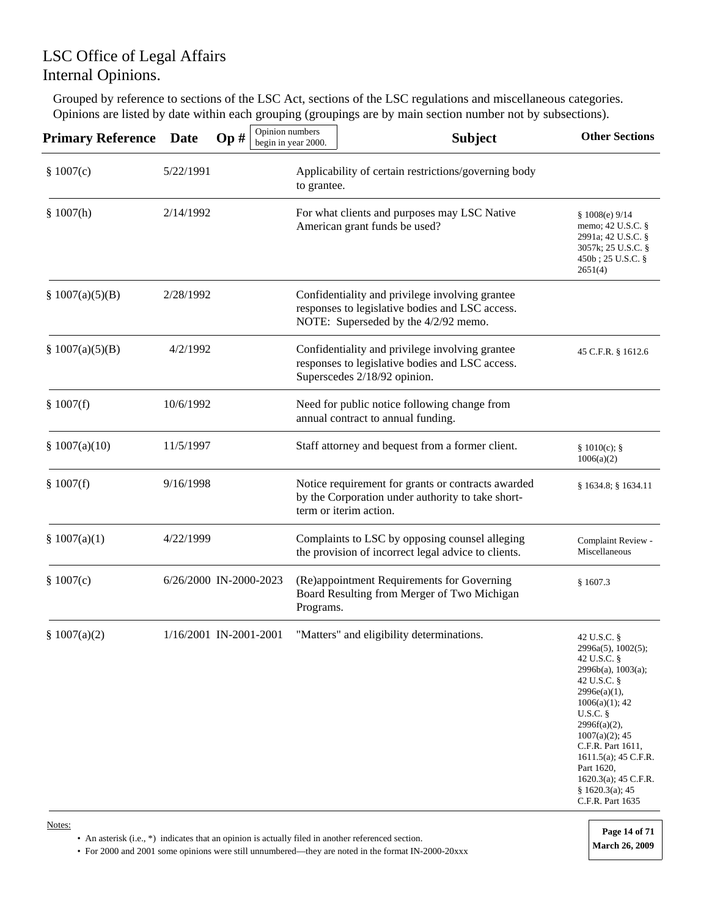# LSC Office of Legal Affairs
# Internal Opinions.

Grouped by reference to sections of the LSC Act, sections of the LSC regulations and miscellaneous categories. Opinions are listed by date within each grouping (groupings are by main section number not by subsections).

| Primary Reference | Date | Op # (Opinion numbers begin in year 2000.) | Subject | Other Sections |
|---|---|---|---|---|
| § 1007(c) | 5/22/1991 | | Applicability of certain restrictions/governing body to grantee. | |
| § 1007(h) | 2/14/1992 | | For what clients and purposes may LSC Native American grant funds be used? | § 1008(e) 9/14 memo; 42 U.S.C. § 2991a; 42 U.S.C. § 3057k; 25 U.S.C. § 450b ; 25 U.S.C. § 2651(4) |
| § 1007(a)(5)(B) | 2/28/1992 | | Confidentiality and privilege involving grantee responses to legislative bodies and LSC access. NOTE: Superseded by the 4/2/92 memo. | |
| § 1007(a)(5)(B) | 4/2/1992 | | Confidentiality and privilege involving grantee responses to legislative bodies and LSC access. Superscedes 2/18/92 opinion. | 45 C.F.R. § 1612.6 |
| § 1007(f) | 10/6/1992 | | Need for public notice following change from annual contract to annual funding. | |
| § 1007(a)(10) | 11/5/1997 | | Staff attorney and bequest from a former client. | § 1010(c); § 1006(a)(2) |
| § 1007(f) | 9/16/1998 | | Notice requirement for grants or contracts awarded by the Corporation under authority to take short-term or iterim action. | § 1634.8; § 1634.11 |
| § 1007(a)(1) | 4/22/1999 | | Complaints to LSC by opposing counsel alleging the provision of incorrect legal advice to clients. | Complaint Review - Miscellaneous |
| § 1007(c) | 6/26/2000 | IN-2000-2023 | (Re)appointment Requirements for Governing Board Resulting from Merger of Two Michigan Programs. | § 1607.3 |
| § 1007(a)(2) | 1/16/2001 | IN-2001-2001 | "Matters" and eligibility determinations. | 42 U.S.C. § 2996a(5), 1002(5); 42 U.S.C. § 2996b(a), 1003(a); 42 U.S.C. § 2996e(a)(1), 1006(a)(1); 42 U.S.C. § 2996f(a)(2), 1007(a)(2); 45 C.F.R. Part 1611, 1611.5(a); 45 C.F.R. Part 1620, 1620.3(a); 45 C.F.R. § 1620.3(a); 45 C.F.R. Part 1635 |

Notes:

- An asterisk (i.e., *) indicates that an opinion is actually filed in another referenced section.
- For 2000 and 2001 some opinions were still unnumbered—they are noted in the format IN-2000-20xxx

March 26, 2009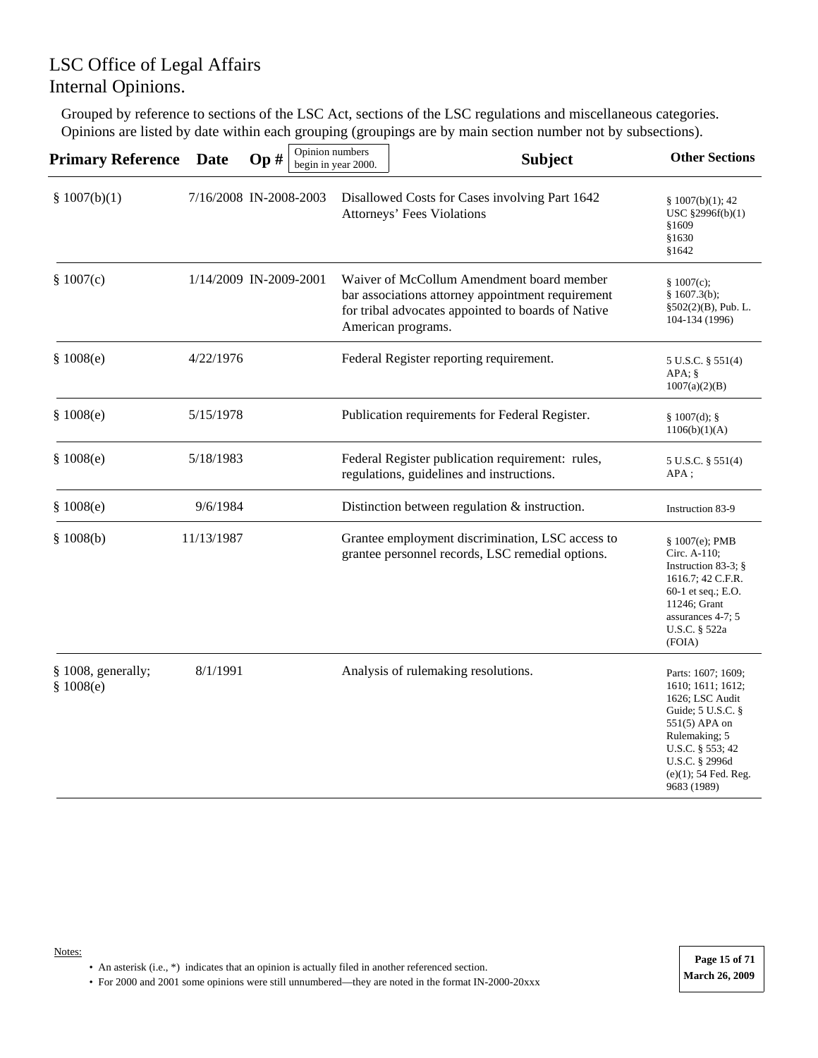# LSC Office of Legal Affairs
# Internal Opinions.

Grouped by reference to sections of the LSC Act, sections of the LSC regulations and miscellaneous categories. Opinions are listed by date within each grouping (groupings are by main section number not by subsections).

| Primary Reference | Date | Op # (Opinion numbers begin in year 2000.) | Subject | Other Sections |
|---|---|---|---|---|
| § 1007(b)(1) | 7/16/2008 | IN-2008-2003 | Disallowed Costs for Cases involving Part 1642 Attorneys' Fees Violations | § 1007(b)(1); 42 USC §2996f(b)(1) §1609 §1630 §1642 |
| § 1007(c) | 1/14/2009 | IN-2009-2001 | Waiver of McCollum Amendment board member bar associations attorney appointment requirement for tribal advocates appointed to boards of Native American programs. | § 1007(c); § 1607.3(b); §502(2)(B), Pub. L. 104-134 (1996) |
| § 1008(e) | 4/22/1976 | | Federal Register reporting requirement. | 5 U.S.C. § 551(4) APA; § 1007(a)(2)(B) |
| § 1008(e) | 5/15/1978 | | Publication requirements for Federal Register. | § 1007(d); § 1106(b)(1)(A) |
| § 1008(e) | 5/18/1983 | | Federal Register publication requirement: rules, regulations, guidelines and instructions. | 5 U.S.C. § 551(4) APA ; |
| § 1008(e) | 9/6/1984 | | Distinction between regulation & instruction. | Instruction 83-9 |
| § 1008(b) | 11/13/1987 | | Grantee employment discrimination, LSC access to grantee personnel records, LSC remedial options. | § 1007(e); PMB Circ. A-110; Instruction 83-3; § 1616.7; 42 C.F.R. 60-1 et seq.; E.O. 11246; Grant assurances 4-7; 5 U.S.C. § 522a (FOIA) |
| § 1008, generally; § 1008(e) | 8/1/1991 | | Analysis of rulemaking resolutions. | Parts: 1607; 1609; 1610; 1611; 1612; 1626; LSC Audit Guide; 5 U.S.C. § 551(5) APA on Rulemaking; 5 U.S.C. § 553; 42 U.S.C. § 2996d (e)(1); 54 Fed. Reg. 9683 (1989) |

Notes:

- An asterisk (i.e., *) indicates that an opinion is actually filed in another referenced section.
- For 2000 and 2001 some opinions were still unnumbered—they are noted in the format IN-2000-20xxx

March 26, 2009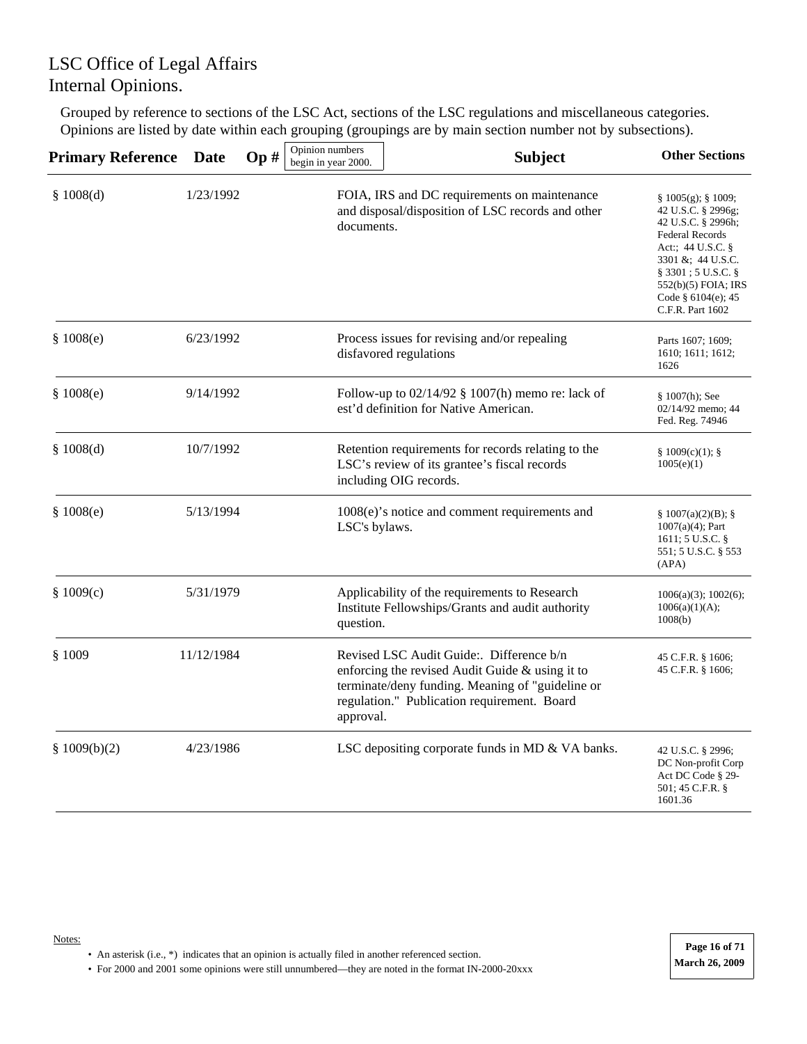LSC Office of Legal Affairs
Internal Opinions.

Grouped by reference to sections of the LSC Act, sections of the LSC regulations and miscellaneous categories. Opinions are listed by date within each grouping (groupings are by main section number not by subsections).

| Primary Reference | Date | Op # (Opinion numbers begin in year 2000.) | Subject | Other Sections |
|---|---|---|---|---|
| § 1008(d) | 1/23/1992 | | FOIA, IRS and DC requirements on maintenance and disposal/disposition of LSC records and other documents. | § 1005(g); § 1009; 42 U.S.C. § 2996g; 42 U.S.C. § 2996h; Federal Records Act:; 44 U.S.C. § 3301 &; 44 U.S.C. § 3301 ; 5 U.S.C. § 552(b)(5) FOIA; IRS Code § 6104(e); 45 C.F.R. Part 1602 |
| § 1008(e) | 6/23/1992 | | Process issues for revising and/or repealing disfavored regulations | Parts 1607; 1609; 1610; 1611; 1612; 1626 |
| § 1008(e) | 9/14/1992 | | Follow-up to 02/14/92 § 1007(h) memo re: lack of est'd definition for Native American. | § 1007(h); See 02/14/92 memo; 44 Fed. Reg. 74946 |
| § 1008(d) | 10/7/1992 | | Retention requirements for records relating to the LSC's review of its grantee's fiscal records including OIG records. | § 1009(c)(1); § 1005(e)(1) |
| § 1008(e) | 5/13/1994 | | 1008(e)'s notice and comment requirements and LSC's bylaws. | § 1007(a)(2)(B); § 1007(a)(4); Part 1611; 5 U.S.C. § 551; 5 U.S.C. § 553 (APA) |
| § 1009(c) | 5/31/1979 | | Applicability of the requirements to Research Institute Fellowships/Grants and audit authority question. | 1006(a)(3); 1002(6); 1006(a)(1)(A); 1008(b) |
| § 1009 | 11/12/1984 | | Revised LSC Audit Guide:. Difference b/n enforcing the revised Audit Guide & using it to terminate/deny funding. Meaning of "guideline or regulation." Publication requirement. Board approval. | 45 C.F.R. § 1606; 45 C.F.R. § 1606; |
| § 1009(b)(2) | 4/23/1986 | | LSC depositing corporate funds in MD & VA banks. | 42 U.S.C. § 2996; DC Non-profit Corp Act DC Code § 29-501; 45 C.F.R. § 1601.36 |

Notes:

- An asterisk (i.e., *) indicates that an opinion is actually filed in another referenced section.
- For 2000 and 2001 some opinions were still unnumbered—they are noted in the format IN-2000-20xxx

March 26, 2009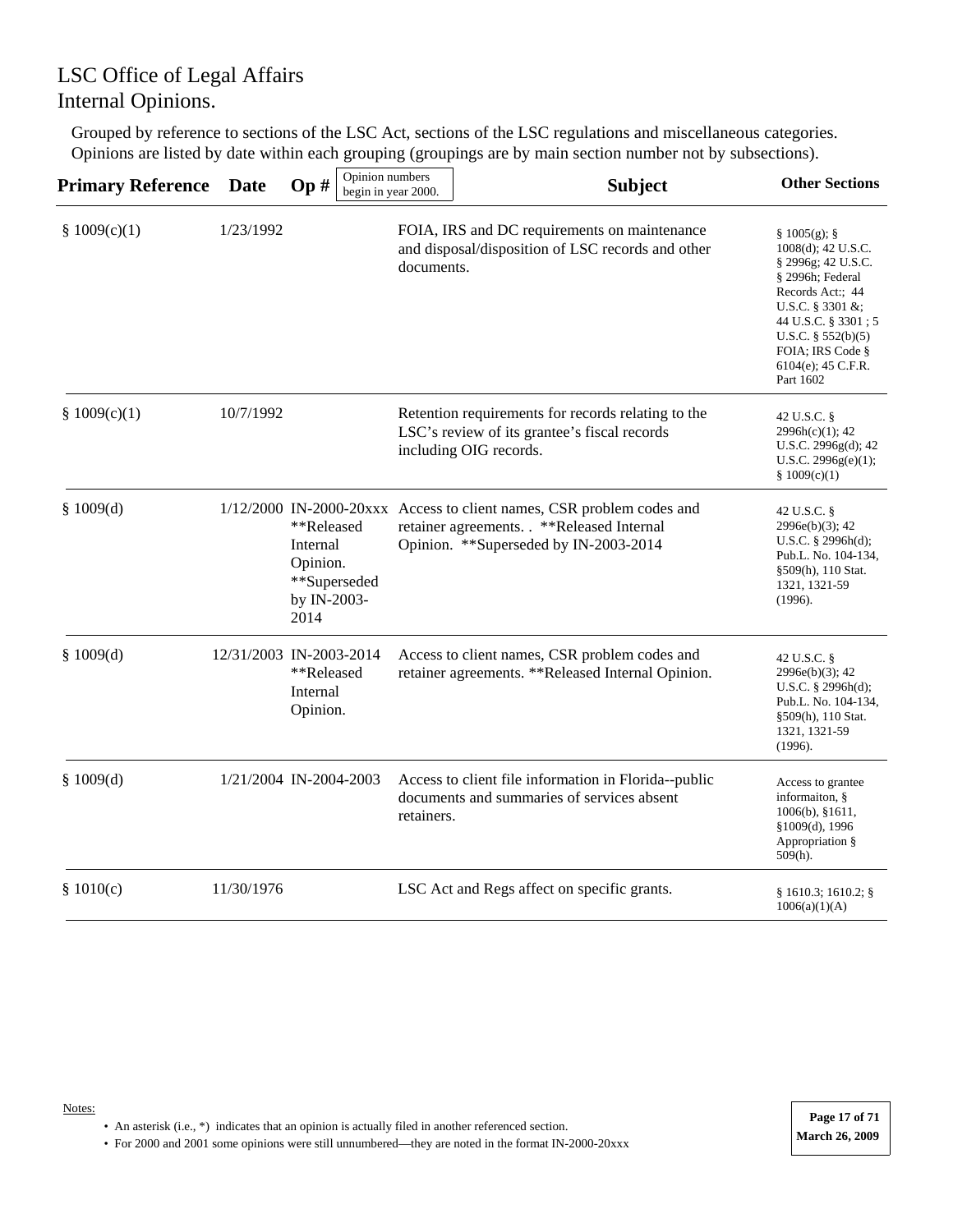# LSC Office of Legal Affairs
# Internal Opinions.

Grouped by reference to sections of the LSC Act, sections of the LSC regulations and miscellaneous categories. Opinions are listed by date within each grouping (groupings are by main section number not by subsections).

| Primary Reference | Date | Op # (Opinion numbers begin in year 2000.) | Subject | Other Sections |
|---|---|---|---|---|
| § 1009(c)(1) | 1/23/1992 | | FOIA, IRS and DC requirements on maintenance and disposal/disposition of LSC records and other documents. | § 1005(g); § 1008(d); 42 U.S.C. § 2996g; 42 U.S.C. § 2996h; Federal Records Act:; 44 U.S.C. § 3301 &; 44 U.S.C. § 3301 ; 5 U.S.C. § 552(b)(5) FOIA; IRS Code § 6104(e); 45 C.F.R. Part 1602 |
| § 1009(c)(1) | 10/7/1992 | | Retention requirements for records relating to the LSC's review of its grantee's fiscal records including OIG records. | 42 U.S.C. § 2996h(c)(1); 42 U.S.C. 2996g(d); 42 U.S.C. 2996g(e)(1); § 1009(c)(1) |
| § 1009(d) | 1/12/2000 | IN-2000-20xxx **Released Internal Opinion. **Superseded by IN-2003-2014 | Access to client names, CSR problem codes and retainer agreements. . **Released Internal Opinion. **Superseded by IN-2003-2014 | 42 U.S.C. § 2996e(b)(3); 42 U.S.C. § 2996h(d); Pub.L. No. 104-134, §509(h), 110 Stat. 1321, 1321-59 (1996). |
| § 1009(d) | 12/31/2003 | IN-2003-2014 **Released Internal Opinion. | Access to client names, CSR problem codes and retainer agreements. **Released Internal Opinion. | 42 U.S.C. § 2996e(b)(3); 42 U.S.C. § 2996h(d); Pub.L. No. 104-134, §509(h), 110 Stat. 1321, 1321-59 (1996). |
| § 1009(d) | 1/21/2004 | IN-2004-2003 | Access to client file information in Florida--public documents and summaries of services absent retainers. | Access to grantee informaiton, § 1006(b), §1611, §1009(d), 1996 Appropriation § 509(h). |
| § 1010(c) | 11/30/1976 | | LSC Act and Regs affect on specific grants. | § 1610.3; 1610.2; § 1006(a)(1)(A) |

Notes:

- An asterisk (i.e., *) indicates that an opinion is actually filed in another referenced section.
- For 2000 and 2001 some opinions were still unnumbered—they are noted in the format IN-2000-20xxx

March 26, 2009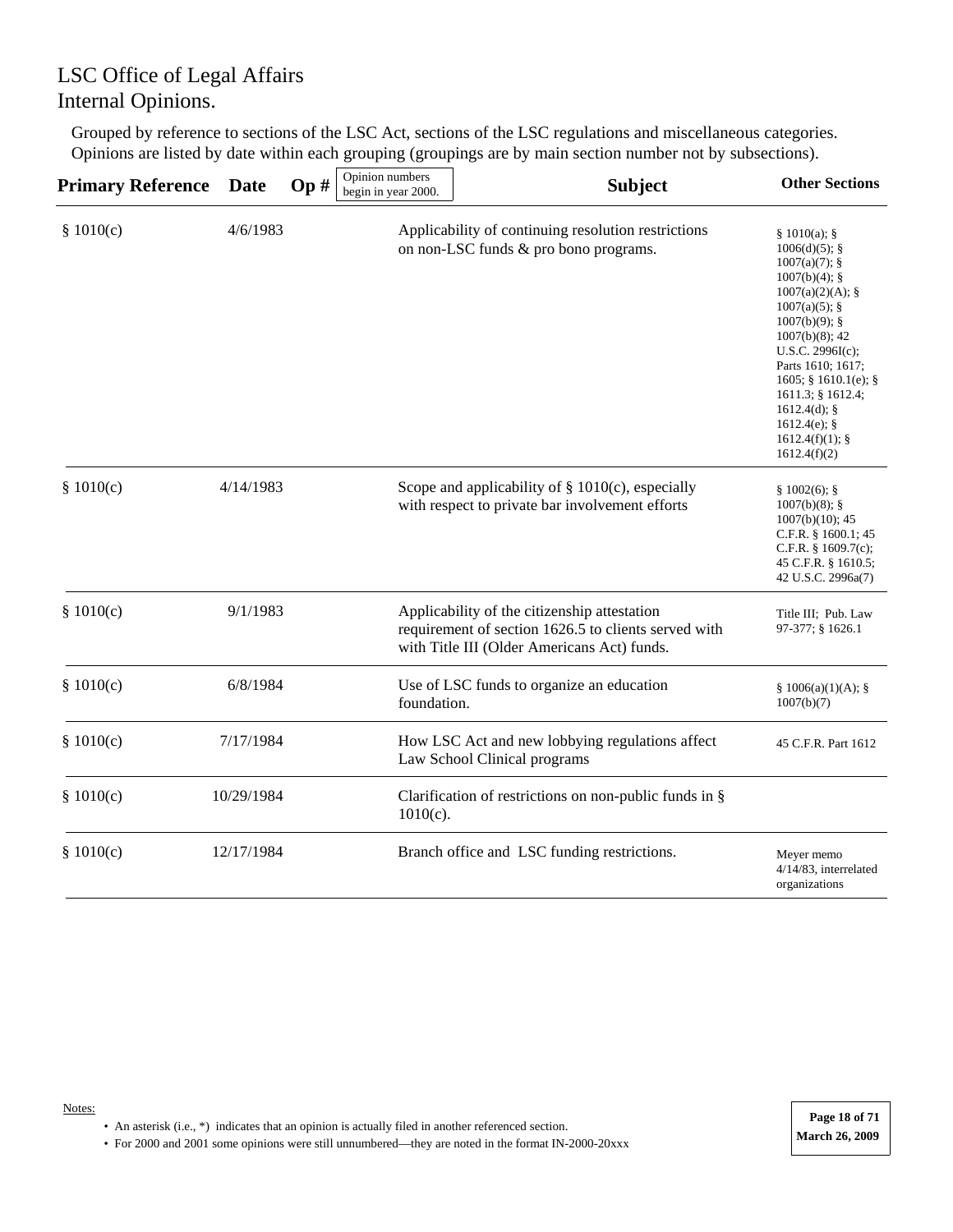# LSC Office of Legal Affairs
# Internal Opinions.

Grouped by reference to sections of the LSC Act, sections of the LSC regulations and miscellaneous categories. Opinions are listed by date within each grouping (groupings are by main section number not by subsections).

| Primary Reference | Date | Op # (Opinion numbers begin in year 2000.) | Subject | Other Sections |
|---|---|---|---|---|
| § 1010(c) | 4/6/1983 | | Applicability of continuing resolution restrictions on non-LSC funds & pro bono programs. | § 1010(a); § 1006(d)(5); § 1007(a)(7); § 1007(b)(4); § 1007(a)(2)(A); § 1007(a)(5); § 1007(b)(9); § 1007(b)(8); 42 U.S.C. 2996I(c); Parts 1610; 1617; 1605; § 1610.1(e); § 1611.3; § 1612.4; 1612.4(d); § 1612.4(e); § 1612.4(f)(1); § 1612.4(f)(2) |
| § 1010(c) | 4/14/1983 | | Scope and applicability of § 1010(c), especially with respect to private bar involvement efforts | § 1002(6); § 1007(b)(8); § 1007(b)(10); 45 C.F.R. § 1600.1; 45 C.F.R. § 1609.7(c); 45 C.F.R. § 1610.5; 42 U.S.C. 2996a(7) |
| § 1010(c) | 9/1/1983 | | Applicability of the citizenship attestation requirement of section 1626.5 to clients served with with Title III (Older Americans Act) funds. | Title III; Pub. Law 97-377; § 1626.1 |
| § 1010(c) | 6/8/1984 | | Use of LSC funds to organize an education foundation. | § 1006(a)(1)(A); § 1007(b)(7) |
| § 1010(c) | 7/17/1984 | | How LSC Act and new lobbying regulations affect Law School Clinical programs | 45 C.F.R. Part 1612 |
| § 1010(c) | 10/29/1984 | | Clarification of restrictions on non-public funds in § 1010(c). | |
| § 1010(c) | 12/17/1984 | | Branch office and LSC funding restrictions. | Meyer memo 4/14/83, interrelated organizations |

Notes:

- An asterisk (i.e., *) indicates that an opinion is actually filed in another referenced section.
- For 2000 and 2001 some opinions were still unnumbered—they are noted in the format IN-2000-20xxx

March 26, 2009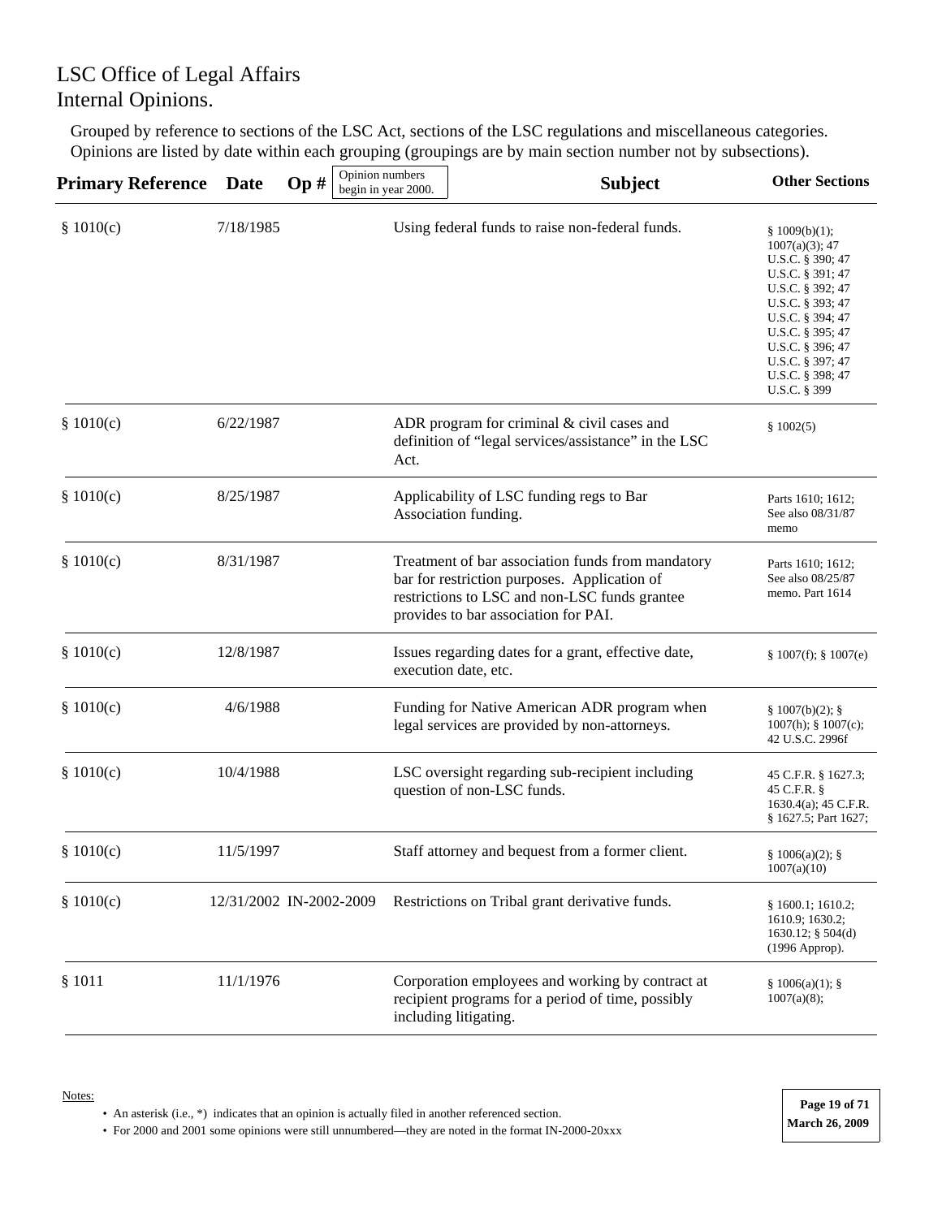LSC Office of Legal Affairs
Internal Opinions.

Grouped by reference to sections of the LSC Act, sections of the LSC regulations and miscellaneous categories. Opinions are listed by date within each grouping (groupings are by main section number not by subsections).

| Primary Reference | Date | Op # (Opinion numbers begin in year 2000.) | Subject | Other Sections |
|---|---|---|---|---|
| § 1010(c) | 7/18/1985 | | Using federal funds to raise non-federal funds. | § 1009(b)(1); 1007(a)(3); 47 U.S.C. § 390; 47 U.S.C. § 391; 47 U.S.C. § 392; 47 U.S.C. § 393; 47 U.S.C. § 394; 47 U.S.C. § 395; 47 U.S.C. § 396; 47 U.S.C. § 397; 47 U.S.C. § 398; 47 U.S.C. § 399 |
| § 1010(c) | 6/22/1987 | | ADR program for criminal & civil cases and definition of "legal services/assistance" in the LSC Act. | § 1002(5) |
| § 1010(c) | 8/25/1987 | | Applicability of LSC funding regs to Bar Association funding. | Parts 1610; 1612; See also 08/31/87 memo |
| § 1010(c) | 8/31/1987 | | Treatment of bar association funds from mandatory bar for restriction purposes. Application of restrictions to LSC and non-LSC funds grantee provides to bar association for PAI. | Parts 1610; 1612; See also 08/25/87 memo. Part 1614 |
| § 1010(c) | 12/8/1987 | | Issues regarding dates for a grant, effective date, execution date, etc. | § 1007(f); § 1007(e) |
| § 1010(c) | 4/6/1988 | | Funding for Native American ADR program when legal services are provided by non-attorneys. | § 1007(b)(2); § 1007(h); § 1007(c); 42 U.S.C. 2996f |
| § 1010(c) | 10/4/1988 | | LSC oversight regarding sub-recipient including question of non-LSC funds. | 45 C.F.R. § 1627.3; 45 C.F.R. § 1630.4(a); 45 C.F.R. § 1627.5; Part 1627; |
| § 1010(c) | 11/5/1997 | | Staff attorney and bequest from a former client. | § 1006(a)(2); § 1007(a)(10) |
| § 1010(c) | 12/31/2002 | IN-2002-2009 | Restrictions on Tribal grant derivative funds. | § 1600.1; 1610.2; 1610.9; 1630.2; 1630.12; § 504(d) (1996 Approp). |
| § 1011 | 11/1/1976 | | Corporation employees and working by contract at recipient programs for a period of time, possibly including litigating. | § 1006(a)(1); § 1007(a)(8); |

Notes:

- An asterisk (i.e., *) indicates that an opinion is actually filed in another referenced section.
- For 2000 and 2001 some opinions were still unnumbered—they are noted in the format IN-2000-20xxx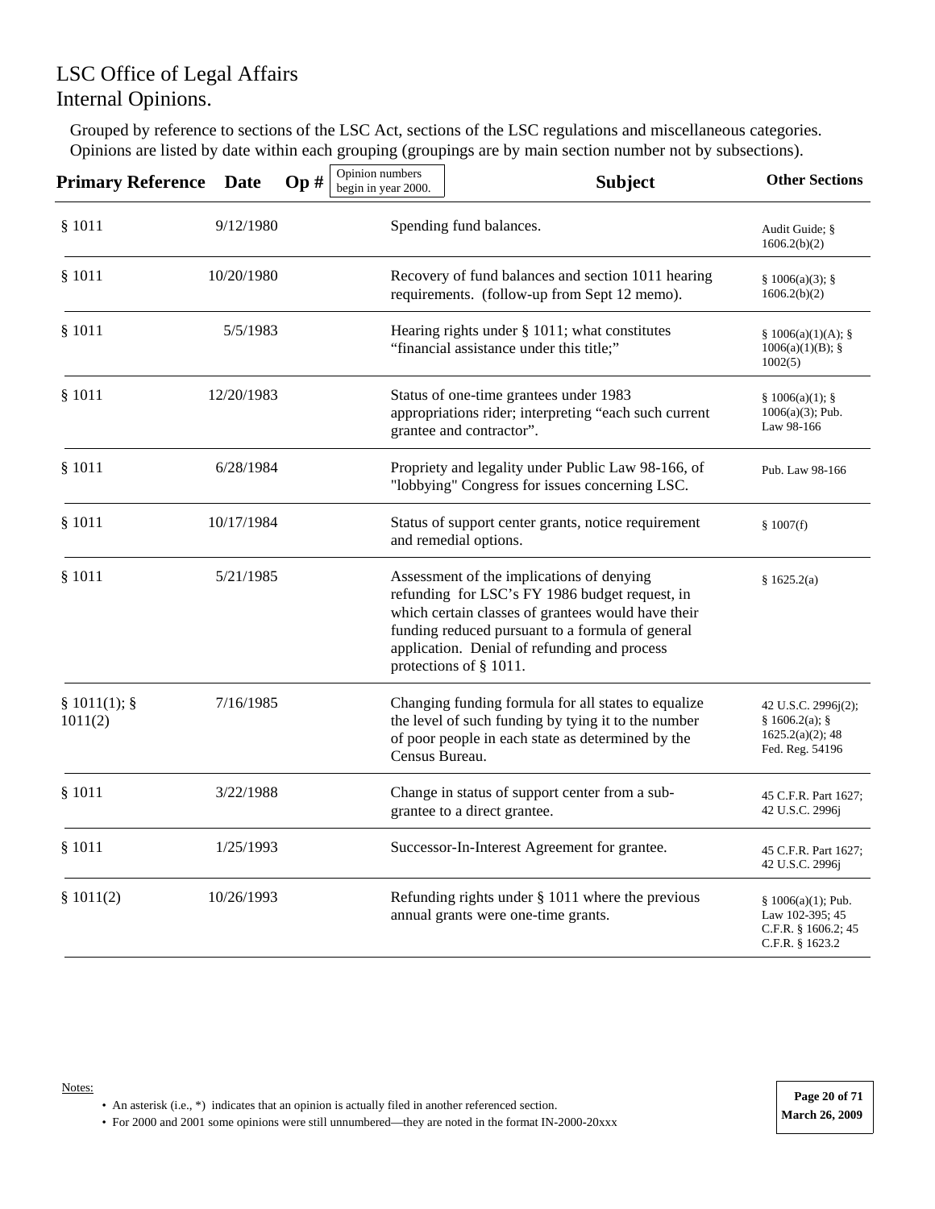# LSC Office of Legal Affairs
# Internal Opinions.

Grouped by reference to sections of the LSC Act, sections of the LSC regulations and miscellaneous categories. Opinions are listed by date within each grouping (groupings are by main section number not by subsections).

| Primary Reference | Date | Op # (Opinion numbers begin in year 2000.) | Subject | Other Sections |
|---|---|---|---|---|
| § 1011 | 9/12/1980 | | Spending fund balances. | Audit Guide; § 1606.2(b)(2) |
| § 1011 | 10/20/1980 | | Recovery of fund balances and section 1011 hearing requirements. (follow-up from Sept 12 memo). | § 1006(a)(3); § 1606.2(b)(2) |
| § 1011 | 5/5/1983 | | Hearing rights under § 1011; what constitutes "financial assistance under this title;" | § 1006(a)(1)(A); § 1006(a)(1)(B); § 1002(5) |
| § 1011 | 12/20/1983 | | Status of one-time grantees under 1983 appropriations rider; interpreting "each such current grantee and contractor". | § 1006(a)(1); § 1006(a)(3); Pub. Law 98-166 |
| § 1011 | 6/28/1984 | | Propriety and legality under Public Law 98-166, of "lobbying" Congress for issues concerning LSC. | Pub. Law 98-166 |
| § 1011 | 10/17/1984 | | Status of support center grants, notice requirement and remedial options. | § 1007(f) |
| § 1011 | 5/21/1985 | | Assessment of the implications of denying refunding for LSC's FY 1986 budget request, in which certain classes of grantees would have their funding reduced pursuant to a formula of general application. Denial of refunding and process protections of § 1011. | § 1625.2(a) |
| § 1011(1); § 1011(2) | 7/16/1985 | | Changing funding formula for all states to equalize the level of such funding by tying it to the number of poor people in each state as determined by the Census Bureau. | 42 U.S.C. 2996j(2); § 1606.2(a); § 1625.2(a)(2); 48 Fed. Reg. 54196 |
| § 1011 | 3/22/1988 | | Change in status of support center from a sub-grantee to a direct grantee. | 45 C.F.R. Part 1627; 42 U.S.C. 2996j |
| § 1011 | 1/25/1993 | | Successor-In-Interest Agreement for grantee. | 45 C.F.R. Part 1627; 42 U.S.C. 2996j |
| § 1011(2) | 10/26/1993 | | Refunding rights under § 1011 where the previous annual grants were one-time grants. | § 1006(a)(1); Pub. Law 102-395; 45 C.F.R. § 1606.2; 45 C.F.R. § 1623.2 |

Notes:

- An asterisk (i.e., *) indicates that an opinion is actually filed in another referenced section.
- For 2000 and 2001 some opinions were still unnumbered—they are noted in the format IN-2000-20xxx

March 26, 2009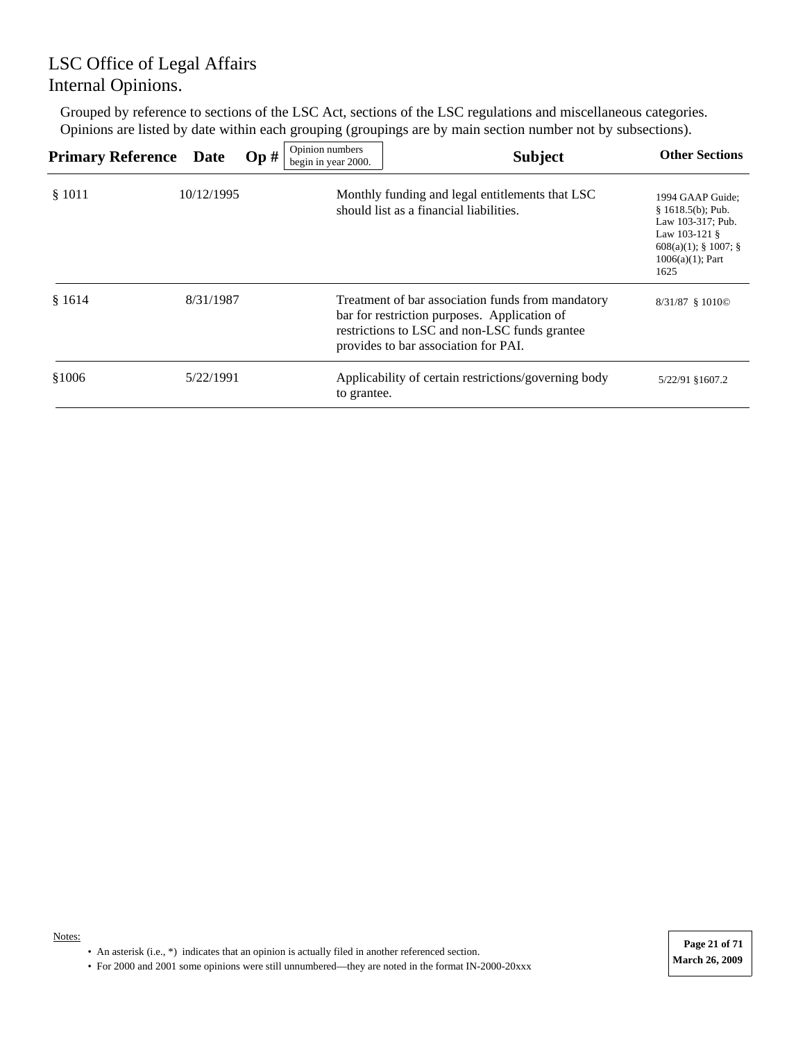LSC Office of Legal Affairs
Internal Opinions.

Grouped by reference to sections of the LSC Act, sections of the LSC regulations and miscellaneous categories. Opinions are listed by date within each grouping (groupings are by main section number not by subsections).

| Primary Reference | Date | Op # (Opinion numbers begin in year 2000.) | Subject | Other Sections |
|---|---|---|---|---|
| § 1011 | 10/12/1995 | | Monthly funding and legal entitlements that LSC should list as a financial liabilities. | 1994 GAAP Guide; § 1618.5(b); Pub. Law 103-317; Pub. Law 103-121 § 608(a)(1); § 1007; § 1006(a)(1); Part 1625 |
| § 1614 | 8/31/1987 | | Treatment of bar association funds from mandatory bar for restriction purposes. Application of restrictions to LSC and non-LSC funds grantee provides to bar association for PAI. | 8/31/87 § 1010© |
| §1006 | 5/22/1991 | | Applicability of certain restrictions/governing body to grantee. | 5/22/91 §1607.2 |

Notes:

- An asterisk (i.e., *) indicates that an opinion is actually filed in another referenced section.
- For 2000 and 2001 some opinions were still unnumbered—they are noted in the format IN-2000-20xxx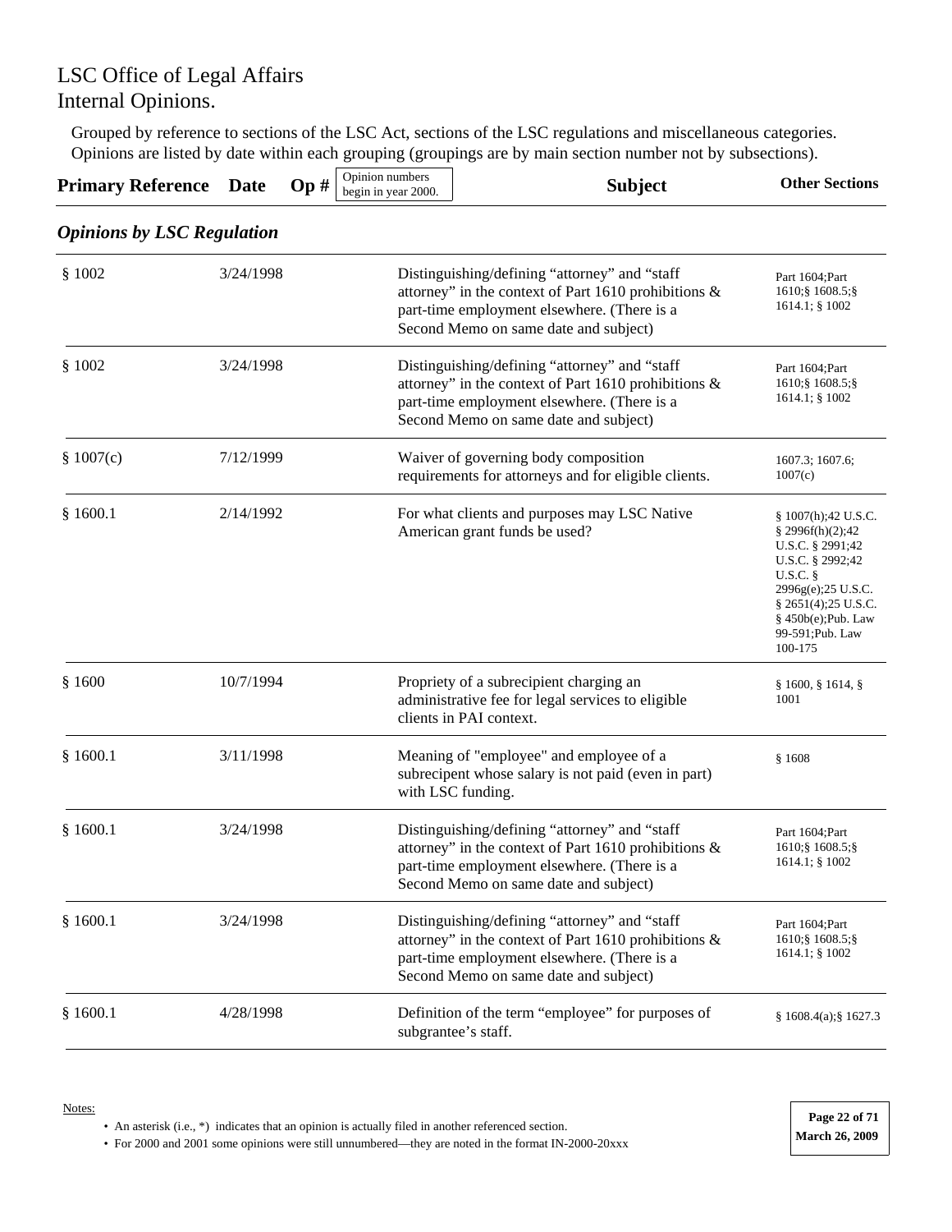# LSC Office of Legal Affairs
# Internal Opinions.

Grouped by reference to sections of the LSC Act, sections of the LSC regulations and miscellaneous categories. Opinions are listed by date within each grouping (groupings are by main section number not by subsections).

| Primary Reference | Date | Op # (Opinion numbers begin in year 2000.) | Subject | Other Sections |
|---|---|---|---|---|

## *Opinions by LSC Regulation*

| Primary Reference | Date | Op # | Subject | Other Sections |
|---|---|---|---|---|
| § 1002 | 3/24/1998 | | Distinguishing/defining "attorney" and "staff attorney" in the context of Part 1610 prohibitions & part-time employment elsewhere. (There is a Second Memo on same date and subject) | Part 1604;Part 1610;§ 1608.5;§ 1614.1; § 1002 |
| § 1002 | 3/24/1998 | | Distinguishing/defining "attorney" and "staff attorney" in the context of Part 1610 prohibitions & part-time employment elsewhere. (There is a Second Memo on same date and subject) | Part 1604;Part 1610;§ 1608.5;§ 1614.1; § 1002 |
| § 1007(c) | 7/12/1999 | | Waiver of governing body composition requirements for attorneys and for eligible clients. | 1607.3; 1607.6; 1007(c) |
| § 1600.1 | 2/14/1992 | | For what clients and purposes may LSC Native American grant funds be used? | § 1007(h);42 U.S.C. § 2996f(h)(2);42 U.S.C. § 2991;42 U.S.C. § 2992;42 U.S.C. § 2996g(e);25 U.S.C. § 2651(4);25 U.S.C. § 450b(e);Pub. Law 99-591;Pub. Law 100-175 |
| § 1600 | 10/7/1994 | | Propriety of a subrecipient charging an administrative fee for legal services to eligible clients in PAI context. | § 1600, § 1614, § 1001 |
| § 1600.1 | 3/11/1998 | | Meaning of "employee" and employee of a subrecipent whose salary is not paid (even in part) with LSC funding. | § 1608 |
| § 1600.1 | 3/24/1998 | | Distinguishing/defining "attorney" and "staff attorney" in the context of Part 1610 prohibitions & part-time employment elsewhere. (There is a Second Memo on same date and subject) | Part 1604;Part 1610;§ 1608.5;§ 1614.1; § 1002 |
| § 1600.1 | 3/24/1998 | | Distinguishing/defining "attorney" and "staff attorney" in the context of Part 1610 prohibitions & part-time employment elsewhere. (There is a Second Memo on same date and subject) | Part 1604;Part 1610;§ 1608.5;§ 1614.1; § 1002 |
| § 1600.1 | 4/28/1998 | | Definition of the term "employee" for purposes of subgrantee's staff. | § 1608.4(a);§ 1627.3 |

Notes:

- An asterisk (i.e., *) indicates that an opinion is actually filed in another referenced section.
- For 2000 and 2001 some opinions were still unnumbered—they are noted in the format IN-2000-20xxx

March 26, 2009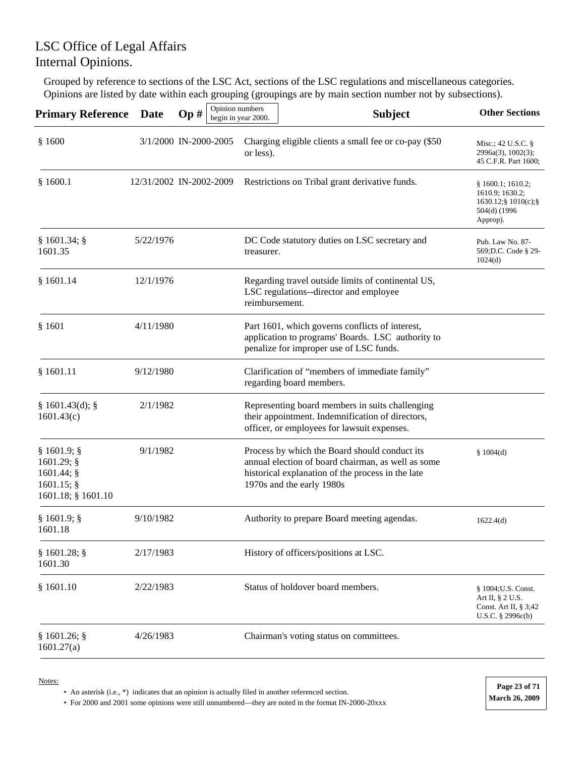# LSC Office of Legal Affairs
# Internal Opinions.

Grouped by reference to sections of the LSC Act, sections of the LSC regulations and miscellaneous categories. Opinions are listed by date within each grouping (groupings are by main section number not by subsections).

| Primary Reference | Date | Op # (Opinion numbers begin in year 2000.) | Subject | Other Sections |
|---|---|---|---|---|
| § 1600 | 3/1/2000 | IN-2000-2005 | Charging eligible clients a small fee or co-pay ($50 or less). | Misc.; 42 U.S.C. § 2996a(3), 1002(3); 45 C.F.R. Part 1600; |
| § 1600.1 | 12/31/2002 | IN-2002-2009 | Restrictions on Tribal grant derivative funds. | § 1600.1; 1610.2; 1610.9; 1630.2; 1630.12;§ 1010(c);§ 504(d) (1996 Approp). |
| § 1601.34; § 1601.35 | 5/22/1976 | | DC Code statutory duties on LSC secretary and treasurer. | Pub. Law No. 87-569;D.C. Code § 29-1024(d) |
| § 1601.14 | 12/1/1976 | | Regarding travel outside limits of continental US, LSC regulations--director and employee reimbursement. | |
| § 1601 | 4/11/1980 | | Part 1601, which governs conflicts of interest, application to programs' Boards. LSC authority to penalize for improper use of LSC funds. | |
| § 1601.11 | 9/12/1980 | | Clarification of "members of immediate family" regarding board members. | |
| § 1601.43(d); § 1601.43(c) | 2/1/1982 | | Representing board members in suits challenging their appointment. Indemnification of directors, officer, or employees for lawsuit expenses. | |
| § 1601.9; § 1601.29; § 1601.44; § 1601.15; § 1601.18; § 1601.10 | 9/1/1982 | | Process by which the Board should conduct its annual election of board chairman, as well as some historical explanation of the process in the late 1970s and the early 1980s | § 1004(d) |
| § 1601.9; § 1601.18 | 9/10/1982 | | Authority to prepare Board meeting agendas. | 1622.4(d) |
| § 1601.28; § 1601.30 | 2/17/1983 | | History of officers/positions at LSC. | |
| § 1601.10 | 2/22/1983 | | Status of holdover board members. | § 1004;U.S. Const. Art II, § 2 U.S. Const. Art II, § 3;42 U.S.C. § 2996c(b) |
| § 1601.26; § 1601.27(a) | 4/26/1983 | | Chairman's voting status on committees. | |

Notes:

- An asterisk (i.e., *) indicates that an opinion is actually filed in another referenced section.
- For 2000 and 2001 some opinions were still unnumbered—they are noted in the format IN-2000-20xxx

March 26, 2009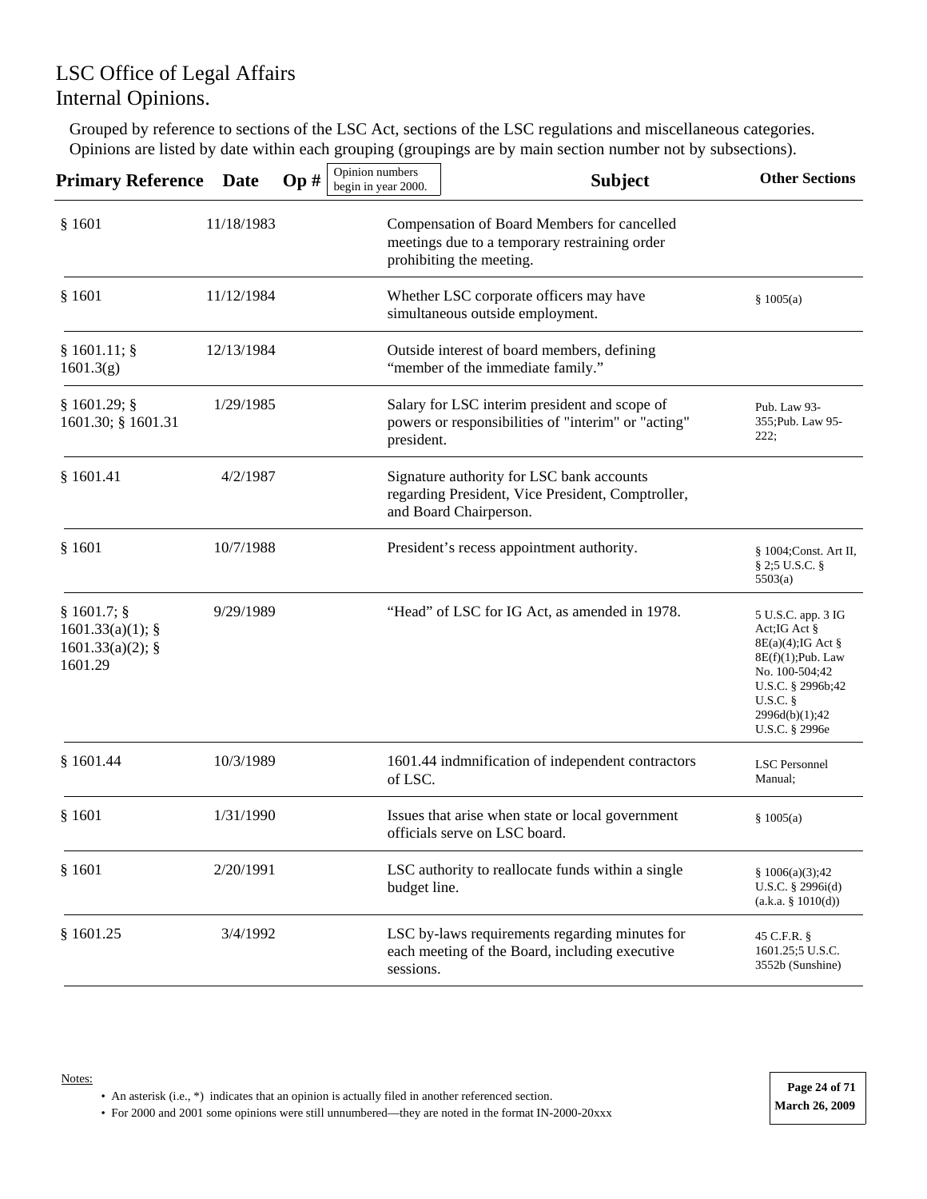# LSC Office of Legal Affairs
# Internal Opinions.

Grouped by reference to sections of the LSC Act, sections of the LSC regulations and miscellaneous categories. Opinions are listed by date within each grouping (groupings are by main section number not by subsections).

| Primary Reference | Date | Op # (Opinion numbers begin in year 2000.) | Subject | Other Sections |
|---|---|---|---|---|
| § 1601 | 11/18/1983 | | Compensation of Board Members for cancelled meetings due to a temporary restraining order prohibiting the meeting. | |
| § 1601 | 11/12/1984 | | Whether LSC corporate officers may have simultaneous outside employment. | § 1005(a) |
| § 1601.11; § 1601.3(g) | 12/13/1984 | | Outside interest of board members, defining "member of the immediate family." | |
| § 1601.29; § 1601.30; § 1601.31 | 1/29/1985 | | Salary for LSC interim president and scope of powers or responsibilities of "interim" or "acting" president. | Pub. Law 93-355;Pub. Law 95-222; |
| § 1601.41 | 4/2/1987 | | Signature authority for LSC bank accounts regarding President, Vice President, Comptroller, and Board Chairperson. | |
| § 1601 | 10/7/1988 | | President's recess appointment authority. | § 1004;Const. Art II, § 2;5 U.S.C. § 5503(a) |
| § 1601.7; § 1601.33(a)(1); § 1601.33(a)(2); § 1601.29 | 9/29/1989 | | "Head" of LSC for IG Act, as amended in 1978. | 5 U.S.C. app. 3 IG Act;IG Act § 8E(a)(4);IG Act § 8E(f)(1);Pub. Law No. 100-504;42 U.S.C. § 2996b;42 U.S.C. § 2996d(b)(1);42 U.S.C. § 2996e |
| § 1601.44 | 10/3/1989 | | 1601.44 indmnification of independent contractors of LSC. | LSC Personnel Manual; |
| § 1601 | 1/31/1990 | | Issues that arise when state or local government officials serve on LSC board. | § 1005(a) |
| § 1601 | 2/20/1991 | | LSC authority to reallocate funds within a single budget line. | § 1006(a)(3);42 U.S.C. § 2996i(d) (a.k.a. § 1010(d)) |
| § 1601.25 | 3/4/1992 | | LSC by-laws requirements regarding minutes for each meeting of the Board, including executive sessions. | 45 C.F.R. § 1601.25;5 U.S.C. 3552b (Sunshine) |

Notes:

- An asterisk (i.e., *) indicates that an opinion is actually filed in another referenced section.
- For 2000 and 2001 some opinions were still unnumbered—they are noted in the format IN-2000-20xxx

March 26, 2009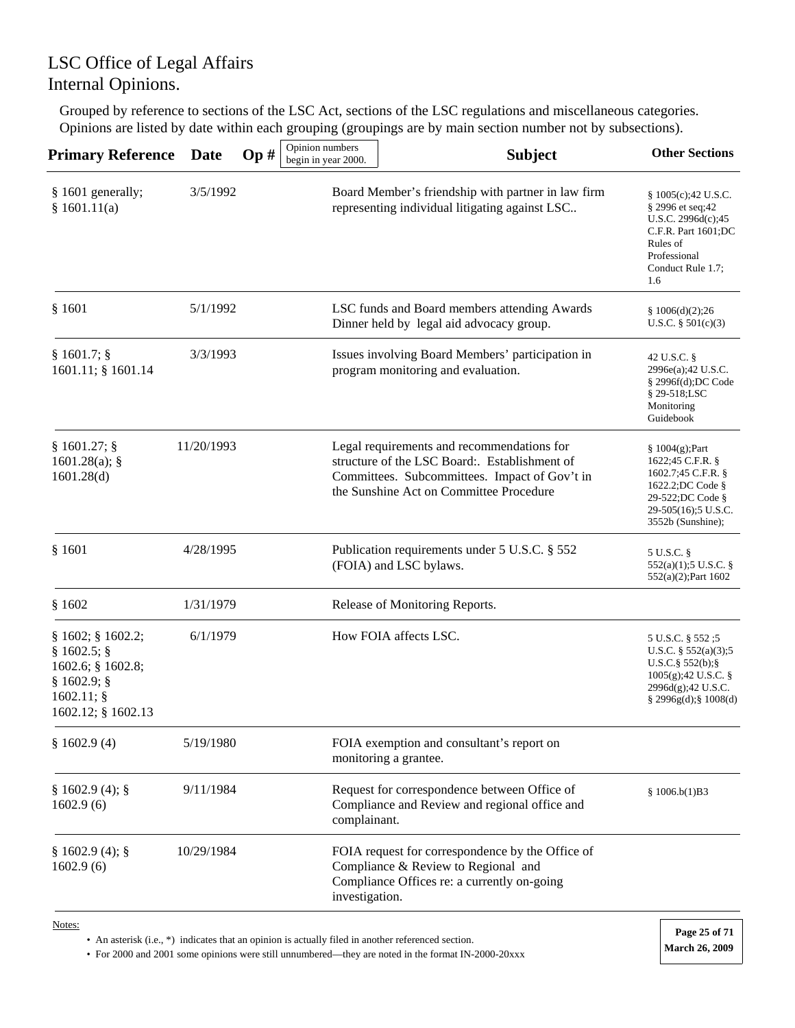# LSC Office of Legal Affairs
# Internal Opinions.

Grouped by reference to sections of the LSC Act, sections of the LSC regulations and miscellaneous categories. Opinions are listed by date within each grouping (groupings are by main section number not by subsections).

| Primary Reference | Date | Op # (Opinion numbers begin in year 2000.) | Subject | Other Sections |
|---|---|---|---|---|
| § 1601 generally; § 1601.11(a) | 3/5/1992 | | Board Member's friendship with partner in law firm representing individual litigating against LSC.. | § 1005(c);42 U.S.C. § 2996 et seq;42 U.S.C. 2996d(c);45 C.F.R. Part 1601;DC Rules of Professional Conduct Rule 1.7; 1.6 |
| § 1601 | 5/1/1992 | | LSC funds and Board members attending Awards Dinner held by legal aid advocacy group. | § 1006(d)(2);26 U.S.C. § 501(c)(3) |
| § 1601.7; § 1601.11; § 1601.14 | 3/3/1993 | | Issues involving Board Members' participation in program monitoring and evaluation. | 42 U.S.C. § 2996e(a);42 U.S.C. § 2996f(d);DC Code § 29-518;LSC Monitoring Guidebook |
| § 1601.27; § 1601.28(a); § 1601.28(d) | 11/20/1993 | | Legal requirements and recommendations for structure of the LSC Board:. Establishment of Committees. Subcommittees. Impact of Gov't in the Sunshine Act on Committee Procedure | § 1004(g);Part 1622;45 C.F.R. § 1602.7;45 C.F.R. § 1622.2;DC Code § 29-522;DC Code § 29-505(16);5 U.S.C. 3552b (Sunshine); |
| § 1601 | 4/28/1995 | | Publication requirements under 5 U.S.C. § 552 (FOIA) and LSC bylaws. | 5 U.S.C. § 552(a)(1);5 U.S.C. § 552(a)(2);Part 1602 |
| § 1602 | 1/31/1979 | | Release of Monitoring Reports. | |
| § 1602; § 1602.2; § 1602.5; § 1602.6; § 1602.8; § 1602.9; § 1602.11; § 1602.12; § 1602.13 | 6/1/1979 | | How FOIA affects LSC. | 5 U.S.C. § 552 ;5 U.S.C. § 552(a)(3);5 U.S.C.§ 552(b);§ 1005(g);42 U.S.C. § 2996d(g);42 U.S.C. § 2996g(d);§ 1008(d) |
| § 1602.9 (4) | 5/19/1980 | | FOIA exemption and consultant's report on monitoring a grantee. | |
| § 1602.9 (4); § 1602.9 (6) | 9/11/1984 | | Request for correspondence between Office of Compliance and Review and regional office and complainant. | § 1006.b(1)B3 |
| § 1602.9 (4); § 1602.9 (6) | 10/29/1984 | | FOIA request for correspondence by the Office of Compliance & Review to Regional and Compliance Offices re: a currently on-going investigation. | |

Notes:

- An asterisk (i.e., *) indicates that an opinion is actually filed in another referenced section.
- For 2000 and 2001 some opinions were still unnumbered—they are noted in the format IN-2000-20xxx

March 26, 2009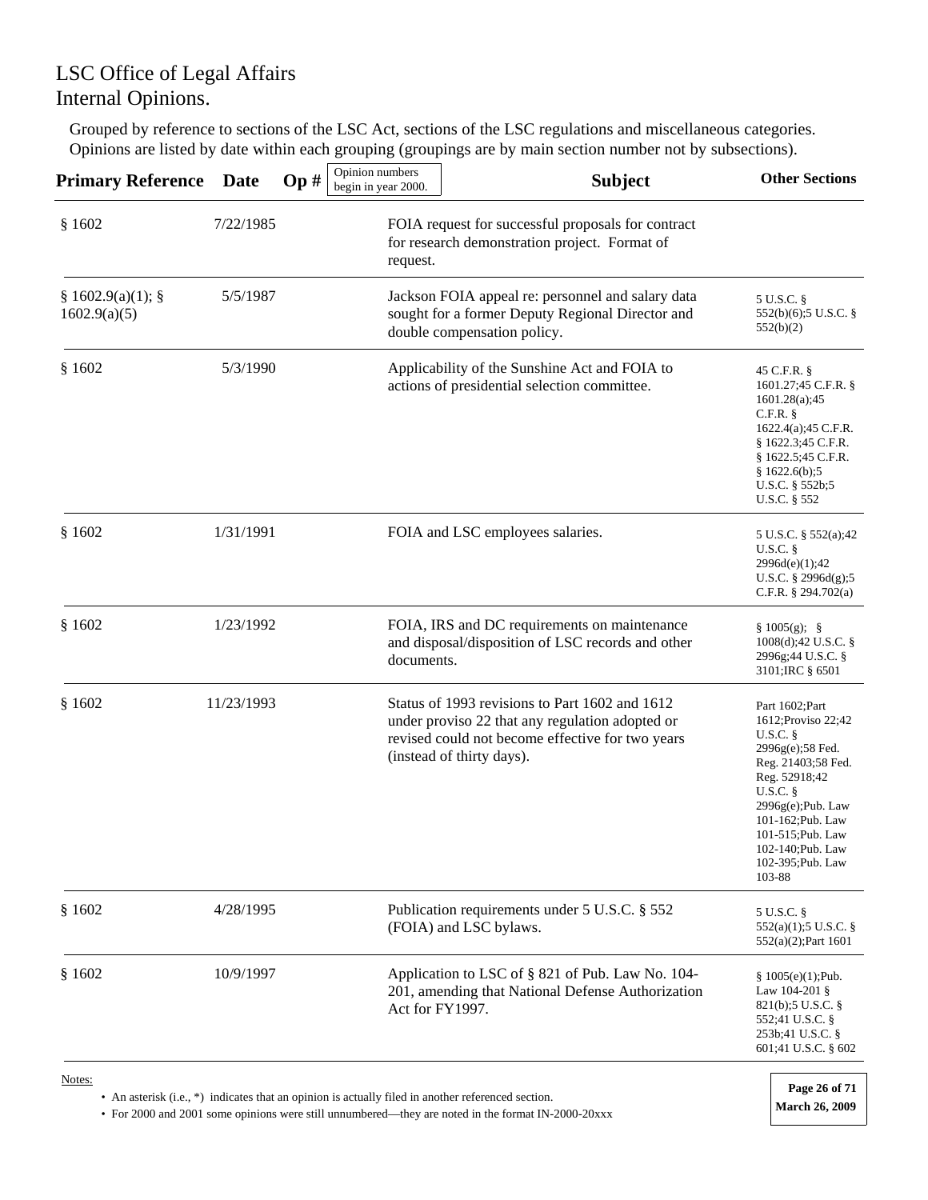LSC Office of Legal Affairs
Internal Opinions.

Grouped by reference to sections of the LSC Act, sections of the LSC regulations and miscellaneous categories. Opinions are listed by date within each grouping (groupings are by main section number not by subsections).

| Primary Reference | Date | Op # (Opinion numbers begin in year 2000.) | Subject | Other Sections |
|---|---|---|---|---|
| § 1602 | 7/22/1985 | | FOIA request for successful proposals for contract for research demonstration project. Format of request. | |
| § 1602.9(a)(1); § 1602.9(a)(5) | 5/5/1987 | | Jackson FOIA appeal re: personnel and salary data sought for a former Deputy Regional Director and double compensation policy. | 5 U.S.C. § 552(b)(6);5 U.S.C. § 552(b)(2) |
| § 1602 | 5/3/1990 | | Applicability of the Sunshine Act and FOIA to actions of presidential selection committee. | 45 C.F.R. § 1601.27;45 C.F.R. § 1601.28(a);45 C.F.R. § 1622.4(a);45 C.F.R. § 1622.3;45 C.F.R. § 1622.5;45 C.F.R. § 1622.6(b);5 U.S.C. § 552b;5 U.S.C. § 552 |
| § 1602 | 1/31/1991 | | FOIA and LSC employees salaries. | 5 U.S.C. § 552(a);42 U.S.C. § 2996d(e)(1);42 U.S.C. § 2996d(g);5 C.F.R. § 294.702(a) |
| § 1602 | 1/23/1992 | | FOIA, IRS and DC requirements on maintenance and disposal/disposition of LSC records and other documents. | § 1005(g); § 1008(d);42 U.S.C. § 2996g;44 U.S.C. § 3101;IRC § 6501 |
| § 1602 | 11/23/1993 | | Status of 1993 revisions to Part 1602 and 1612 under proviso 22 that any regulation adopted or revised could not become effective for two years (instead of thirty days). | Part 1602;Part 1612;Proviso 22;42 U.S.C. § 2996g(e);58 Fed. Reg. 21403;58 Fed. Reg. 52918;42 U.S.C. § 2996g(e);Pub. Law 101-162;Pub. Law 101-515;Pub. Law 102-140;Pub. Law 102-395;Pub. Law 103-88 |
| § 1602 | 4/28/1995 | | Publication requirements under 5 U.S.C. § 552 (FOIA) and LSC bylaws. | 5 U.S.C. § 552(a)(1);5 U.S.C. § 552(a)(2);Part 1601 |
| § 1602 | 10/9/1997 | | Application to LSC of § 821 of Pub. Law No. 104-201, amending that National Defense Authorization Act for FY1997. | § 1005(e)(1);Pub. Law 104-201 § 821(b);5 U.S.C. § 552;41 U.S.C. § 253b;41 U.S.C. § 601;41 U.S.C. § 602 |

Notes:

- An asterisk (i.e., *) indicates that an opinion is actually filed in another referenced section.
- For 2000 and 2001 some opinions were still unnumbered—they are noted in the format IN-2000-20xxx

March 26, 2009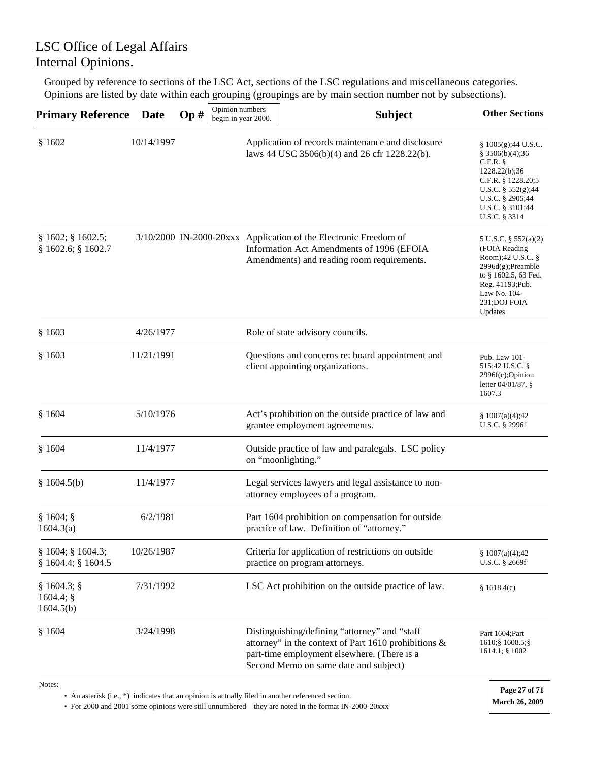# LSC Office of Legal Affairs
# Internal Opinions.

Grouped by reference to sections of the LSC Act, sections of the LSC regulations and miscellaneous categories. Opinions are listed by date within each grouping (groupings are by main section number not by subsections).

| Primary Reference | Date | Op # (Opinion numbers begin in year 2000.) | Subject | Other Sections |
|---|---|---|---|---|
| § 1602 | 10/14/1997 | | Application of records maintenance and disclosure laws 44 USC 3506(b)(4) and 26 cfr 1228.22(b). | § 1005(g);44 U.S.C. § 3506(b)(4);36 C.F.R. § 1228.22(b);36 C.F.R. § 1228.20;5 U.S.C. § 552(g);44 U.S.C. § 2905;44 U.S.C. § 3101;44 U.S.C. § 3314 |
| § 1602; § 1602.5; § 1602.6; § 1602.7 | 3/10/2000 | IN-2000-20xxx | Application of the Electronic Freedom of Information Act Amendments of 1996 (EFOIA Amendments) and reading room requirements. | 5 U.S.C. § 552(a)(2) (FOIA Reading Room);42 U.S.C. § 2996d(g);Preamble to § 1602.5, 63 Fed. Reg. 41193;Pub. Law No. 104-231;DOJ FOIA Updates |
| § 1603 | 4/26/1977 | | Role of state advisory councils. | |
| § 1603 | 11/21/1991 | | Questions and concerns re: board appointment and client appointing organizations. | Pub. Law 101-515;42 U.S.C. § 2996f(c);Opinion letter 04/01/87, § 1607.3 |
| § 1604 | 5/10/1976 | | Act's prohibition on the outside practice of law and grantee employment agreements. | § 1007(a)(4);42 U.S.C. § 2996f |
| § 1604 | 11/4/1977 | | Outside practice of law and paralegals. LSC policy on "moonlighting." | |
| § 1604.5(b) | 11/4/1977 | | Legal services lawyers and legal assistance to non-attorney employees of a program. | |
| § 1604; § 1604.3(a) | 6/2/1981 | | Part 1604 prohibition on compensation for outside practice of law. Definition of "attorney." | |
| § 1604; § 1604.3; § 1604.4; § 1604.5 | 10/26/1987 | | Criteria for application of restrictions on outside practice on program attorneys. | § 1007(a)(4);42 U.S.C. § 2669f |
| § 1604.3; § 1604.4; § 1604.5(b) | 7/31/1992 | | LSC Act prohibition on the outside practice of law. | § 1618.4(c) |
| § 1604 | 3/24/1998 | | Distinguishing/defining "attorney" and "staff attorney" in the context of Part 1610 prohibitions & part-time employment elsewhere. (There is a Second Memo on same date and subject) | Part 1604;Part 1610;§ 1608.5;§ 1614.1; § 1002 |

Notes:

- An asterisk (i.e., *) indicates that an opinion is actually filed in another referenced section.
- For 2000 and 2001 some opinions were still unnumbered—they are noted in the format IN-2000-20xxx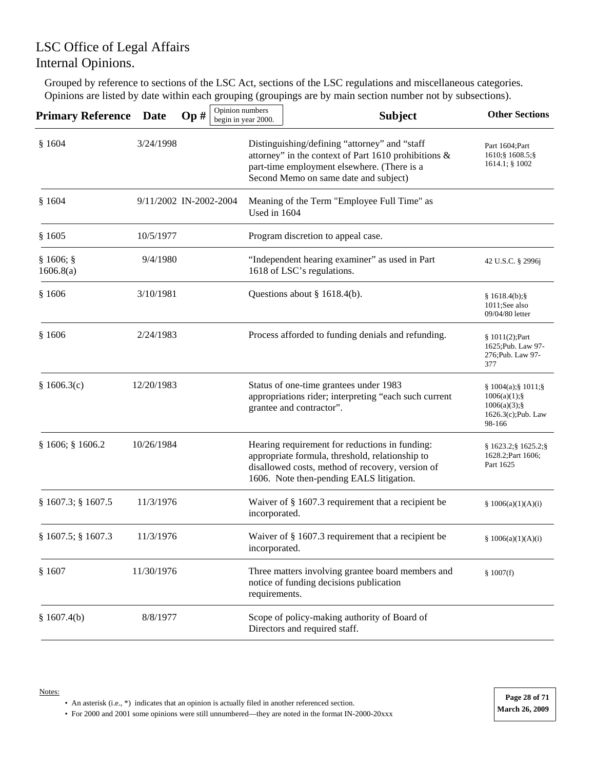# LSC Office of Legal Affairs
# Internal Opinions.

Grouped by reference to sections of the LSC Act, sections of the LSC regulations and miscellaneous categories. Opinions are listed by date within each grouping (groupings are by main section number not by subsections).

| Primary Reference | Date | Op # (Opinion numbers begin in year 2000.) | Subject | Other Sections |
|---|---|---|---|---|
| § 1604 | 3/24/1998 | | Distinguishing/defining "attorney" and "staff attorney" in the context of Part 1610 prohibitions & part-time employment elsewhere. (There is a Second Memo on same date and subject) | Part 1604;Part 1610;§ 1608.5;§ 1614.1; § 1002 |
| § 1604 | 9/11/2002 | IN-2002-2004 | Meaning of the Term "Employee Full Time" as Used in 1604 | |
| § 1605 | 10/5/1977 | | Program discretion to appeal case. | |
| § 1606; § 1606.8(a) | 9/4/1980 | | "Independent hearing examiner" as used in Part 1618 of LSC's regulations. | 42 U.S.C. § 2996j |
| § 1606 | 3/10/1981 | | Questions about § 1618.4(b). | § 1618.4(b);§ 1011;See also 09/04/80 letter |
| § 1606 | 2/24/1983 | | Process afforded to funding denials and refunding. | § 1011(2);Part 1625;Pub. Law 97-276;Pub. Law 97-377 |
| § 1606.3(c) | 12/20/1983 | | Status of one-time grantees under 1983 appropriations rider; interpreting "each such current grantee and contractor". | § 1004(a);§ 1011;§ 1006(a)(1);§ 1006(a)(3);§ 1626.3(c);Pub. Law 98-166 |
| § 1606; § 1606.2 | 10/26/1984 | | Hearing requirement for reductions in funding: appropriate formula, threshold, relationship to disallowed costs, method of recovery, version of 1606. Note then-pending EALS litigation. | § 1623.2;§ 1625.2;§ 1628.2;Part 1606; Part 1625 |
| § 1607.3; § 1607.5 | 11/3/1976 | | Waiver of § 1607.3 requirement that a recipient be incorporated. | § 1006(a)(1)(A)(i) |
| § 1607.5; § 1607.3 | 11/3/1976 | | Waiver of § 1607.3 requirement that a recipient be incorporated. | § 1006(a)(1)(A)(i) |
| § 1607 | 11/30/1976 | | Three matters involving grantee board members and notice of funding decisions publication requirements. | § 1007(f) |
| § 1607.4(b) | 8/8/1977 | | Scope of policy-making authority of Board of Directors and required staff. | |

Notes:

- An asterisk (i.e., *) indicates that an opinion is actually filed in another referenced section.
- For 2000 and 2001 some opinions were still unnumbered—they are noted in the format IN-2000-20xxx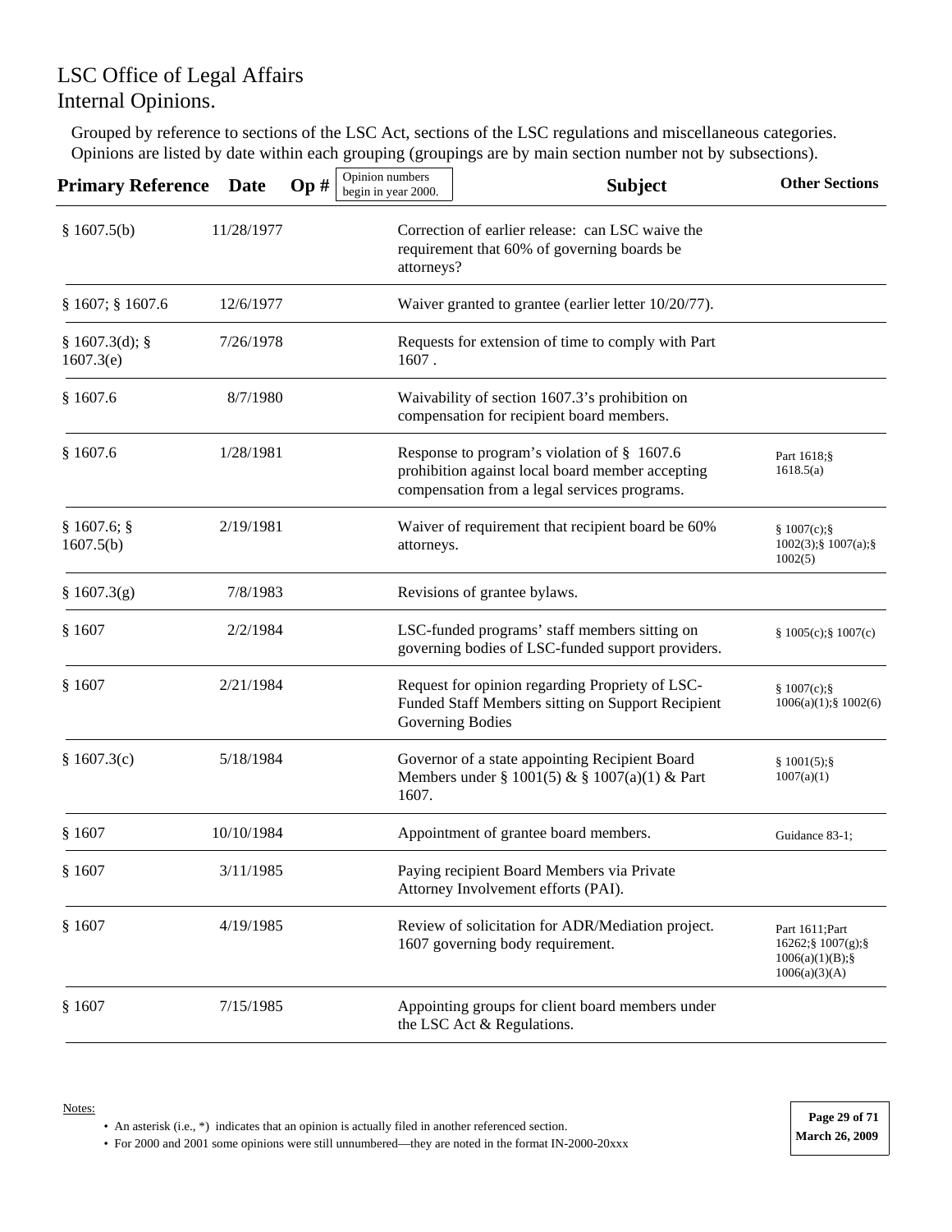# LSC Office of Legal Affairs
# Internal Opinions.

Grouped by reference to sections of the LSC Act, sections of the LSC regulations and miscellaneous categories. Opinions are listed by date within each grouping (groupings are by main section number not by subsections).

| Primary Reference | Date | Op # (Opinion numbers begin in year 2000.) | Subject | Other Sections |
|---|---|---|---|---|
| § 1607.5(b) | 11/28/1977 | | Correction of earlier release: can LSC waive the requirement that 60% of governing boards be attorneys? | |
| § 1607; § 1607.6 | 12/6/1977 | | Waiver granted to grantee (earlier letter 10/20/77). | |
| § 1607.3(d); § 1607.3(e) | 7/26/1978 | | Requests for extension of time to comply with Part 1607 . | |
| § 1607.6 | 8/7/1980 | | Waivability of section 1607.3's prohibition on compensation for recipient board members. | |
| § 1607.6 | 1/28/1981 | | Response to program's violation of § 1607.6 prohibition against local board member accepting compensation from a legal services programs. | Part 1618;§ 1618.5(a) |
| § 1607.6; § 1607.5(b) | 2/19/1981 | | Waiver of requirement that recipient board be 60% attorneys. | § 1007(c);§ 1002(3);§ 1007(a);§ 1002(5) |
| § 1607.3(g) | 7/8/1983 | | Revisions of grantee bylaws. | |
| § 1607 | 2/2/1984 | | LSC-funded programs' staff members sitting on governing bodies of LSC-funded support providers. | § 1005(c);§ 1007(c) |
| § 1607 | 2/21/1984 | | Request for opinion regarding Propriety of LSC-Funded Staff Members sitting on Support Recipient Governing Bodies | § 1007(c);§ 1006(a)(1);§ 1002(6) |
| § 1607.3(c) | 5/18/1984 | | Governor of a state appointing Recipient Board Members under § 1001(5) & § 1007(a)(1) & Part 1607. | § 1001(5);§ 1007(a)(1) |
| § 1607 | 10/10/1984 | | Appointment of grantee board members. | Guidance 83-1; |
| § 1607 | 3/11/1985 | | Paying recipient Board Members via Private Attorney Involvement efforts (PAI). | |
| § 1607 | 4/19/1985 | | Review of solicitation for ADR/Mediation project. 1607 governing body requirement. | Part 1611;Part 16262;§ 1007(g);§ 1006(a)(1)(B);§ 1006(a)(3)(A) |
| § 1607 | 7/15/1985 | | Appointing groups for client board members under the LSC Act & Regulations. | |

Notes:

- An asterisk (i.e., *) indicates that an opinion is actually filed in another referenced section.
- For 2000 and 2001 some opinions were still unnumbered—they are noted in the format IN-2000-20xxx

March 26, 2009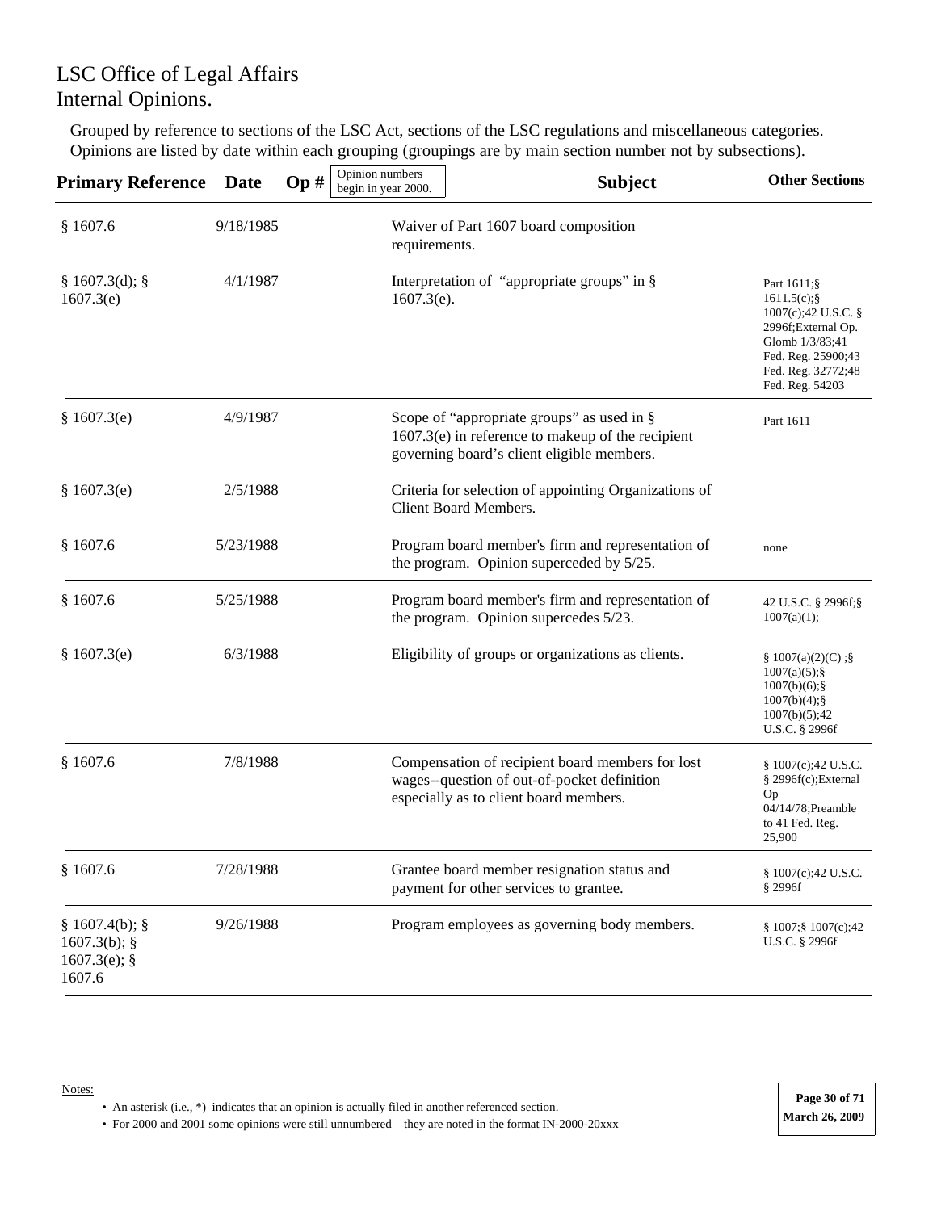# LSC Office of Legal Affairs
# Internal Opinions.

Grouped by reference to sections of the LSC Act, sections of the LSC regulations and miscellaneous categories. Opinions are listed by date within each grouping (groupings are by main section number not by subsections).

| Primary Reference | Date | Op # (Opinion numbers begin in year 2000.) | Subject | Other Sections |
|---|---|---|---|---|
| § 1607.6 | 9/18/1985 | | Waiver of Part 1607 board composition requirements. | |
| § 1607.3(d); § 1607.3(e) | 4/1/1987 | | Interpretation of "appropriate groups" in § 1607.3(e). | Part 1611;§ 1611.5(c);§ 1007(c);42 U.S.C. § 2996f;External Op. Glomb 1/3/83;41 Fed. Reg. 25900;43 Fed. Reg. 32772;48 Fed. Reg. 54203 |
| § 1607.3(e) | 4/9/1987 | | Scope of "appropriate groups" as used in § 1607.3(e) in reference to makeup of the recipient governing board's client eligible members. | Part 1611 |
| § 1607.3(e) | 2/5/1988 | | Criteria for selection of appointing Organizations of Client Board Members. | |
| § 1607.6 | 5/23/1988 | | Program board member's firm and representation of the program. Opinion superceded by 5/25. | none |
| § 1607.6 | 5/25/1988 | | Program board member's firm and representation of the program. Opinion supercedes 5/23. | 42 U.S.C. § 2996f;§ 1007(a)(1); |
| § 1607.3(e) | 6/3/1988 | | Eligibility of groups or organizations as clients. | § 1007(a)(2)(C) ;§ 1007(a)(5);§ 1007(b)(6);§ 1007(b)(4);§ 1007(b)(5);42 U.S.C. § 2996f |
| § 1607.6 | 7/8/1988 | | Compensation of recipient board members for lost wages--question of out-of-pocket definition especially as to client board members. | § 1007(c);42 U.S.C. § 2996f(c);External Op 04/14/78;Preamble to 41 Fed. Reg. 25,900 |
| § 1607.6 | 7/28/1988 | | Grantee board member resignation status and payment for other services to grantee. | § 1007(c);42 U.S.C. § 2996f |
| § 1607.4(b); § 1607.3(b); § 1607.3(e); § 1607.6 | 9/26/1988 | | Program employees as governing body members. | § 1007;§ 1007(c);42 U.S.C. § 2996f |

Notes:

- An asterisk (i.e., *) indicates that an opinion is actually filed in another referenced section.
- For 2000 and 2001 some opinions were still unnumbered—they are noted in the format IN-2000-20xxx

March 26, 2009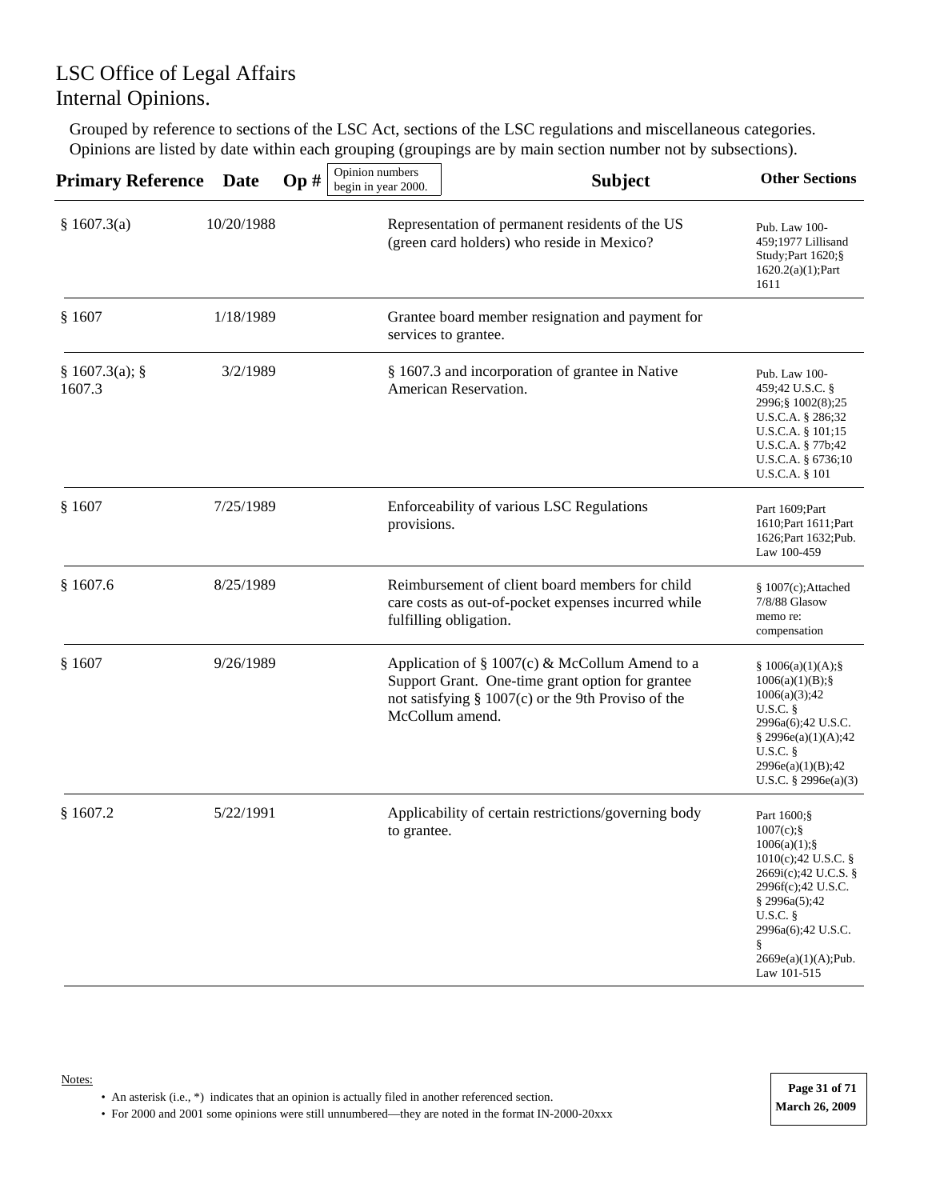# LSC Office of Legal Affairs
# Internal Opinions.

Grouped by reference to sections of the LSC Act, sections of the LSC regulations and miscellaneous categories. Opinions are listed by date within each grouping (groupings are by main section number not by subsections).

| Primary Reference | Date | Op # (Opinion numbers begin in year 2000.) | Subject | Other Sections |
|---|---|---|---|---|
| § 1607.3(a) | 10/20/1988 | | Representation of permanent residents of the US (green card holders) who reside in Mexico? | Pub. Law 100-459;1977 Lillisand Study;Part 1620;§ 1620.2(a)(1);Part 1611 |
| § 1607 | 1/18/1989 | | Grantee board member resignation and payment for services to grantee. | |
| § 1607.3(a); § 1607.3 | 3/2/1989 | | § 1607.3 and incorporation of grantee in Native American Reservation. | Pub. Law 100-459;42 U.S.C. § 2996;§ 1002(8);25 U.S.C.A. § 286;32 U.S.C.A. § 101;15 U.S.C.A. § 77b;42 U.S.C.A. § 6736;10 U.S.C.A. § 101 |
| § 1607 | 7/25/1989 | | Enforceability of various LSC Regulations provisions. | Part 1609;Part 1610;Part 1611;Part 1626;Part 1632;Pub. Law 100-459 |
| § 1607.6 | 8/25/1989 | | Reimbursement of client board members for child care costs as out-of-pocket expenses incurred while fulfilling obligation. | § 1007(c);Attached 7/8/88 Glasow memo re: compensation |
| § 1607 | 9/26/1989 | | Application of § 1007(c) & McCollum Amend to a Support Grant. One-time grant option for grantee not satisfying § 1007(c) or the 9th Proviso of the McCollum amend. | § 1006(a)(1)(A);§ 1006(a)(1)(B);§ 1006(a)(3);42 U.S.C. § 2996a(6);42 U.S.C. § 2996e(a)(1)(A);42 U.S.C. § 2996e(a)(1)(B);42 U.S.C. § 2996e(a)(3) |
| § 1607.2 | 5/22/1991 | | Applicability of certain restrictions/governing body to grantee. | Part 1600;§ 1007(c);§ 1006(a)(1);§ 1010(c);42 U.S.C. § 2669i(c);42 U.C.S. § 2996f(c);42 U.S.C. § 2996a(5);42 U.S.C. § 2996a(6);42 U.S.C. § 2669e(a)(1)(A);Pub. Law 101-515 |

Notes:

- An asterisk (i.e., *) indicates that an opinion is actually filed in another referenced section.
- For 2000 and 2001 some opinions were still unnumbered—they are noted in the format IN-2000-20xxx

March 26, 2009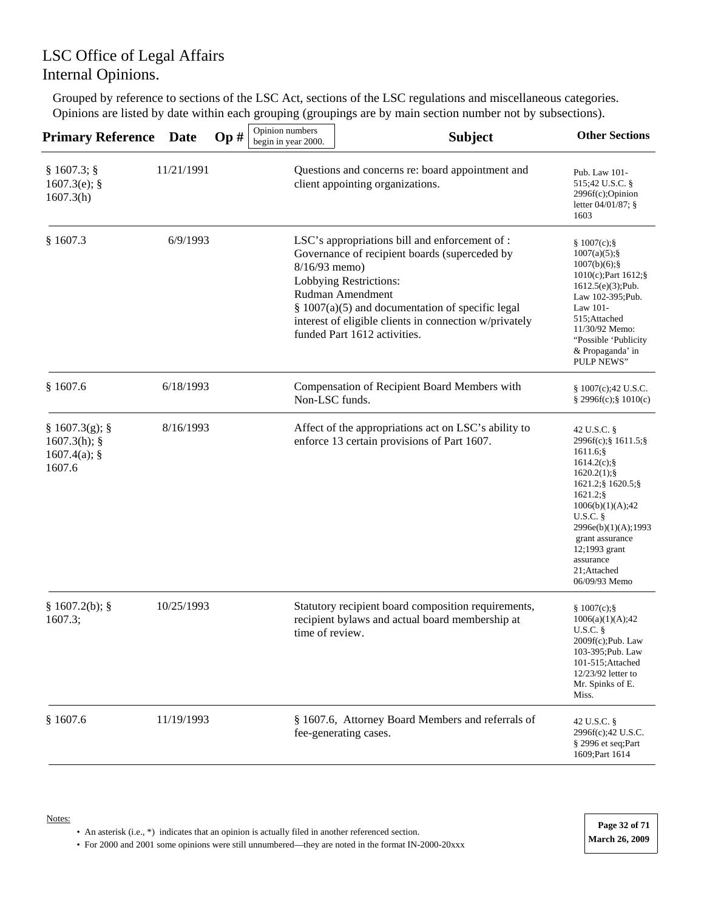# LSC Office of Legal Affairs
# Internal Opinions.

Grouped by reference to sections of the LSC Act, sections of the LSC regulations and miscellaneous categories. Opinions are listed by date within each grouping (groupings are by main section number not by subsections).

| Primary Reference | Date | Op # (Opinion numbers begin in year 2000.) | Subject | Other Sections |
|---|---|---|---|---|
| § 1607.3; § 1607.3(e); § 1607.3(h) | 11/21/1991 | | Questions and concerns re: board appointment and client appointing organizations. | Pub. Law 101-515;42 U.S.C. § 2996f(c);Opinion letter 04/01/87; § 1603 |
| § 1607.3 | 6/9/1993 | | LSC's appropriations bill and enforcement of : Governance of recipient boards (superceded by 8/16/93 memo) Lobbying Restrictions: Rudman Amendment § 1007(a)(5) and documentation of specific legal interest of eligible clients in connection w/privately funded Part 1612 activities. | § 1007(c);§ 1007(a)(5);§ 1007(b)(6);§ 1010(c);Part 1612;§ 1612.5(e)(3);Pub. Law 102-395;Pub. Law 101-515;Attached 11/30/92 Memo: "Possible 'Publicity & Propaganda' in PULP NEWS" |
| § 1607.6 | 6/18/1993 | | Compensation of Recipient Board Members with Non-LSC funds. | § 1007(c);42 U.S.C. § 2996f(c);§ 1010(c) |
| § 1607.3(g); § 1607.3(h); § 1607.4(a); § 1607.6 | 8/16/1993 | | Affect of the appropriations act on LSC's ability to enforce 13 certain provisions of Part 1607. | 42 U.S.C. § 2996f(c);§ 1611.5;§ 1611.6;§ 1614.2(c);§ 1620.2(1);§ 1621.2;§ 1620.5;§ 1621.2;§ 1006(b)(1)(A);42 U.S.C. § 2996e(b)(1)(A);1993 grant assurance 12;1993 grant assurance 21;Attached 06/09/93 Memo |
| § 1607.2(b); § 1607.3; | 10/25/1993 | | Statutory recipient board composition requirements, recipient bylaws and actual board membership at time of review. | § 1007(c);§ 1006(a)(1)(A);42 U.S.C. § 2009f(c);Pub. Law 103-395;Pub. Law 101-515;Attached 12/23/92 letter to Mr. Spinks of E. Miss. |
| § 1607.6 | 11/19/1993 | | § 1607.6, Attorney Board Members and referrals of fee-generating cases. | 42 U.S.C. § 2996f(c);42 U.S.C. § 2996 et seq;Part 1609;Part 1614 |

Notes:

- An asterisk (i.e., *) indicates that an opinion is actually filed in another referenced section.
- For 2000 and 2001 some opinions were still unnumbered—they are noted in the format IN-2000-20xxx

March 26, 2009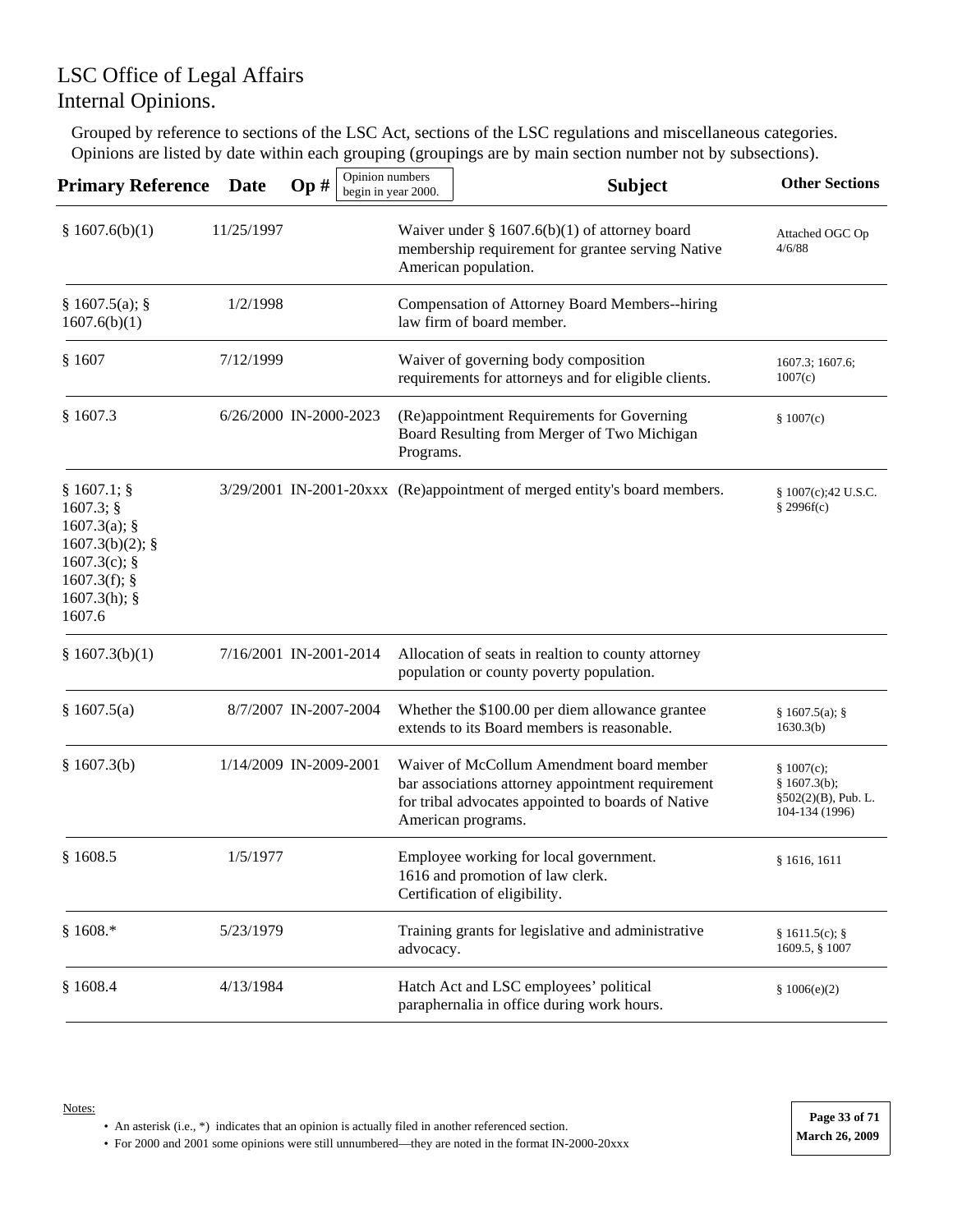# LSC Office of Legal Affairs
# Internal Opinions.

Grouped by reference to sections of the LSC Act, sections of the LSC regulations and miscellaneous categories. Opinions are listed by date within each grouping (groupings are by main section number not by subsections).

| Primary Reference | Date | Op # (Opinion numbers begin in year 2000.) | Subject | Other Sections |
|---|---|---|---|---|
| § 1607.6(b)(1) | 11/25/1997 | | Waiver under § 1607.6(b)(1) of attorney board membership requirement for grantee serving Native American population. | Attached OGC Op 4/6/88 |
| § 1607.5(a); § 1607.6(b)(1) | 1/2/1998 | | Compensation of Attorney Board Members--hiring law firm of board member. | |
| § 1607 | 7/12/1999 | | Waiver of governing body composition requirements for attorneys and for eligible clients. | 1607.3; 1607.6; 1007(c) |
| § 1607.3 | 6/26/2000 | IN-2000-2023 | (Re)appointment Requirements for Governing Board Resulting from Merger of Two Michigan Programs. | § 1007(c) |
| § 1607.1; § 1607.3; § 1607.3(a); § 1607.3(b)(2); § 1607.3(c); § 1607.3(f); § 1607.3(h); § 1607.6 | 3/29/2001 | IN-2001-20xxx | (Re)appointment of merged entity's board members. | § 1007(c);42 U.S.C. § 2996f(c) |
| § 1607.3(b)(1) | 7/16/2001 | IN-2001-2014 | Allocation of seats in realtion to county attorney population or county poverty population. | |
| § 1607.5(a) | 8/7/2007 | IN-2007-2004 | Whether the $100.00 per diem allowance grantee extends to its Board members is reasonable. | § 1607.5(a); § 1630.3(b) |
| § 1607.3(b) | 1/14/2009 | IN-2009-2001 | Waiver of McCollum Amendment board member bar associations attorney appointment requirement for tribal advocates appointed to boards of Native American programs. | § 1007(c); § 1607.3(b); §502(2)(B), Pub. L. 104-134 (1996) |
| § 1608.5 | 1/5/1977 | | Employee working for local government. 1616 and promotion of law clerk. Certification of eligibility. | § 1616, 1611 |
| § 1608.* | 5/23/1979 | | Training grants for legislative and administrative advocacy. | § 1611.5(c); § 1609.5, § 1007 |
| § 1608.4 | 4/13/1984 | | Hatch Act and LSC employees' political paraphernalia in office during work hours. | § 1006(e)(2) |

Notes:

- An asterisk (i.e., *) indicates that an opinion is actually filed in another referenced section.
- For 2000 and 2001 some opinions were still unnumbered—they are noted in the format IN-2000-20xxx

March 26, 2009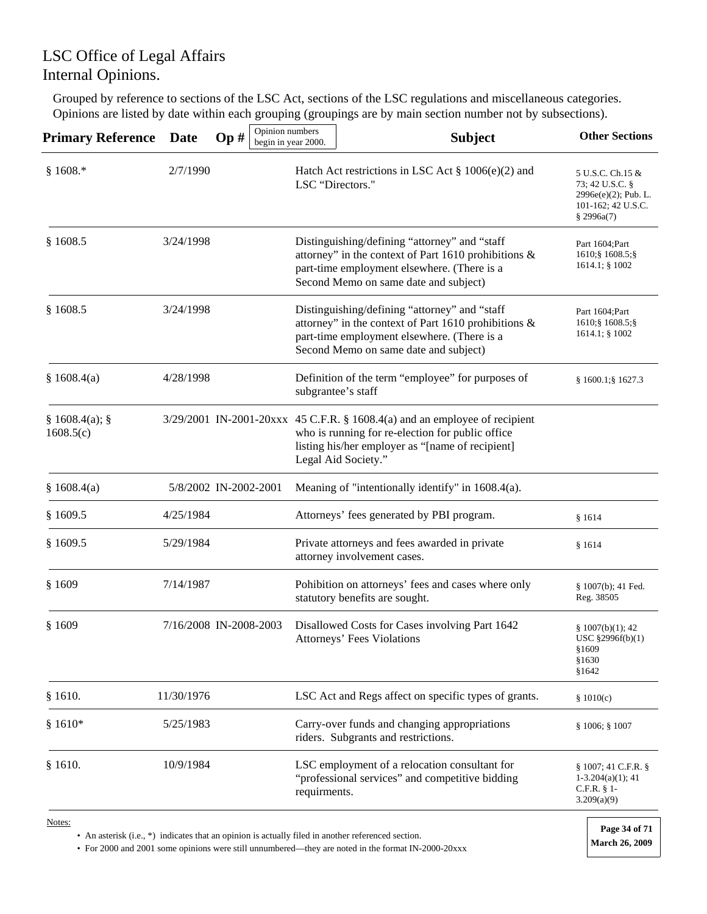# LSC Office of Legal Affairs
# Internal Opinions.

Grouped by reference to sections of the LSC Act, sections of the LSC regulations and miscellaneous categories. Opinions are listed by date within each grouping (groupings are by main section number not by subsections).

| Primary Reference | Date | Op # (Opinion numbers begin in year 2000.) | Subject | Other Sections |
|---|---|---|---|---|
| § 1608.* | 2/7/1990 | | Hatch Act restrictions in LSC Act § 1006(e)(2) and LSC "Directors." | 5 U.S.C. Ch.15 & 73; 42 U.S.C. § 2996e(e)(2); Pub. L. 101-162; 42 U.S.C. § 2996a(7) |
| § 1608.5 | 3/24/1998 | | Distinguishing/defining "attorney" and "staff attorney" in the context of Part 1610 prohibitions & part-time employment elsewhere. (There is a Second Memo on same date and subject) | Part 1604;Part 1610;§ 1608.5;§ 1614.1; § 1002 |
| § 1608.5 | 3/24/1998 | | Distinguishing/defining "attorney" and "staff attorney" in the context of Part 1610 prohibitions & part-time employment elsewhere. (There is a Second Memo on same date and subject) | Part 1604;Part 1610;§ 1608.5;§ 1614.1; § 1002 |
| § 1608.4(a) | 4/28/1998 | | Definition of the term "employee" for purposes of subgrantee's staff | § 1600.1;§ 1627.3 |
| § 1608.4(a); § 1608.5(c) | 3/29/2001 | IN-2001-20xxx | 45 C.F.R. § 1608.4(a) and an employee of recipient who is running for re-election for public office listing his/her employer as "[name of recipient] Legal Aid Society." | |
| § 1608.4(a) | 5/8/2002 | IN-2002-2001 | Meaning of "intentionally identify" in 1608.4(a). | |
| § 1609.5 | 4/25/1984 | | Attorneys' fees generated by PBI program. | § 1614 |
| § 1609.5 | 5/29/1984 | | Private attorneys and fees awarded in private attorney involvement cases. | § 1614 |
| § 1609 | 7/14/1987 | | Pohibition on attorneys' fees and cases where only statutory benefits are sought. | § 1007(b); 41 Fed. Reg. 38505 |
| § 1609 | 7/16/2008 | IN-2008-2003 | Disallowed Costs for Cases involving Part 1642 Attorneys' Fees Violations | § 1007(b)(1); 42 USC §2996f(b)(1) §1609 §1630 §1642 |
| § 1610. | 11/30/1976 | | LSC Act and Regs affect on specific types of grants. | § 1010(c) |
| § 1610* | 5/25/1983 | | Carry-over funds and changing appropriations riders. Subgrants and restrictions. | § 1006; § 1007 |
| § 1610. | 10/9/1984 | | LSC employment of a relocation consultant for "professional services" and competitive bidding requirments. | § 1007; 41 C.F.R. § 1-3.204(a)(1); 41 C.F.R. § 1-3.209(a)(9) |

Notes:

- An asterisk (i.e., *) indicates that an opinion is actually filed in another referenced section.
- For 2000 and 2001 some opinions were still unnumbered—they are noted in the format IN-2000-20xxx

March 26, 2009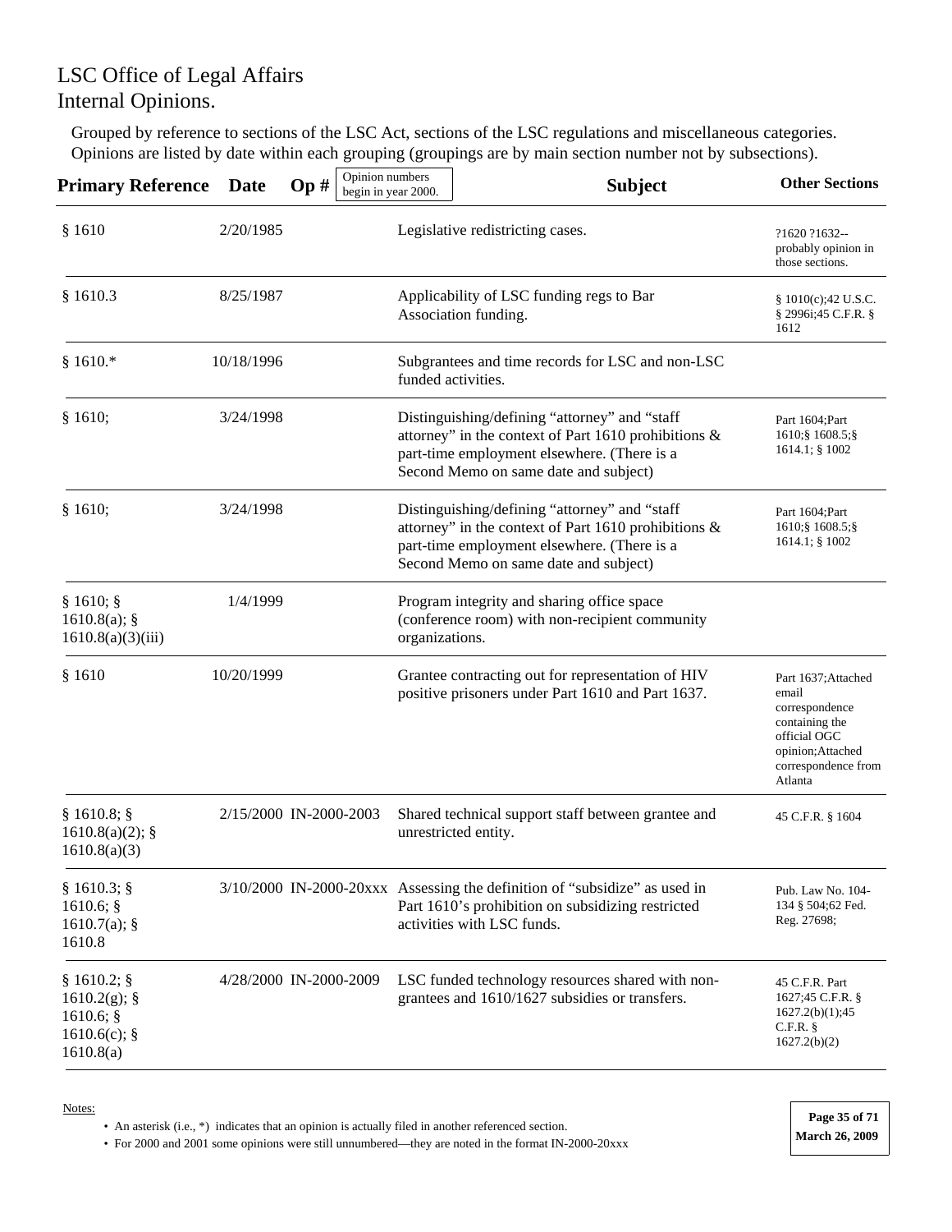# LSC Office of Legal Affairs
# Internal Opinions.

Grouped by reference to sections of the LSC Act, sections of the LSC regulations and miscellaneous categories. Opinions are listed by date within each grouping (groupings are by main section number not by subsections).

| Primary Reference | Date | Op # (Opinion numbers begin in year 2000.) | Subject | Other Sections |
|---|---|---|---|---|
| § 1610 | 2/20/1985 | | Legislative redistricting cases. | ?1620 ?1632--probably opinion in those sections. |
| § 1610.3 | 8/25/1987 | | Applicability of LSC funding regs to Bar Association funding. | § 1010(c);42 U.S.C. § 2996i;45 C.F.R. § 1612 |
| § 1610.* | 10/18/1996 | | Subgrantees and time records for LSC and non-LSC funded activities. | |
| § 1610; | 3/24/1998 | | Distinguishing/defining "attorney" and "staff attorney" in the context of Part 1610 prohibitions & part-time employment elsewhere. (There is a Second Memo on same date and subject) | Part 1604;Part 1610;§ 1608.5;§ 1614.1; § 1002 |
| § 1610; | 3/24/1998 | | Distinguishing/defining "attorney" and "staff attorney" in the context of Part 1610 prohibitions & part-time employment elsewhere. (There is a Second Memo on same date and subject) | Part 1604;Part 1610;§ 1608.5;§ 1614.1; § 1002 |
| § 1610; § 1610.8(a); § 1610.8(a)(3)(iii) | 1/4/1999 | | Program integrity and sharing office space (conference room) with non-recipient community organizations. | |
| § 1610 | 10/20/1999 | | Grantee contracting out for representation of HIV positive prisoners under Part 1610 and Part 1637. | Part 1637;Attached email correspondence containing the official OGC opinion;Attached correspondence from Atlanta |
| § 1610.8; § 1610.8(a)(2); § 1610.8(a)(3) | 2/15/2000 | IN-2000-2003 | Shared technical support staff between grantee and unrestricted entity. | 45 C.F.R. § 1604 |
| § 1610.3; § 1610.6; § 1610.7(a); § 1610.8 | 3/10/2000 | IN-2000-20xxx | Assessing the definition of "subsidize" as used in Part 1610's prohibition on subsidizing restricted activities with LSC funds. | Pub. Law No. 104-134 § 504;62 Fed. Reg. 27698; |
| § 1610.2; § 1610.2(g); § 1610.6; § 1610.6(c); § 1610.8(a) | 4/28/2000 | IN-2000-2009 | LSC funded technology resources shared with non-grantees and 1610/1627 subsidies or transfers. | 45 C.F.R. Part 1627;45 C.F.R. § 1627.2(b)(1);45 C.F.R. § 1627.2(b)(2) |

Notes:

- An asterisk (i.e., *) indicates that an opinion is actually filed in another referenced section.
- For 2000 and 2001 some opinions were still unnumbered—they are noted in the format IN-2000-20xxx

March 26, 2009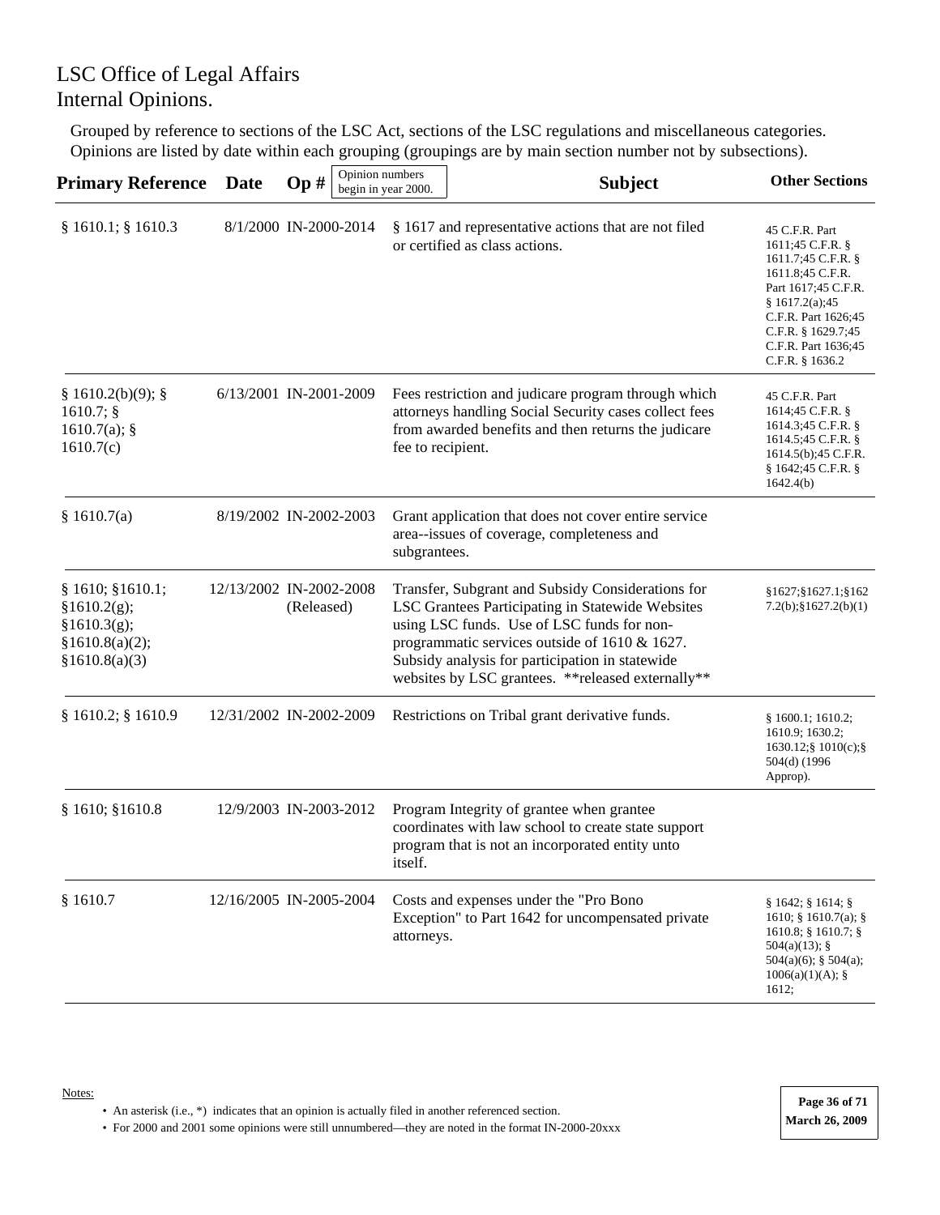# LSC Office of Legal Affairs
# Internal Opinions.

Grouped by reference to sections of the LSC Act, sections of the LSC regulations and miscellaneous categories. Opinions are listed by date within each grouping (groupings are by main section number not by subsections).

| Primary Reference | Date | Op # (Opinion numbers begin in year 2000.) | Subject | Other Sections |
|---|---|---|---|---|
| § 1610.1; § 1610.3 | 8/1/2000 | IN-2000-2014 | § 1617 and representative actions that are not filed or certified as class actions. | 45 C.F.R. Part 1611;45 C.F.R. § 1611.7;45 C.F.R. § 1611.8;45 C.F.R. Part 1617;45 C.F.R. § 1617.2(a);45 C.F.R. Part 1626;45 C.F.R. § 1629.7;45 C.F.R. Part 1636;45 C.F.R. § 1636.2 |
| § 1610.2(b)(9); § 1610.7; § 1610.7(a); § 1610.7(c) | 6/13/2001 | IN-2001-2009 | Fees restriction and judicare program through which attorneys handling Social Security cases collect fees from awarded benefits and then returns the judicare fee to recipient. | 45 C.F.R. Part 1614;45 C.F.R. § 1614.3;45 C.F.R. § 1614.5;45 C.F.R. § 1614.5(b);45 C.F.R. § 1642;45 C.F.R. § 1642.4(b) |
| § 1610.7(a) | 8/19/2002 | IN-2002-2003 | Grant application that does not cover entire service area--issues of coverage, completeness and subgrantees. | |
| § 1610; §1610.1; §1610.2(g); §1610.3(g); §1610.8(a)(2); §1610.8(a)(3) | 12/13/2002 | IN-2002-2008 (Released) | Transfer, Subgrant and Subsidy Considerations for LSC Grantees Participating in Statewide Websites using LSC funds. Use of LSC funds for non-programmatic services outside of 1610 & 1627. Subsidy analysis for participation in statewide websites by LSC grantees. **released externally** | §1627;§1627.1;§1627.2(b);§1627.2(b)(1) |
| § 1610.2; § 1610.9 | 12/31/2002 | IN-2002-2009 | Restrictions on Tribal grant derivative funds. | § 1600.1; 1610.2; 1610.9; 1630.2; 1630.12;§ 1010(c);§ 504(d) (1996 Approp). |
| § 1610; §1610.8 | 12/9/2003 | IN-2003-2012 | Program Integrity of grantee when grantee coordinates with law school to create state support program that is not an incorporated entity unto itself. | |
| § 1610.7 | 12/16/2005 | IN-2005-2004 | Costs and expenses under the "Pro Bono Exception" to Part 1642 for uncompensated private attorneys. | § 1642; § 1614; § 1610; § 1610.7(a); § 1610.8; § 1610.7; § 504(a)(13); § 504(a)(6); § 504(a); 1006(a)(1)(A); § 1612; |

Notes:

- An asterisk (i.e., *) indicates that an opinion is actually filed in another referenced section.
- For 2000 and 2001 some opinions were still unnumbered—they are noted in the format IN-2000-20xxx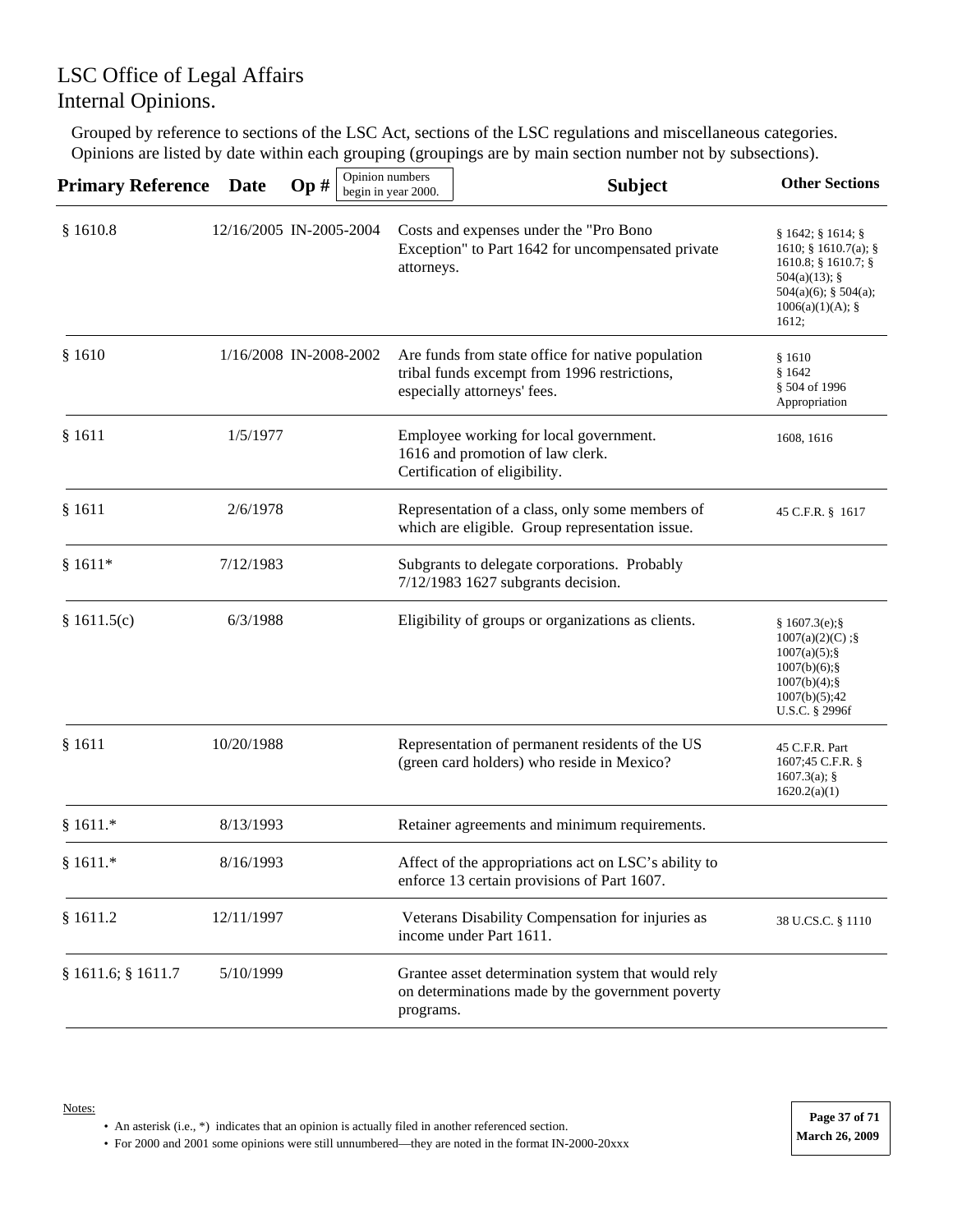# LSC Office of Legal Affairs
# Internal Opinions.

Grouped by reference to sections of the LSC Act, sections of the LSC regulations and miscellaneous categories. Opinions are listed by date within each grouping (groupings are by main section number not by subsections).

| Primary Reference | Date | Op # (Opinion numbers begin in year 2000.) | Subject | Other Sections |
|---|---|---|---|---|
| § 1610.8 | 12/16/2005 | IN-2005-2004 | Costs and expenses under the "Pro Bono Exception" to Part 1642 for uncompensated private attorneys. | § 1642; § 1614; § 1610; § 1610.7(a); § 1610.8; § 1610.7; § 504(a)(13); § 504(a)(6); § 504(a); 1006(a)(1)(A); § 1612; |
| § 1610 | 1/16/2008 | IN-2008-2002 | Are funds from state office for native population tribal funds excempt from 1996 restrictions, especially attorneys' fees. | § 1610<br>§ 1642<br>§ 504 of 1996 Appropriation |
| § 1611 | 1/5/1977 | | Employee working for local government.<br>1616 and promotion of law clerk.<br>Certification of eligibility. | 1608, 1616 |
| § 1611 | 2/6/1978 | | Representation of a class, only some members of which are eligible. Group representation issue. | 45 C.F.R. § 1617 |
| § 1611* | 7/12/1983 | | Subgrants to delegate corporations. Probably 7/12/1983 1627 subgrants decision. | |
| § 1611.5(c) | 6/3/1988 | | Eligibility of groups or organizations as clients. | § 1607.3(e);§ 1007(a)(2)(C) ;§ 1007(a)(5);§ 1007(b)(6);§ 1007(b)(4);§ 1007(b)(5);42 U.S.C. § 2996f |
| § 1611 | 10/20/1988 | | Representation of permanent residents of the US (green card holders) who reside in Mexico? | 45 C.F.R. Part 1607;45 C.F.R. § 1607.3(a); § 1620.2(a)(1) |
| § 1611.* | 8/13/1993 | | Retainer agreements and minimum requirements. | |
| § 1611.* | 8/16/1993 | | Affect of the appropriations act on LSC's ability to enforce 13 certain provisions of Part 1607. | |
| § 1611.2 | 12/11/1997 | | Veterans Disability Compensation for injuries as income under Part 1611. | 38 U.CS.C. § 1110 |
| § 1611.6; § 1611.7 | 5/10/1999 | | Grantee asset determination system that would rely on determinations made by the government poverty programs. | |

Notes:

- An asterisk (i.e., *) indicates that an opinion is actually filed in another referenced section.
- For 2000 and 2001 some opinions were still unnumbered—they are noted in the format IN-2000-20xxx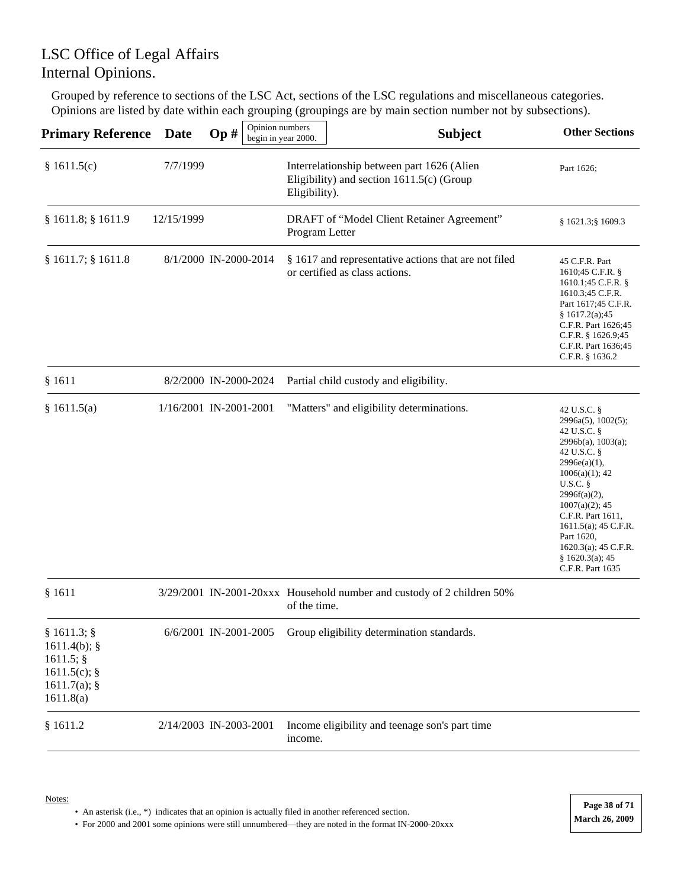# LSC Office of Legal Affairs
# Internal Opinions.

Grouped by reference to sections of the LSC Act, sections of the LSC regulations and miscellaneous categories. Opinions are listed by date within each grouping (groupings are by main section number not by subsections).

| Primary Reference | Date | Op # (Opinion numbers begin in year 2000.) | Subject | Other Sections |
|---|---|---|---|---|
| § 1611.5(c) | 7/7/1999 | | Interrelationship between part 1626 (Alien Eligibility) and section 1611.5(c) (Group Eligibility). | Part 1626; |
| § 1611.8; § 1611.9 | 12/15/1999 | | DRAFT of "Model Client Retainer Agreement" Program Letter | § 1621.3;§ 1609.3 |
| § 1611.7; § 1611.8 | 8/1/2000 | IN-2000-2014 | § 1617 and representative actions that are not filed or certified as class actions. | 45 C.F.R. Part 1610;45 C.F.R. § 1610.1;45 C.F.R. § 1610.3;45 C.F.R. Part 1617;45 C.F.R. § 1617.2(a);45 C.F.R. Part 1626;45 C.F.R. § 1626.9;45 C.F.R. Part 1636;45 C.F.R. § 1636.2 |
| § 1611 | 8/2/2000 | IN-2000-2024 | Partial child custody and eligibility. | |
| § 1611.5(a) | 1/16/2001 | IN-2001-2001 | "Matters" and eligibility determinations. | 42 U.S.C. § 2996a(5), 1002(5); 42 U.S.C. § 2996b(a), 1003(a); 42 U.S.C. § 2996e(a)(1), 1006(a)(1); 42 U.S.C. § 2996f(a)(2), 1007(a)(2); 45 C.F.R. Part 1611, 1611.5(a); 45 C.F.R. Part 1620, 1620.3(a); 45 C.F.R. § 1620.3(a); 45 C.F.R. Part 1635 |
| § 1611 | 3/29/2001 | IN-2001-20xxx | Household number and custody of 2 children 50% of the time. | |
| § 1611.3; § 1611.4(b); § 1611.5; § 1611.5(c); § 1611.7(a); § 1611.8(a) | 6/6/2001 | IN-2001-2005 | Group eligibility determination standards. | |
| § 1611.2 | 2/14/2003 | IN-2003-2001 | Income eligibility and teenage son's part time income. | |

Notes:

- An asterisk (i.e., *) indicates that an opinion is actually filed in another referenced section.
- For 2000 and 2001 some opinions were still unnumbered—they are noted in the format IN-2000-20xxx

March 26, 2009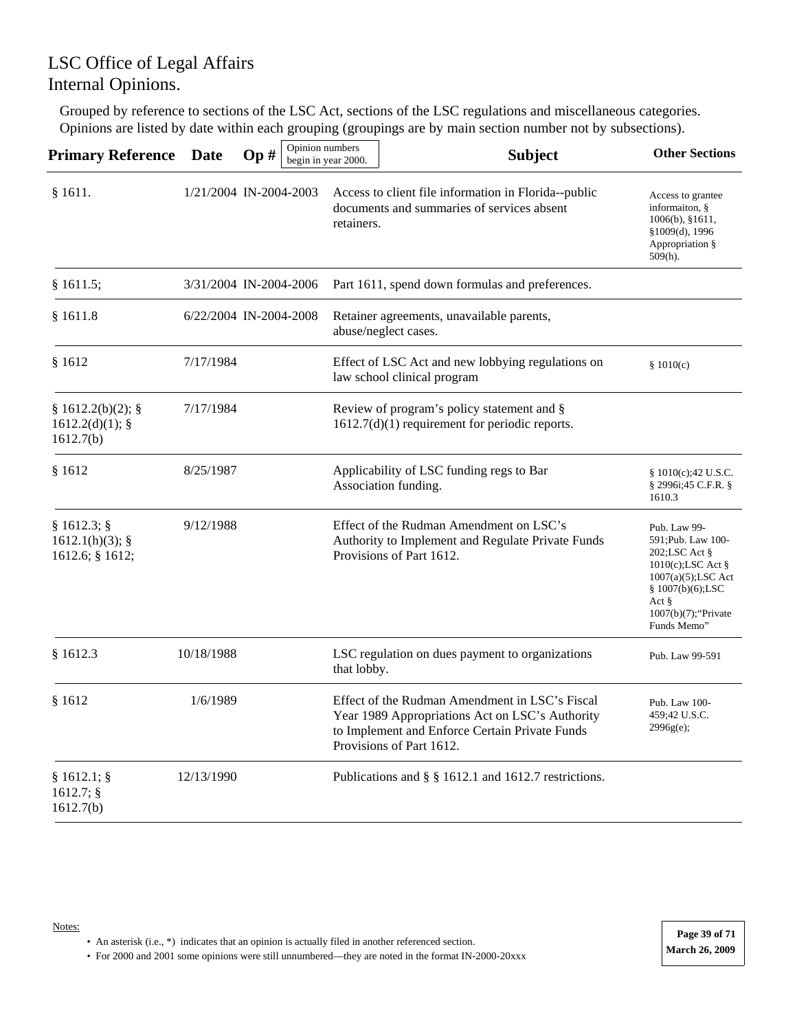# LSC Office of Legal Affairs
# Internal Opinions.

Grouped by reference to sections of the LSC Act, sections of the LSC regulations and miscellaneous categories. Opinions are listed by date within each grouping (groupings are by main section number not by subsections).

| Primary Reference | Date | Op # (Opinion numbers begin in year 2000.) | Subject | Other Sections |
|---|---|---|---|---|
| § 1611. | 1/21/2004 | IN-2004-2003 | Access to client file information in Florida--public documents and summaries of services absent retainers. | Access to grantee informaiton, § 1006(b), §1611, §1009(d), 1996 Appropriation § 509(h). |
| § 1611.5; | 3/31/2004 | IN-2004-2006 | Part 1611, spend down formulas and preferences. | |
| § 1611.8 | 6/22/2004 | IN-2004-2008 | Retainer agreements, unavailable parents, abuse/neglect cases. | |
| § 1612 | 7/17/1984 | | Effect of LSC Act and new lobbying regulations on law school clinical program | § 1010(c) |
| § 1612.2(b)(2); § 1612.2(d)(1); § 1612.7(b) | 7/17/1984 | | Review of program's policy statement and § 1612.7(d)(1) requirement for periodic reports. | |
| § 1612 | 8/25/1987 | | Applicability of LSC funding regs to Bar Association funding. | § 1010(c);42 U.S.C. § 2996i;45 C.F.R. § 1610.3 |
| § 1612.3; § 1612.1(h)(3); § 1612.6; § 1612; | 9/12/1988 | | Effect of the Rudman Amendment on LSC's Authority to Implement and Regulate Private Funds Provisions of Part 1612. | Pub. Law 99-591;Pub. Law 100-202;LSC Act § 1010(c);LSC Act § 1007(a)(5);LSC Act § 1007(b)(6);LSC Act § 1007(b)(7);"Private Funds Memo" |
| § 1612.3 | 10/18/1988 | | LSC regulation on dues payment to organizations that lobby. | Pub. Law 99-591 |
| § 1612 | 1/6/1989 | | Effect of the Rudman Amendment in LSC's Fiscal Year 1989 Appropriations Act on LSC's Authority to Implement and Enforce Certain Private Funds Provisions of Part 1612. | Pub. Law 100-459;42 U.S.C. 2996g(e); |
| § 1612.1; § 1612.7; § 1612.7(b) | 12/13/1990 | | Publications and § § 1612.1 and 1612.7 restrictions. | |

Notes:

- An asterisk (i.e., *) indicates that an opinion is actually filed in another referenced section.
- For 2000 and 2001 some opinions were still unnumbered—they are noted in the format IN-2000-20xxx

March 26, 2009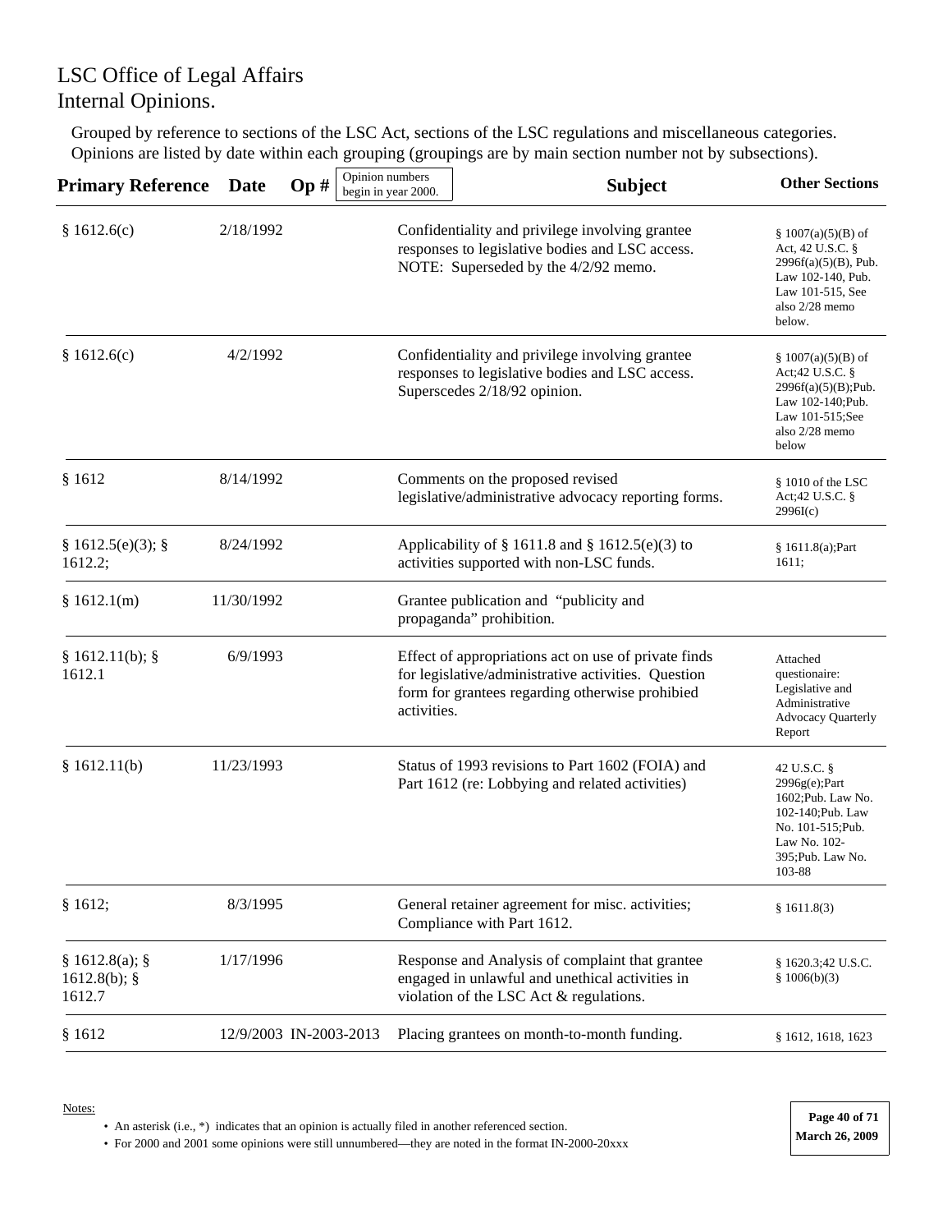# LSC Office of Legal Affairs
# Internal Opinions.

Grouped by reference to sections of the LSC Act, sections of the LSC regulations and miscellaneous categories. Opinions are listed by date within each grouping (groupings are by main section number not by subsections).

| Primary Reference | Date | Op # (Opinion numbers begin in year 2000.) | Subject | Other Sections |
|---|---|---|---|---|
| § 1612.6(c) | 2/18/1992 | | Confidentiality and privilege involving grantee responses to legislative bodies and LSC access. NOTE: Superseded by the 4/2/92 memo. | § 1007(a)(5)(B) of Act, 42 U.S.C. § 2996f(a)(5)(B), Pub. Law 102-140, Pub. Law 101-515, See also 2/28 memo below. |
| § 1612.6(c) | 4/2/1992 | | Confidentiality and privilege involving grantee responses to legislative bodies and LSC access. Superscedes 2/18/92 opinion. | § 1007(a)(5)(B) of Act;42 U.S.C. § 2996f(a)(5)(B);Pub. Law 102-140;Pub. Law 101-515;See also 2/28 memo below |
| § 1612 | 8/14/1992 | | Comments on the proposed revised legislative/administrative advocacy reporting forms. | § 1010 of the LSC Act;42 U.S.C. § 2996I(c) |
| § 1612.5(e)(3); § 1612.2; | 8/24/1992 | | Applicability of § 1611.8 and § 1612.5(e)(3) to activities supported with non-LSC funds. | § 1611.8(a);Part 1611; |
| § 1612.1(m) | 11/30/1992 | | Grantee publication and "publicity and propaganda" prohibition. | |
| § 1612.11(b); § 1612.1 | 6/9/1993 | | Effect of appropriations act on use of private finds for legislative/administrative activities. Question form for grantees regarding otherwise prohibited activities. | Attached questionaire: Legislative and Administrative Advocacy Quarterly Report |
| § 1612.11(b) | 11/23/1993 | | Status of 1993 revisions to Part 1602 (FOIA) and Part 1612 (re: Lobbying and related activities) | 42 U.S.C. § 2996g(e);Part 1602;Pub. Law No. 102-140;Pub. Law No. 101-515;Pub. Law No. 102-395;Pub. Law No. 103-88 |
| § 1612; | 8/3/1995 | | General retainer agreement for misc. activities; Compliance with Part 1612. | § 1611.8(3) |
| § 1612.8(a); § 1612.8(b); § 1612.7 | 1/17/1996 | | Response and Analysis of complaint that grantee engaged in unlawful and unethical activities in violation of the LSC Act & regulations. | § 1620.3;42 U.S.C. § 1006(b)(3) |
| § 1612 | 12/9/2003 | IN-2003-2013 | Placing grantees on month-to-month funding. | § 1612, 1618, 1623 |

Notes:

- An asterisk (i.e., *) indicates that an opinion is actually filed in another referenced section.
- For 2000 and 2001 some opinions were still unnumbered—they are noted in the format IN-2000-20xxx

March 26, 2009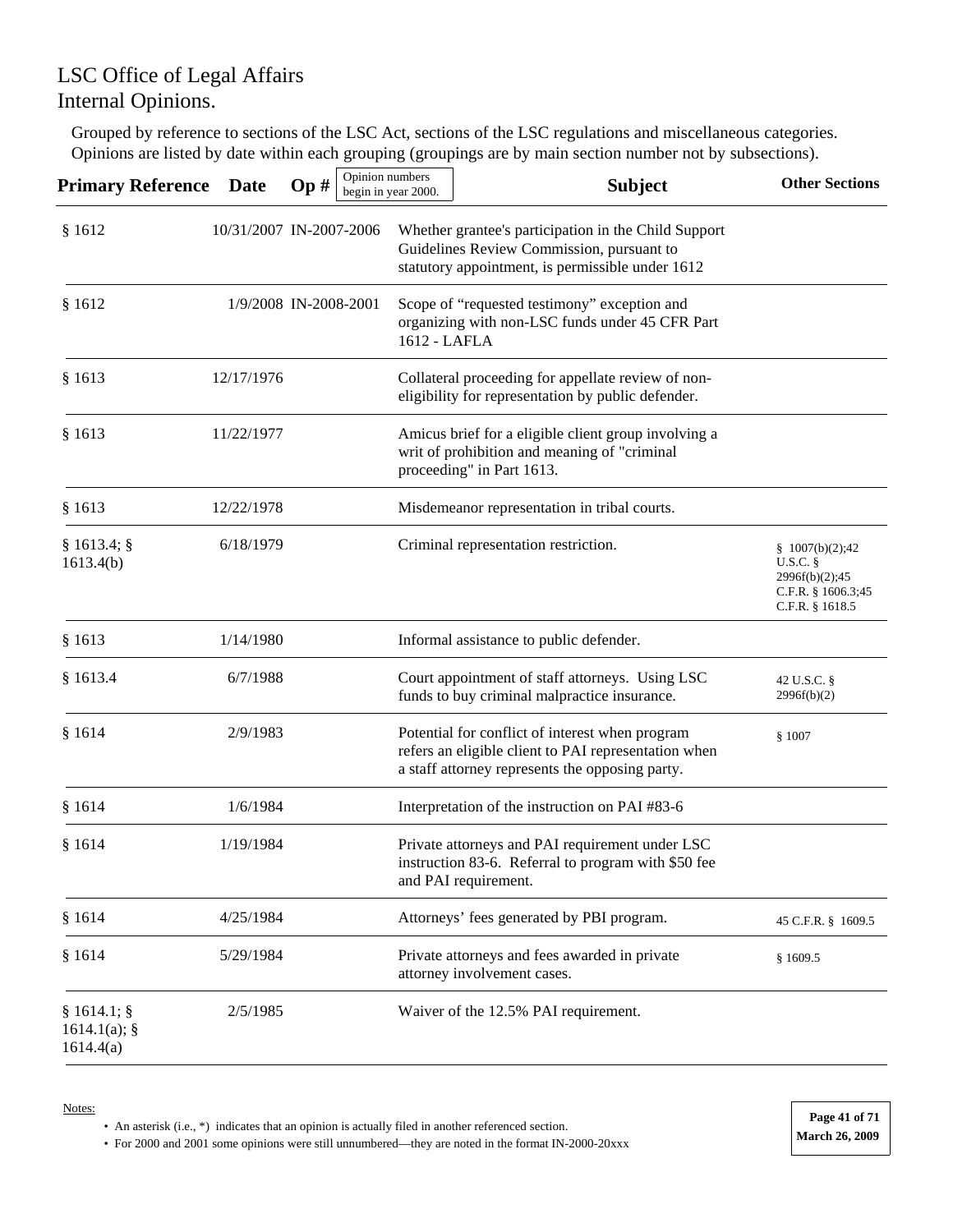# LSC Office of Legal Affairs
# Internal Opinions.

Grouped by reference to sections of the LSC Act, sections of the LSC regulations and miscellaneous categories. Opinions are listed by date within each grouping (groupings are by main section number not by subsections).

| Primary Reference | Date | Op # (Opinion numbers begin in year 2000.) | Subject | Other Sections |
|---|---|---|---|---|
| § 1612 | 10/31/2007 | IN-2007-2006 | Whether grantee's participation in the Child Support Guidelines Review Commission, pursuant to statutory appointment, is permissible under 1612 | |
| § 1612 | 1/9/2008 | IN-2008-2001 | Scope of "requested testimony" exception and organizing with non-LSC funds under 45 CFR Part 1612 - LAFLA | |
| § 1613 | 12/17/1976 | | Collateral proceeding for appellate review of non-eligibility for representation by public defender. | |
| § 1613 | 11/22/1977 | | Amicus brief for a eligible client group involving a writ of prohibition and meaning of "criminal proceeding" in Part 1613. | |
| § 1613 | 12/22/1978 | | Misdemeanor representation in tribal courts. | |
| § 1613.4; § 1613.4(b) | 6/18/1979 | | Criminal representation restriction. | § 1007(b)(2);42 U.S.C. § 2996f(b)(2);45 C.F.R. § 1606.3;45 C.F.R. § 1618.5 |
| § 1613 | 1/14/1980 | | Informal assistance to public defender. | |
| § 1613.4 | 6/7/1988 | | Court appointment of staff attorneys. Using LSC funds to buy criminal malpractice insurance. | 42 U.S.C. § 2996f(b)(2) |
| § 1614 | 2/9/1983 | | Potential for conflict of interest when program refers an eligible client to PAI representation when a staff attorney represents the opposing party. | § 1007 |
| § 1614 | 1/6/1984 | | Interpretation of the instruction on PAI #83-6 | |
| § 1614 | 1/19/1984 | | Private attorneys and PAI requirement under LSC instruction 83-6. Referral to program with $50 fee and PAI requirement. | |
| § 1614 | 4/25/1984 | | Attorneys' fees generated by PBI program. | 45 C.F.R. § 1609.5 |
| § 1614 | 5/29/1984 | | Private attorneys and fees awarded in private attorney involvement cases. | § 1609.5 |
| § 1614.1; § 1614.1(a); § 1614.4(a) | 2/5/1985 | | Waiver of the 12.5% PAI requirement. | |

Notes:

- An asterisk (i.e., *) indicates that an opinion is actually filed in another referenced section.
- For 2000 and 2001 some opinions were still unnumbered—they are noted in the format IN-2000-20xxx

March 26, 2009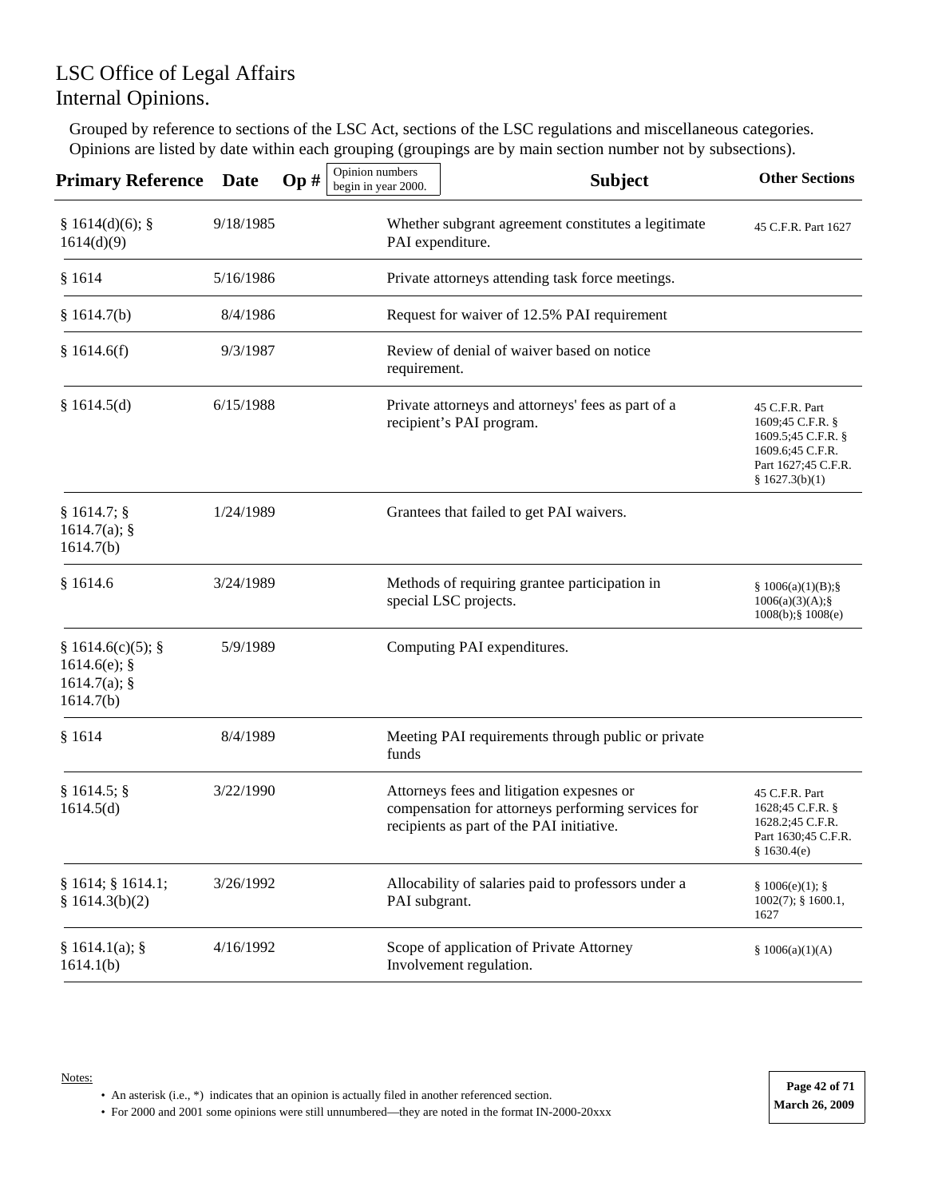# LSC Office of Legal Affairs
# Internal Opinions.

Grouped by reference to sections of the LSC Act, sections of the LSC regulations and miscellaneous categories. Opinions are listed by date within each grouping (groupings are by main section number not by subsections).

| Primary Reference | Date | Op # (Opinion numbers begin in year 2000.) | Subject | Other Sections |
|---|---|---|---|---|
| § 1614(d)(6); § 1614(d)(9) | 9/18/1985 | | Whether subgrant agreement constitutes a legitimate PAI expenditure. | 45 C.F.R. Part 1627 |
| § 1614 | 5/16/1986 | | Private attorneys attending task force meetings. | |
| § 1614.7(b) | 8/4/1986 | | Request for waiver of 12.5% PAI requirement | |
| § 1614.6(f) | 9/3/1987 | | Review of denial of waiver based on notice requirement. | |
| § 1614.5(d) | 6/15/1988 | | Private attorneys and attorneys' fees as part of a recipient's PAI program. | 45 C.F.R. Part 1609;45 C.F.R. § 1609.5;45 C.F.R. § 1609.6;45 C.F.R. Part 1627;45 C.F.R. § 1627.3(b)(1) |
| § 1614.7; § 1614.7(a); § 1614.7(b) | 1/24/1989 | | Grantees that failed to get PAI waivers. | |
| § 1614.6 | 3/24/1989 | | Methods of requiring grantee participation in special LSC projects. | § 1006(a)(1)(B);§ 1006(a)(3)(A);§ 1008(b);§ 1008(e) |
| § 1614.6(c)(5); § 1614.6(e); § 1614.7(a); § 1614.7(b) | 5/9/1989 | | Computing PAI expenditures. | |
| § 1614 | 8/4/1989 | | Meeting PAI requirements through public or private funds | |
| § 1614.5; § 1614.5(d) | 3/22/1990 | | Attorneys fees and litigation expesnes or compensation for attorneys performing services for recipients as part of the PAI initiative. | 45 C.F.R. Part 1628;45 C.F.R. § 1628.2;45 C.F.R. Part 1630;45 C.F.R. § 1630.4(e) |
| § 1614; § 1614.1; § 1614.3(b)(2) | 3/26/1992 | | Allocability of salaries paid to professors under a PAI subgrant. | § 1006(e)(1); § 1002(7); § 1600.1, 1627 |
| § 1614.1(a); § 1614.1(b) | 4/16/1992 | | Scope of application of Private Attorney Involvement regulation. | § 1006(a)(1)(A) |

Notes:

- An asterisk (i.e., *) indicates that an opinion is actually filed in another referenced section.
- For 2000 and 2001 some opinions were still unnumbered—they are noted in the format IN-2000-20xxx

March 26, 2009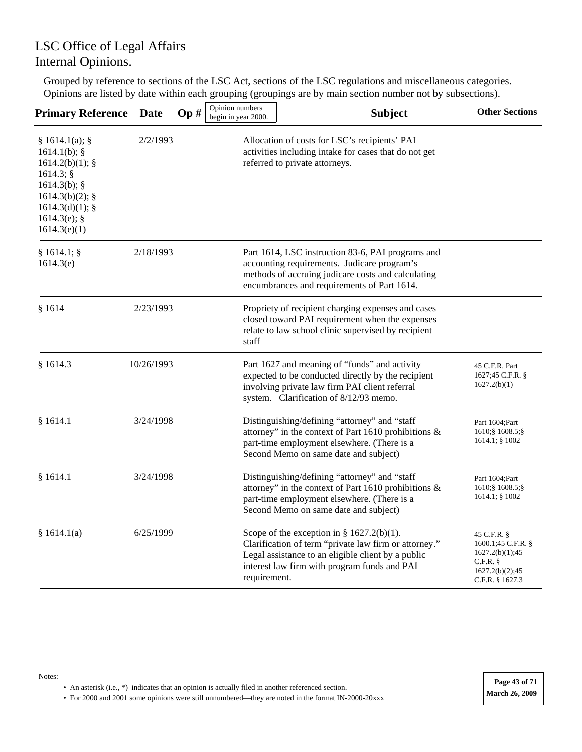# LSC Office of Legal Affairs
# Internal Opinions.

Grouped by reference to sections of the LSC Act, sections of the LSC regulations and miscellaneous categories. Opinions are listed by date within each grouping (groupings are by main section number not by subsections).

| Primary Reference | Date | Op # (Opinion numbers begin in year 2000.) | Subject | Other Sections |
|---|---|---|---|---|
| § 1614.1(a); § 1614.1(b); § 1614.2(b)(1); § 1614.3; § 1614.3(b); § 1614.3(b)(2); § 1614.3(d)(1); § 1614.3(e); § 1614.3(e)(1) | 2/2/1993 | | Allocation of costs for LSC's recipients' PAI activities including intake for cases that do not get referred to private attorneys. | |
| § 1614.1; § 1614.3(e) | 2/18/1993 | | Part 1614, LSC instruction 83-6, PAI programs and accounting requirements. Judicare program's methods of accruing judicare costs and calculating encumbrances and requirements of Part 1614. | |
| § 1614 | 2/23/1993 | | Propriety of recipient charging expenses and cases closed toward PAI requirement when the expenses relate to law school clinic supervised by recipient staff | |
| § 1614.3 | 10/26/1993 | | Part 1627 and meaning of "funds" and activity expected to be conducted directly by the recipient involving private law firm PAI client referral system. Clarification of 8/12/93 memo. | 45 C.F.R. Part 1627;45 C.F.R. § 1627.2(b)(1) |
| § 1614.1 | 3/24/1998 | | Distinguishing/defining "attorney" and "staff attorney" in the context of Part 1610 prohibitions & part-time employment elsewhere. (There is a Second Memo on same date and subject) | Part 1604;Part 1610;§ 1608.5;§ 1614.1; § 1002 |
| § 1614.1 | 3/24/1998 | | Distinguishing/defining "attorney" and "staff attorney" in the context of Part 1610 prohibitions & part-time employment elsewhere. (There is a Second Memo on same date and subject) | Part 1604;Part 1610;§ 1608.5;§ 1614.1; § 1002 |
| § 1614.1(a) | 6/25/1999 | | Scope of the exception in § 1627.2(b)(1). Clarification of term "private law firm or attorney." Legal assistance to an eligible client by a public interest law firm with program funds and PAI requirement. | 45 C.F.R. § 1600.1;45 C.F.R. § 1627.2(b)(1);45 C.F.R. § 1627.2(b)(2);45 C.F.R. § 1627.3 |

Notes:

- An asterisk (i.e., *) indicates that an opinion is actually filed in another referenced section.
- For 2000 and 2001 some opinions were still unnumbered—they are noted in the format IN-2000-20xxx

March 26, 2009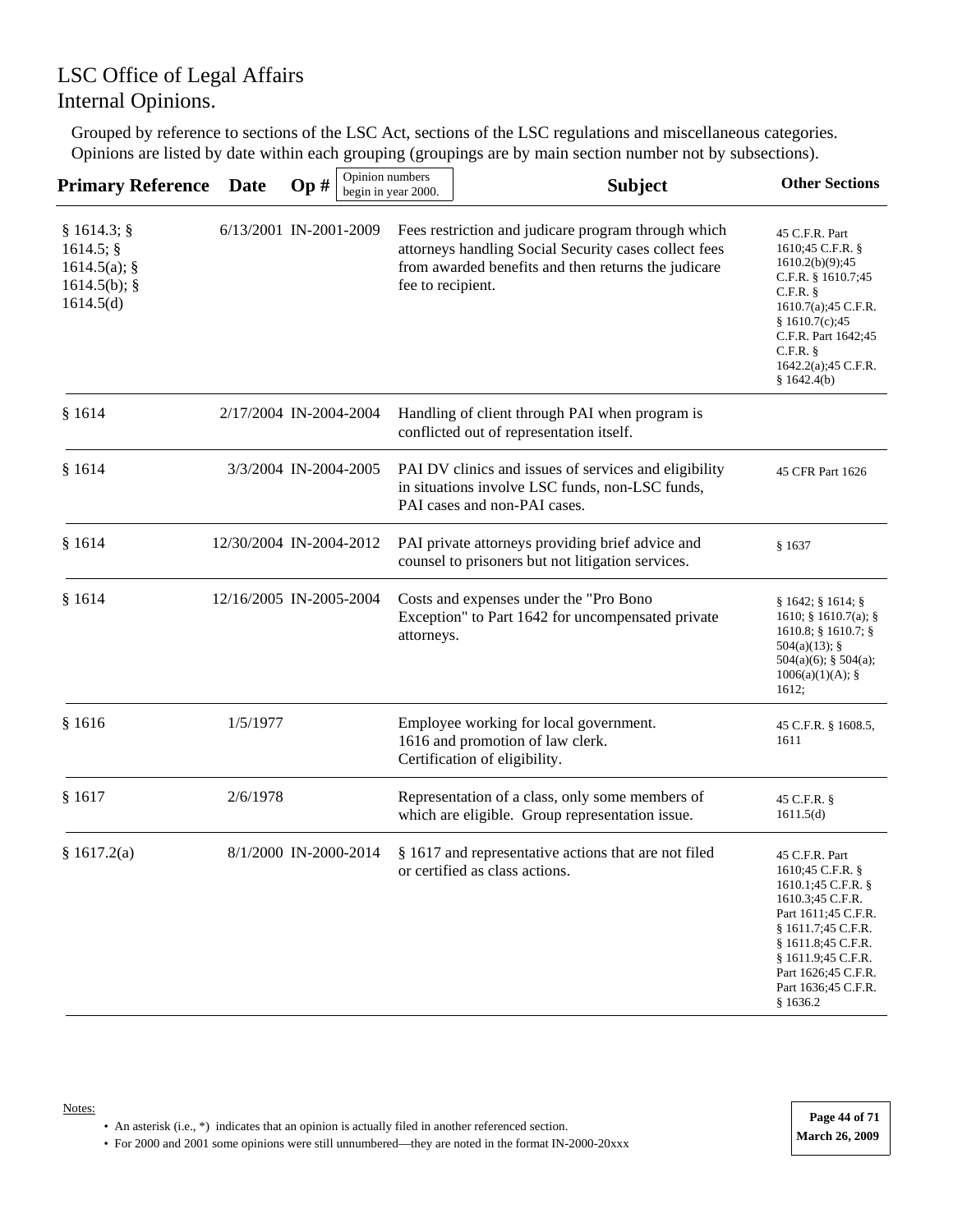LSC Office of Legal Affairs
Internal Opinions.

Grouped by reference to sections of the LSC Act, sections of the LSC regulations and miscellaneous categories. Opinions are listed by date within each grouping (groupings are by main section number not by subsections).

| Primary Reference | Date | Op # (Opinion numbers begin in year 2000.) | Subject | Other Sections |
|---|---|---|---|---|
| § 1614.3; § 1614.5; § 1614.5(a); § 1614.5(b); § 1614.5(d) | 6/13/2001 | IN-2001-2009 | Fees restriction and judicare program through which attorneys handling Social Security cases collect fees from awarded benefits and then returns the judicare fee to recipient. | 45 C.F.R. Part 1610;45 C.F.R. § 1610.2(b)(9);45 C.F.R. § 1610.7;45 C.F.R. § 1610.7(a);45 C.F.R. § 1610.7(c);45 C.F.R. Part 1642;45 C.F.R. § 1642.2(a);45 C.F.R. § 1642.4(b) |
| § 1614 | 2/17/2004 | IN-2004-2004 | Handling of client through PAI when program is conflicted out of representation itself. | |
| § 1614 | 3/3/2004 | IN-2004-2005 | PAI DV clinics and issues of services and eligibility in situations involve LSC funds, non-LSC funds, PAI cases and non-PAI cases. | 45 CFR Part 1626 |
| § 1614 | 12/30/2004 | IN-2004-2012 | PAI private attorneys providing brief advice and counsel to prisoners but not litigation services. | § 1637 |
| § 1614 | 12/16/2005 | IN-2005-2004 | Costs and expenses under the "Pro Bono Exception" to Part 1642 for uncompensated private attorneys. | § 1642; § 1614; § 1610; § 1610.7(a); § 1610.8; § 1610.7; § 504(a)(13); § 504(a)(6); § 504(a); 1006(a)(1)(A); § 1612; |
| § 1616 | 1/5/1977 | | Employee working for local government. 1616 and promotion of law clerk. Certification of eligibility. | 45 C.F.R. § 1608.5, 1611 |
| § 1617 | 2/6/1978 | | Representation of a class, only some members of which are eligible. Group representation issue. | 45 C.F.R. § 1611.5(d) |
| § 1617.2(a) | 8/1/2000 | IN-2000-2014 | § 1617 and representative actions that are not filed or certified as class actions. | 45 C.F.R. Part 1610;45 C.F.R. § 1610.1;45 C.F.R. § 1610.3;45 C.F.R. Part 1611;45 C.F.R. § 1611.7;45 C.F.R. § 1611.8;45 C.F.R. § 1611.9;45 C.F.R. Part 1626;45 C.F.R. Part 1636;45 C.F.R. § 1636.2 |

Notes:

- An asterisk (i.e., *) indicates that an opinion is actually filed in another referenced section.
- For 2000 and 2001 some opinions were still unnumbered—they are noted in the format IN-2000-20xxx

March 26, 2009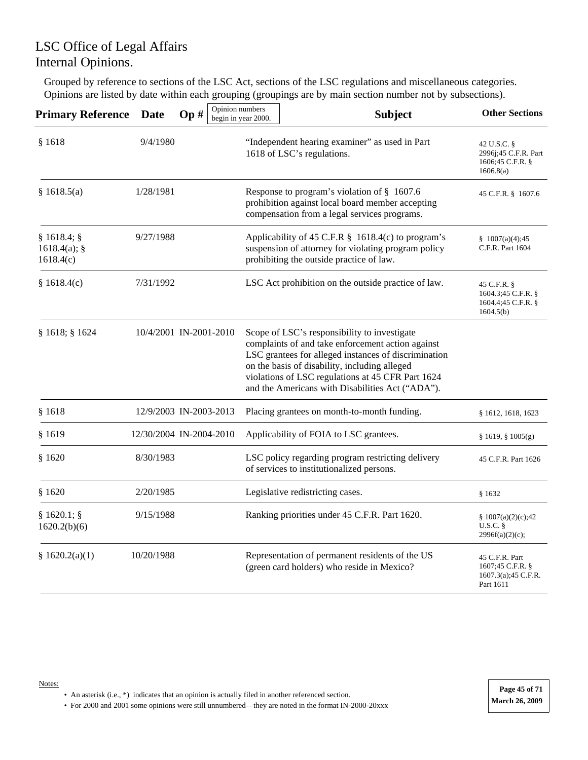# LSC Office of Legal Affairs
# Internal Opinions.

Grouped by reference to sections of the LSC Act, sections of the LSC regulations and miscellaneous categories. Opinions are listed by date within each grouping (groupings are by main section number not by subsections).

| Primary Reference | Date | Op # (Opinion numbers begin in year 2000.) | Subject | Other Sections |
|---|---|---|---|---|
| § 1618 | 9/4/1980 | | "Independent hearing examiner" as used in Part 1618 of LSC's regulations. | 42 U.S.C. § 2996j;45 C.F.R. Part 1606;45 C.F.R. § 1606.8(a) |
| § 1618.5(a) | 1/28/1981 | | Response to program's violation of § 1607.6 prohibition against local board member accepting compensation from a legal services programs. | 45 C.F.R. § 1607.6 |
| § 1618.4; § 1618.4(a); § 1618.4(c) | 9/27/1988 | | Applicability of 45 C.F.R § 1618.4(c) to program's suspension of attorney for violating program policy prohibiting the outside practice of law. | § 1007(a)(4);45 C.F.R. Part 1604 |
| § 1618.4(c) | 7/31/1992 | | LSC Act prohibition on the outside practice of law. | 45 C.F.R. § 1604.3;45 C.F.R. § 1604.4;45 C.F.R. § 1604.5(b) |
| § 1618; § 1624 | 10/4/2001 | IN-2001-2010 | Scope of LSC's responsibility to investigate complaints of and take enforcement action against LSC grantees for alleged instances of discrimination on the basis of disability, including alleged violations of LSC regulations at 45 CFR Part 1624 and the Americans with Disabilities Act ("ADA"). | |
| § 1618 | 12/9/2003 | IN-2003-2013 | Placing grantees on month-to-month funding. | § 1612, 1618, 1623 |
| § 1619 | 12/30/2004 | IN-2004-2010 | Applicability of FOIA to LSC grantees. | § 1619, § 1005(g) |
| § 1620 | 8/30/1983 | | LSC policy regarding program restricting delivery of services to institutionalized persons. | 45 C.F.R. Part 1626 |
| § 1620 | 2/20/1985 | | Legislative redistricting cases. | § 1632 |
| § 1620.1; § 1620.2(b)(6) | 9/15/1988 | | Ranking priorities under 45 C.F.R. Part 1620. | § 1007(a)(2)(c);42 U.S.C. § 2996f(a)(2)(c); |
| § 1620.2(a)(1) | 10/20/1988 | | Representation of permanent residents of the US (green card holders) who reside in Mexico? | 45 C.F.R. Part 1607;45 C.F.R. § 1607.3(a);45 C.F.R. Part 1611 |

Notes:

- An asterisk (i.e., *) indicates that an opinion is actually filed in another referenced section.
- For 2000 and 2001 some opinions were still unnumbered—they are noted in the format IN-2000-20xxx

March 26, 2009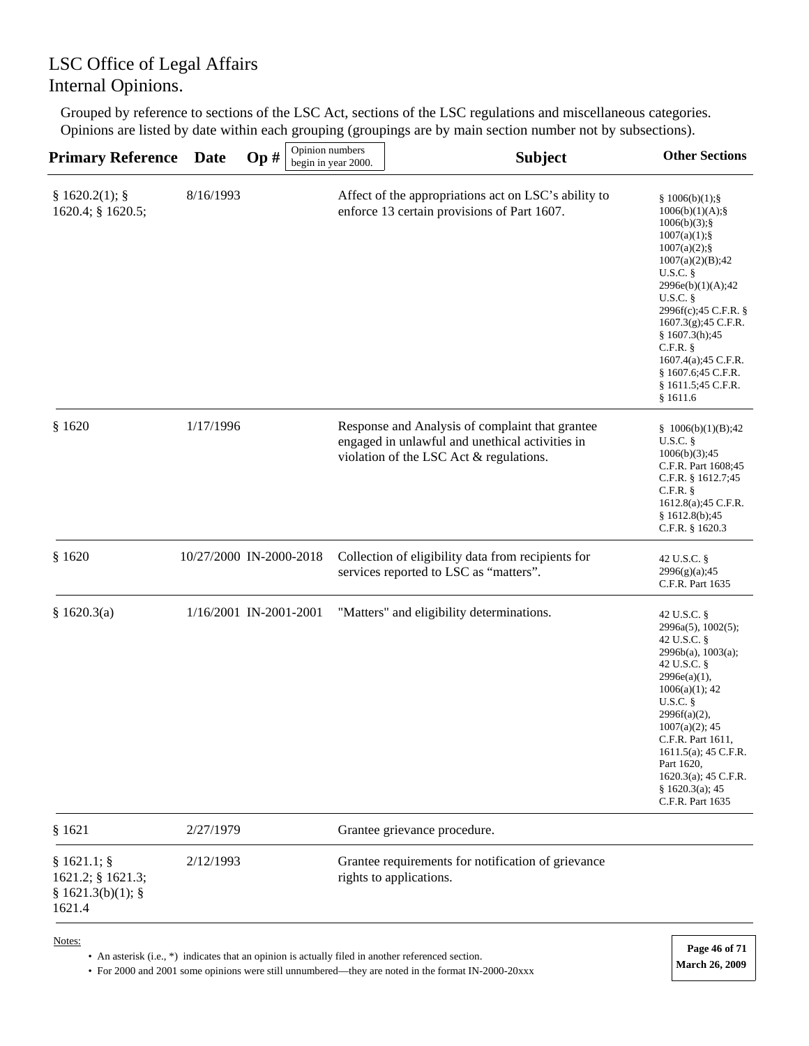# LSC Office of Legal Affairs
# Internal Opinions.

Grouped by reference to sections of the LSC Act, sections of the LSC regulations and miscellaneous categories. Opinions are listed by date within each grouping (groupings are by main section number not by subsections).

| Primary Reference | Date | Op # (Opinion numbers begin in year 2000.) | Subject | Other Sections |
|---|---|---|---|---|
| § 1620.2(1); § 1620.4; § 1620.5; | 8/16/1993 | | Affect of the appropriations act on LSC's ability to enforce 13 certain provisions of Part 1607. | § 1006(b)(1);§ 1006(b)(1)(A);§ 1006(b)(3);§ 1007(a)(1);§ 1007(a)(2);§ 1007(a)(2)(B);42 U.S.C. § 2996e(b)(1)(A);42 U.S.C. § 2996f(c);45 C.F.R. § 1607.3(g);45 C.F.R. § 1607.3(h);45 C.F.R. § 1607.4(a);45 C.F.R. § 1607.6;45 C.F.R. § 1611.5;45 C.F.R. § 1611.6 |
| § 1620 | 1/17/1996 | | Response and Analysis of complaint that grantee engaged in unlawful and unethical activities in violation of the LSC Act & regulations. | § 1006(b)(1)(B);42 U.S.C. § 1006(b)(3);45 C.F.R. Part 1608;45 C.F.R. § 1612.7;45 C.F.R. § 1612.8(a);45 C.F.R. § 1612.8(b);45 C.F.R. § 1620.3 |
| § 1620 | 10/27/2000 | IN-2000-2018 | Collection of eligibility data from recipients for services reported to LSC as "matters". | 42 U.S.C. § 2996(g)(a);45 C.F.R. Part 1635 |
| § 1620.3(a) | 1/16/2001 | IN-2001-2001 | "Matters" and eligibility determinations. | 42 U.S.C. § 2996a(5), 1002(5); 42 U.S.C. § 2996b(a), 1003(a); 42 U.S.C. § 2996e(a)(1), 1006(a)(1); 42 U.S.C. § 2996f(a)(2), 1007(a)(2); 45 C.F.R. Part 1611, 1611.5(a); 45 C.F.R. Part 1620, 1620.3(a); 45 C.F.R. § 1620.3(a); 45 C.F.R. Part 1635 |
| § 1621 | 2/27/1979 | | Grantee grievance procedure. | |
| § 1621.1; § 1621.2; § 1621.3; § 1621.3(b)(1); § 1621.4 | 2/12/1993 | | Grantee requirements for notification of grievance rights to applications. | |

Notes:

- An asterisk (i.e., *) indicates that an opinion is actually filed in another referenced section.
- For 2000 and 2001 some opinions were still unnumbered—they are noted in the format IN-2000-20xxx

March 26, 2009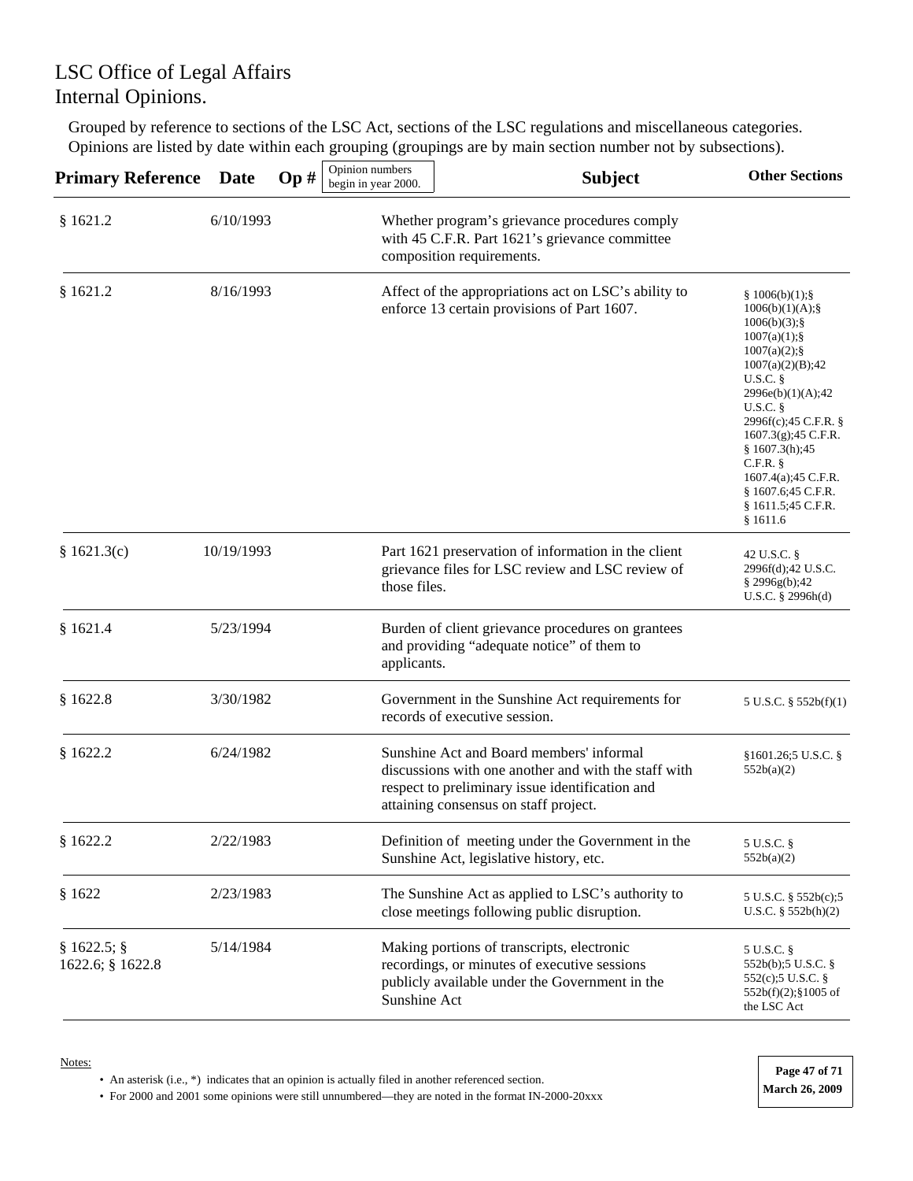# LSC Office of Legal Affairs
# Internal Opinions.

Grouped by reference to sections of the LSC Act, sections of the LSC regulations and miscellaneous categories. Opinions are listed by date within each grouping (groupings are by main section number not by subsections).

| Primary Reference | Date | Op # (Opinion numbers begin in year 2000.) | Subject | Other Sections |
|---|---|---|---|---|
| § 1621.2 | 6/10/1993 | | Whether program's grievance procedures comply with 45 C.F.R. Part 1621's grievance committee composition requirements. | |
| § 1621.2 | 8/16/1993 | | Affect of the appropriations act on LSC's ability to enforce 13 certain provisions of Part 1607. | § 1006(b)(1);§ 1006(b)(1)(A);§ 1006(b)(3);§ 1007(a)(1);§ 1007(a)(2);§ 1007(a)(2)(B);42 U.S.C. § 2996e(b)(1)(A);42 U.S.C. § 2996f(c);45 C.F.R. § 1607.3(g);45 C.F.R. § 1607.3(h);45 C.F.R. § 1607.4(a);45 C.F.R. § 1607.6;45 C.F.R. § 1611.5;45 C.F.R. § 1611.6 |
| § 1621.3(c) | 10/19/1993 | | Part 1621 preservation of information in the client grievance files for LSC review and LSC review of those files. | 42 U.S.C. § 2996f(d);42 U.S.C. § 2996g(b);42 U.S.C. § 2996h(d) |
| § 1621.4 | 5/23/1994 | | Burden of client grievance procedures on grantees and providing "adequate notice" of them to applicants. | |
| § 1622.8 | 3/30/1982 | | Government in the Sunshine Act requirements for records of executive session. | 5 U.S.C. § 552b(f)(1) |
| § 1622.2 | 6/24/1982 | | Sunshine Act and Board members' informal discussions with one another and with the staff with respect to preliminary issue identification and attaining consensus on staff project. | §1601.26;5 U.S.C. § 552b(a)(2) |
| § 1622.2 | 2/22/1983 | | Definition of meeting under the Government in the Sunshine Act, legislative history, etc. | 5 U.S.C. § 552b(a)(2) |
| § 1622 | 2/23/1983 | | The Sunshine Act as applied to LSC's authority to close meetings following public disruption. | 5 U.S.C. § 552b(c);5 U.S.C. § 552b(h)(2) |
| § 1622.5; § 1622.6; § 1622.8 | 5/14/1984 | | Making portions of transcripts, electronic recordings, or minutes of executive sessions publicly available under the Government in the Sunshine Act | 5 U.S.C. § 552b(b);5 U.S.C. § 552(c);5 U.S.C. § 552b(f)(2);§1005 of the LSC Act |

Notes:

- An asterisk (i.e., *) indicates that an opinion is actually filed in another referenced section.
- For 2000 and 2001 some opinions were still unnumbered—they are noted in the format IN-2000-20xxx

March 26, 2009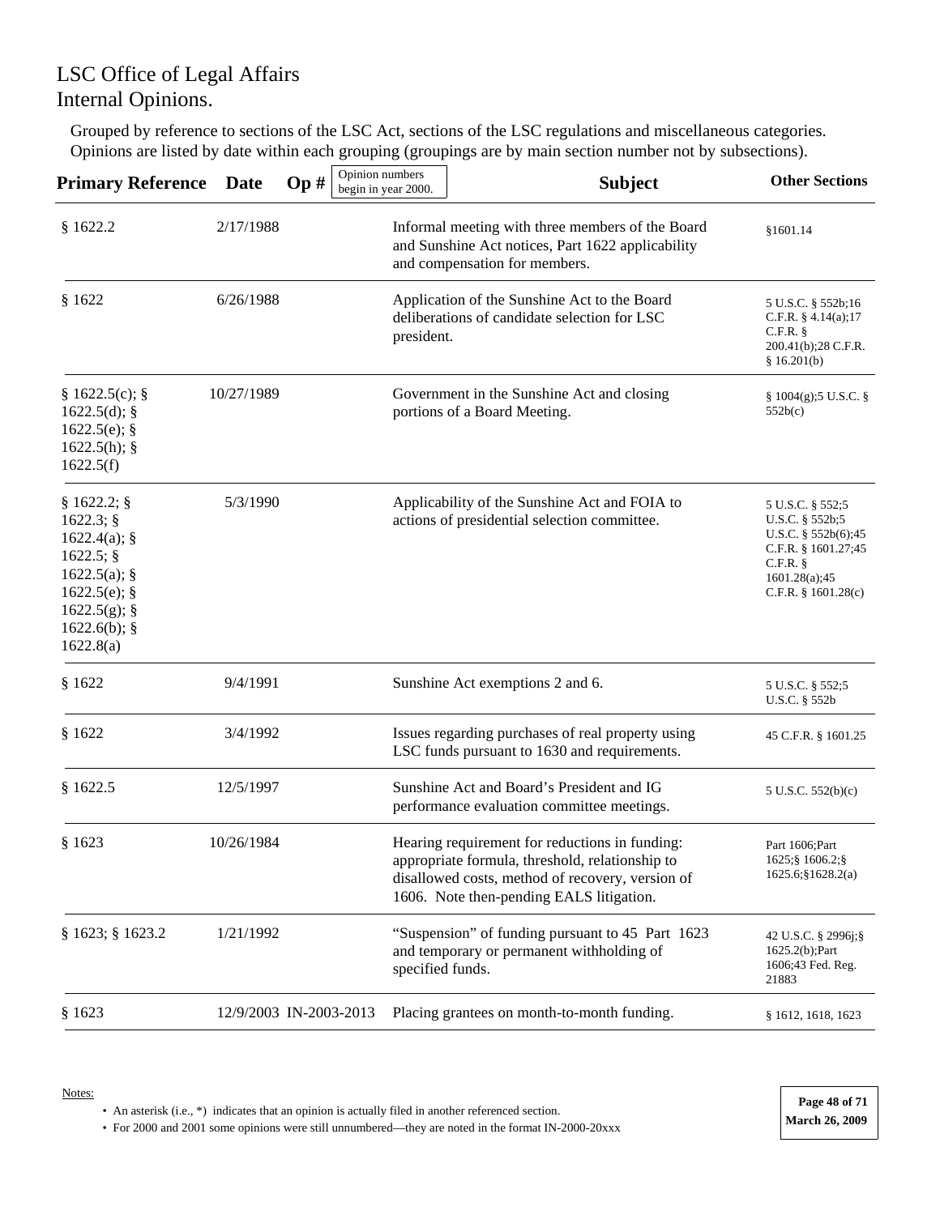LSC Office of Legal Affairs
Internal Opinions.

Grouped by reference to sections of the LSC Act, sections of the LSC regulations and miscellaneous categories. Opinions are listed by date within each grouping (groupings are by main section number not by subsections).

| Primary Reference | Date | Op # (Opinion numbers begin in year 2000.) | Subject | Other Sections |
|---|---|---|---|---|
| § 1622.2 | 2/17/1988 | | Informal meeting with three members of the Board and Sunshine Act notices, Part 1622 applicability and compensation for members. | §1601.14 |
| § 1622 | 6/26/1988 | | Application of the Sunshine Act to the Board deliberations of candidate selection for LSC president. | 5 U.S.C. § 552b;16 C.F.R. § 4.14(a);17 C.F.R. § 200.41(b);28 C.F.R. § 16.201(b) |
| § 1622.5(c); § 1622.5(d); § 1622.5(e); § 1622.5(h); § 1622.5(f) | 10/27/1989 | | Government in the Sunshine Act and closing portions of a Board Meeting. | § 1004(g);5 U.S.C. § 552b(c) |
| § 1622.2; § 1622.3; § 1622.4(a); § 1622.5; § 1622.5(a); § 1622.5(e); § 1622.5(g); § 1622.6(b); § 1622.8(a) | 5/3/1990 | | Applicability of the Sunshine Act and FOIA to actions of presidential selection committee. | 5 U.S.C. § 552;5 U.S.C. § 552b;5 U.S.C. § 552b(6);45 C.F.R. § 1601.27;45 C.F.R. § 1601.28(a);45 C.F.R. § 1601.28(c) |
| § 1622 | 9/4/1991 | | Sunshine Act exemptions 2 and 6. | 5 U.S.C. § 552;5 U.S.C. § 552b |
| § 1622 | 3/4/1992 | | Issues regarding purchases of real property using LSC funds pursuant to 1630 and requirements. | 45 C.F.R. § 1601.25 |
| § 1622.5 | 12/5/1997 | | Sunshine Act and Board's President and IG performance evaluation committee meetings. | 5 U.S.C. 552(b)(c) |
| § 1623 | 10/26/1984 | | Hearing requirement for reductions in funding: appropriate formula, threshold, relationship to disallowed costs, method of recovery, version of 1606. Note then-pending EALS litigation. | Part 1606;Part 1625;§ 1606.2;§ 1625.6;§1628.2(a) |
| § 1623; § 1623.2 | 1/21/1992 | | "Suspension" of funding pursuant to 45 Part 1623 and temporary or permanent withholding of specified funds. | 42 U.S.C. § 2996j;§ 1625.2(b);Part 1606;43 Fed. Reg. 21883 |
| § 1623 | 12/9/2003 | IN-2003-2013 | Placing grantees on month-to-month funding. | § 1612, 1618, 1623 |

Notes:

- An asterisk (i.e., *) indicates that an opinion is actually filed in another referenced section.
- For 2000 and 2001 some opinions were still unnumbered—they are noted in the format IN-2000-20xxx

March 26, 2009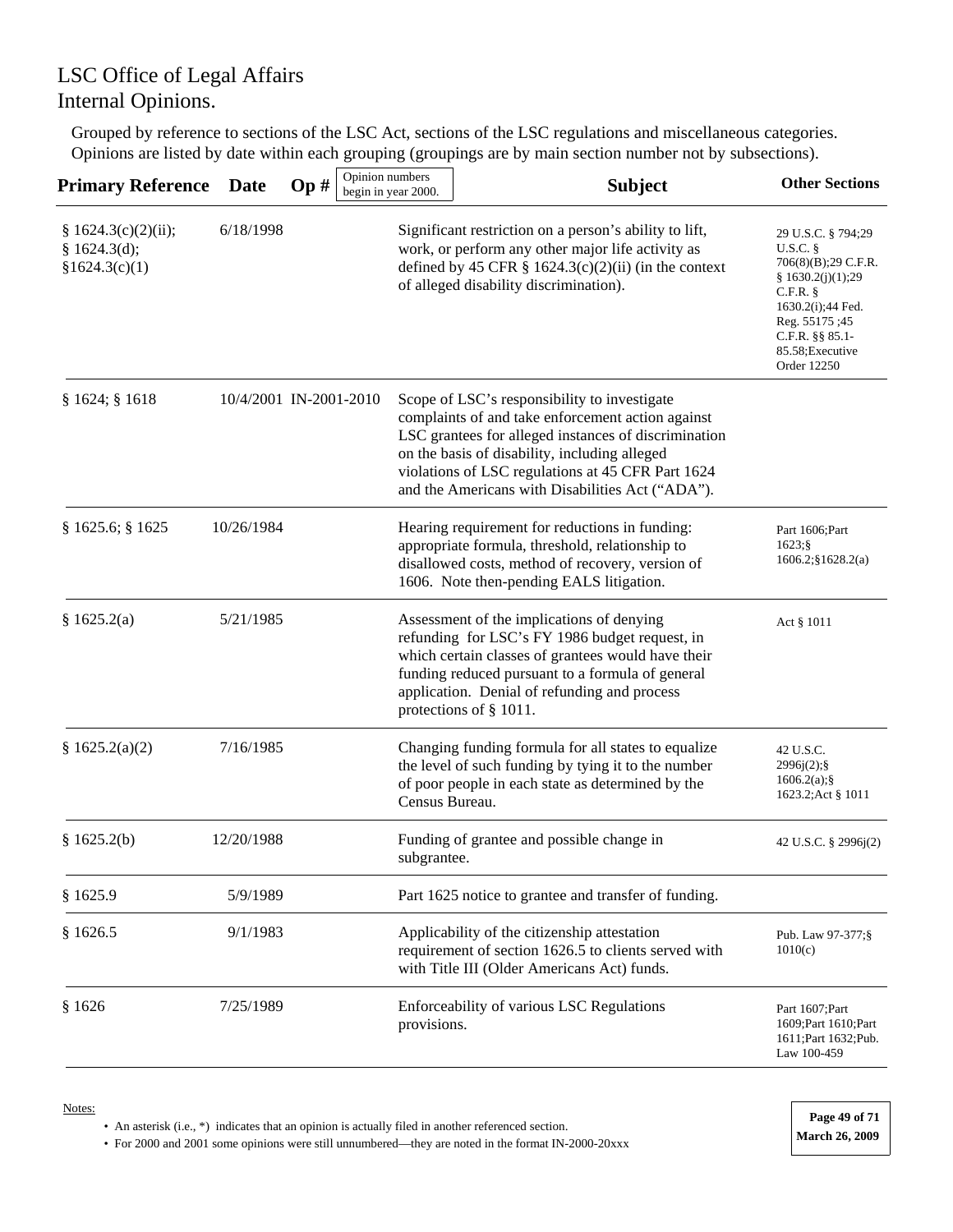LSC Office of Legal Affairs
Internal Opinions.

Grouped by reference to sections of the LSC Act, sections of the LSC regulations and miscellaneous categories. Opinions are listed by date within each grouping (groupings are by main section number not by subsections).

| Primary Reference | Date | Op # (Opinion numbers begin in year 2000.) | Subject | Other Sections |
|---|---|---|---|---|
| § 1624.3(c)(2)(ii); § 1624.3(d); §1624.3(c)(1) | 6/18/1998 | | Significant restriction on a person's ability to lift, work, or perform any other major life activity as defined by 45 CFR § 1624.3(c)(2)(ii) (in the context of alleged disability discrimination). | 29 U.S.C. § 794;29 U.S.C. § 706(8)(B);29 C.F.R. § 1630.2(j)(1);29 C.F.R. § 1630.2(i);44 Fed. Reg. 55175 ;45 C.F.R. §§ 85.1-85.58;Executive Order 12250 |
| § 1624; § 1618 | 10/4/2001 | IN-2001-2010 | Scope of LSC's responsibility to investigate complaints of and take enforcement action against LSC grantees for alleged instances of discrimination on the basis of disability, including alleged violations of LSC regulations at 45 CFR Part 1624 and the Americans with Disabilities Act ("ADA"). | |
| § 1625.6; § 1625 | 10/26/1984 | | Hearing requirement for reductions in funding: appropriate formula, threshold, relationship to disallowed costs, method of recovery, version of 1606. Note then-pending EALS litigation. | Part 1606;Part 1623;§ 1606.2;§1628.2(a) |
| § 1625.2(a) | 5/21/1985 | | Assessment of the implications of denying refunding for LSC's FY 1986 budget request, in which certain classes of grantees would have their funding reduced pursuant to a formula of general application. Denial of refunding and process protections of § 1011. | Act § 1011 |
| § 1625.2(a)(2) | 7/16/1985 | | Changing funding formula for all states to equalize the level of such funding by tying it to the number of poor people in each state as determined by the Census Bureau. | 42 U.S.C. 2996j(2);§ 1606.2(a);§ 1623.2;Act § 1011 |
| § 1625.2(b) | 12/20/1988 | | Funding of grantee and possible change in subgrantee. | 42 U.S.C. § 2996j(2) |
| § 1625.9 | 5/9/1989 | | Part 1625 notice to grantee and transfer of funding. | |
| § 1626.5 | 9/1/1983 | | Applicability of the citizenship attestation requirement of section 1626.5 to clients served with with Title III (Older Americans Act) funds. | Pub. Law 97-377;§ 1010(c) |
| § 1626 | 7/25/1989 | | Enforceability of various LSC Regulations provisions. | Part 1607;Part 1609;Part 1610;Part 1611;Part 1632;Pub. Law 100-459 |

Notes:

- An asterisk (i.e., *) indicates that an opinion is actually filed in another referenced section.
- For 2000 and 2001 some opinions were still unnumbered—they are noted in the format IN-2000-20xxx

March 26, 2009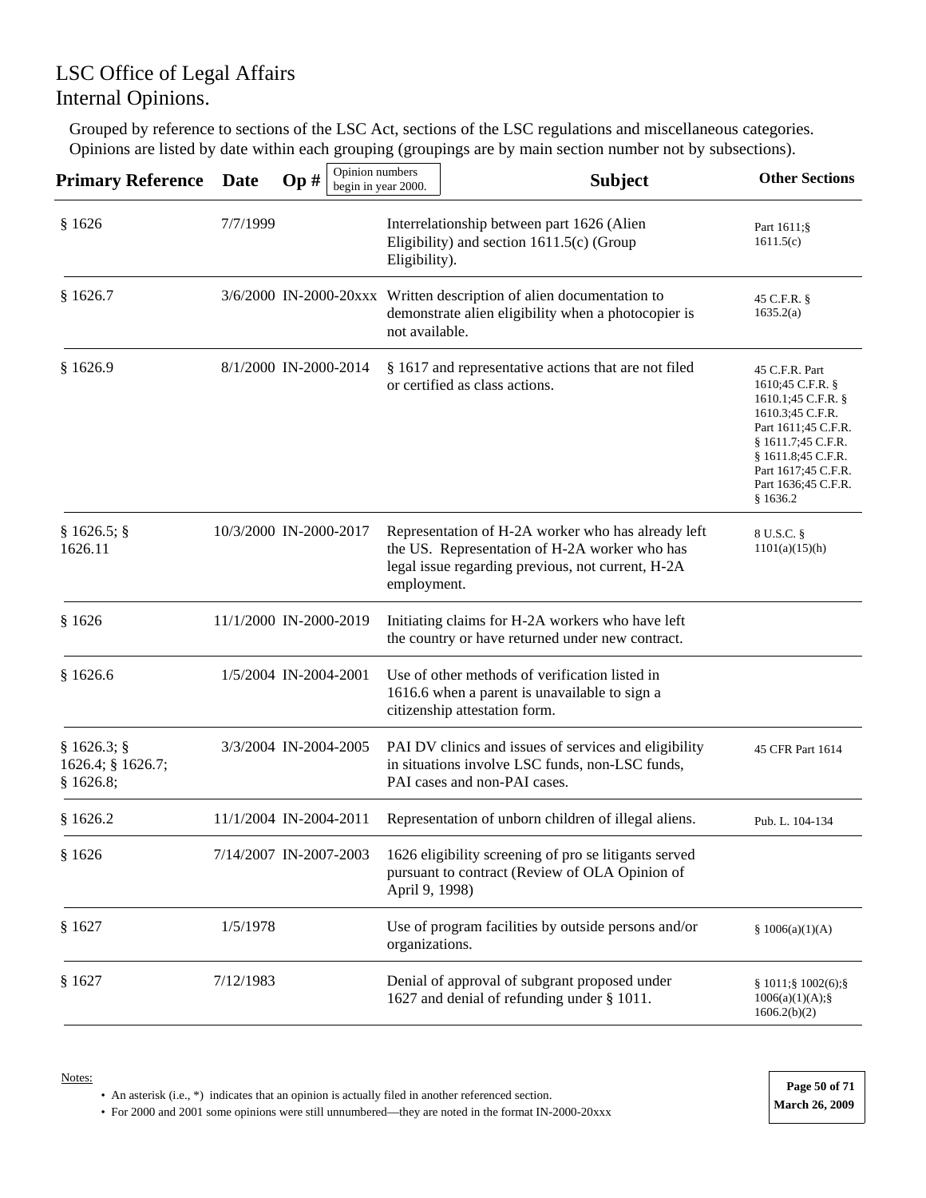LSC Office of Legal Affairs
Internal Opinions.

Grouped by reference to sections of the LSC Act, sections of the LSC regulations and miscellaneous categories. Opinions are listed by date within each grouping (groupings are by main section number not by subsections).

| Primary Reference | Date | Op # (Opinion numbers begin in year 2000.) | Subject | Other Sections |
|---|---|---|---|---|
| § 1626 | 7/7/1999 | | Interrelationship between part 1626 (Alien Eligibility) and section 1611.5(c) (Group Eligibility). | Part 1611;§ 1611.5(c) |
| § 1626.7 | 3/6/2000 | IN-2000-20xxx | Written description of alien documentation to demonstrate alien eligibility when a photocopier is not available. | 45 C.F.R. § 1635.2(a) |
| § 1626.9 | 8/1/2000 | IN-2000-2014 | § 1617 and representative actions that are not filed or certified as class actions. | 45 C.F.R. Part 1610;45 C.F.R. § 1610.1;45 C.F.R. § 1610.3;45 C.F.R. Part 1611;45 C.F.R. § 1611.7;45 C.F.R. § 1611.8;45 C.F.R. Part 1617;45 C.F.R. Part 1636;45 C.F.R. § 1636.2 |
| § 1626.5; § 1626.11 | 10/3/2000 | IN-2000-2017 | Representation of H-2A worker who has already left the US. Representation of H-2A worker who has legal issue regarding previous, not current, H-2A employment. | 8 U.S.C. § 1101(a)(15)(h) |
| § 1626 | 11/1/2000 | IN-2000-2019 | Initiating claims for H-2A workers who have left the country or have returned under new contract. | |
| § 1626.6 | 1/5/2004 | IN-2004-2001 | Use of other methods of verification listed in 1616.6 when a parent is unavailable to sign a citizenship attestation form. | |
| § 1626.3; § 1626.4; § 1626.7; § 1626.8; | 3/3/2004 | IN-2004-2005 | PAI DV clinics and issues of services and eligibility in situations involve LSC funds, non-LSC funds, PAI cases and non-PAI cases. | 45 CFR Part 1614 |
| § 1626.2 | 11/1/2004 | IN-2004-2011 | Representation of unborn children of illegal aliens. | Pub. L. 104-134 |
| § 1626 | 7/14/2007 | IN-2007-2003 | 1626 eligibility screening of pro se litigants served pursuant to contract (Review of OLA Opinion of April 9, 1998) | |
| § 1627 | 1/5/1978 | | Use of program facilities by outside persons and/or organizations. | § 1006(a)(1)(A) |
| § 1627 | 7/12/1983 | | Denial of approval of subgrant proposed under 1627 and denial of refunding under § 1011. | § 1011;§ 1002(6);§ 1006(a)(1)(A);§ 1606.2(b)(2) |

Notes:

- An asterisk (i.e., *) indicates that an opinion is actually filed in another referenced section.
- For 2000 and 2001 some opinions were still unnumbered—they are noted in the format IN-2000-20xxx

March 26, 2009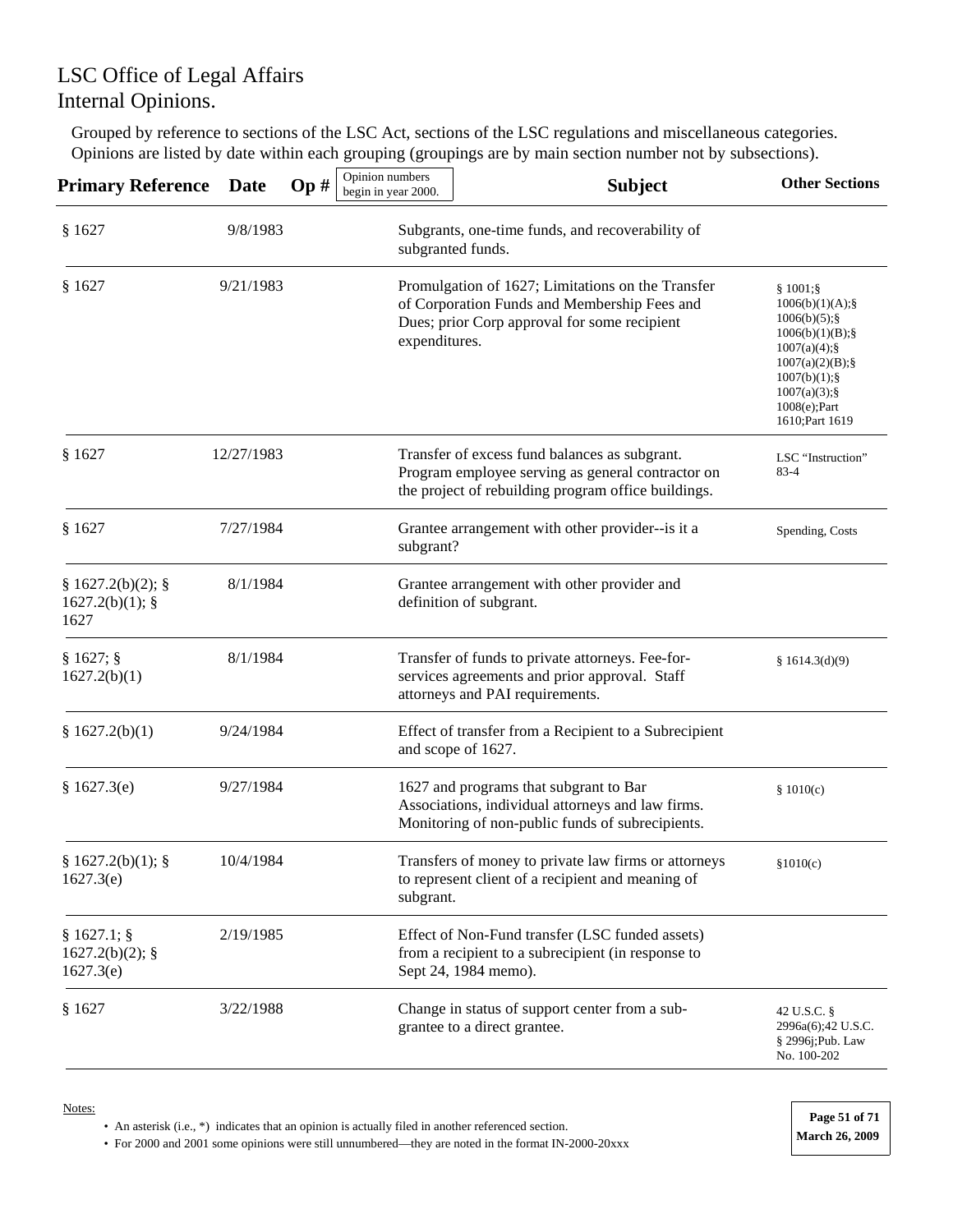# LSC Office of Legal Affairs
# Internal Opinions.

Grouped by reference to sections of the LSC Act, sections of the LSC regulations and miscellaneous categories. Opinions are listed by date within each grouping (groupings are by main section number not by subsections).

| Primary Reference | Date | Op # (Opinion numbers begin in year 2000.) | Subject | Other Sections |
|---|---|---|---|---|
| § 1627 | 9/8/1983 | | Subgrants, one-time funds, and recoverability of subgranted funds. | |
| § 1627 | 9/21/1983 | | Promulgation of 1627; Limitations on the Transfer of Corporation Funds and Membership Fees and Dues; prior Corp approval for some recipient expenditures. | § 1001;§ 1006(b)(1)(A);§ 1006(b)(5);§ 1006(b)(1)(B);§ 1007(a)(4);§ 1007(a)(2)(B);§ 1007(b)(1);§ 1007(a)(3);§ 1008(e);Part 1610;Part 1619 |
| § 1627 | 12/27/1983 | | Transfer of excess fund balances as subgrant. Program employee serving as general contractor on the project of rebuilding program office buildings. | LSC "Instruction" 83-4 |
| § 1627 | 7/27/1984 | | Grantee arrangement with other provider--is it a subgrant? | Spending, Costs |
| § 1627.2(b)(2); § 1627.2(b)(1); § 1627 | 8/1/1984 | | Grantee arrangement with other provider and definition of subgrant. | |
| § 1627; § 1627.2(b)(1) | 8/1/1984 | | Transfer of funds to private attorneys. Fee-for-services agreements and prior approval. Staff attorneys and PAI requirements. | § 1614.3(d)(9) |
| § 1627.2(b)(1) | 9/24/1984 | | Effect of transfer from a Recipient to a Subrecipient and scope of 1627. | |
| § 1627.3(e) | 9/27/1984 | | 1627 and programs that subgrant to Bar Associations, individual attorneys and law firms. Monitoring of non-public funds of subrecipients. | § 1010(c) |
| § 1627.2(b)(1); § 1627.3(e) | 10/4/1984 | | Transfers of money to private law firms or attorneys to represent client of a recipient and meaning of subgrant. | §1010(c) |
| § 1627.1; § 1627.2(b)(2); § 1627.3(e) | 2/19/1985 | | Effect of Non-Fund transfer (LSC funded assets) from a recipient to a subrecipient (in response to Sept 24, 1984 memo). | |
| § 1627 | 3/22/1988 | | Change in status of support center from a sub-grantee to a direct grantee. | 42 U.S.C. § 2996a(6);42 U.S.C. § 2996j;Pub. Law No. 100-202 |

Notes:

- An asterisk (i.e., *) indicates that an opinion is actually filed in another referenced section.
- For 2000 and 2001 some opinions were still unnumbered—they are noted in the format IN-2000-20xxx

March 26, 2009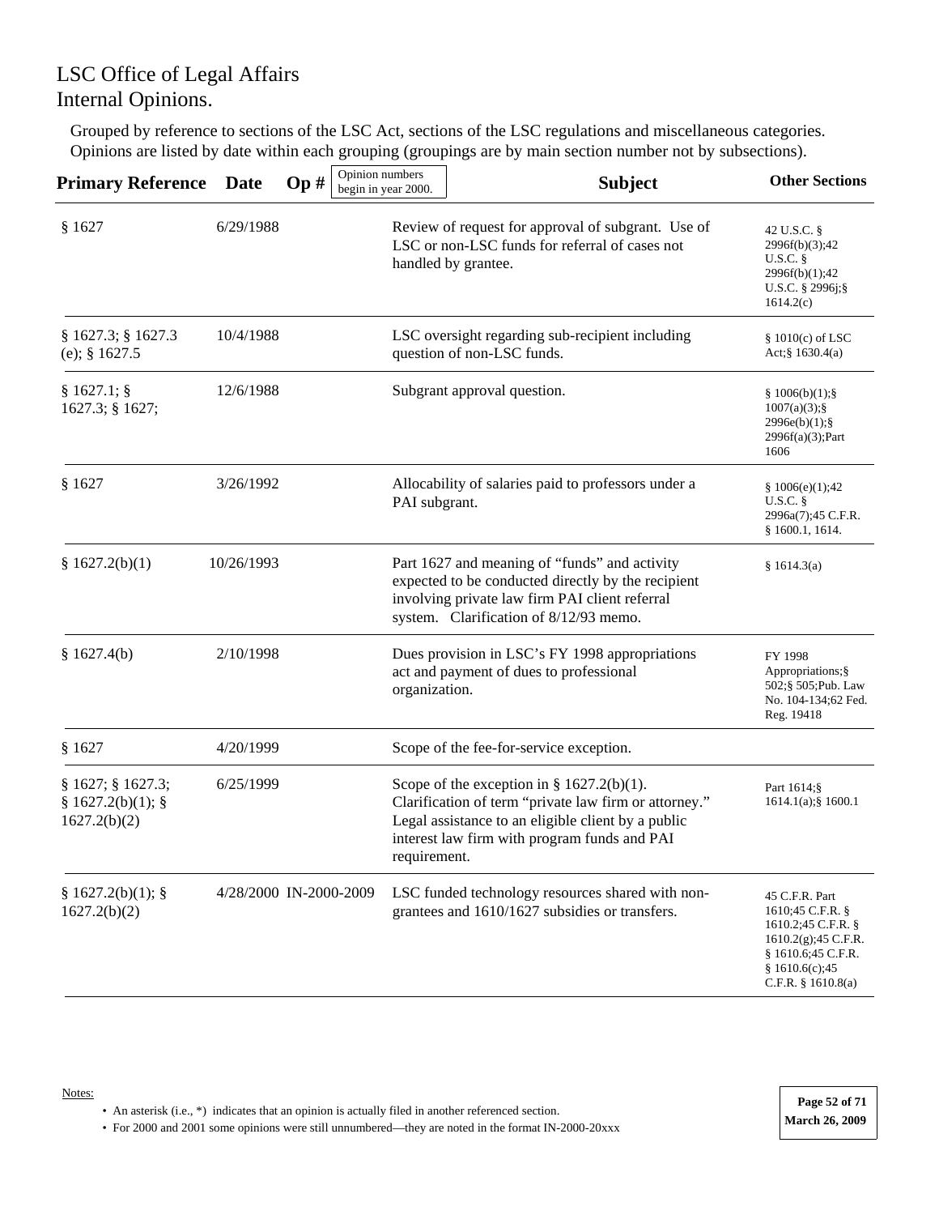# LSC Office of Legal Affairs Internal Opinions.

Grouped by reference to sections of the LSC Act, sections of the LSC regulations and miscellaneous categories. Opinions are listed by date within each grouping (groupings are by main section number not by subsections).

| Primary Reference | Date | Op # (Opinion numbers begin in year 2000.) | Subject | Other Sections |
|---|---|---|---|---|
| § 1627 | 6/29/1988 | | Review of request for approval of subgrant. Use of LSC or non-LSC funds for referral of cases not handled by grantee. | 42 U.S.C. § 2996f(b)(3);42 U.S.C. § 2996f(b)(1);42 U.S.C. § 2996j;§ 1614.2(c) |
| § 1627.3; § 1627.3 (e); § 1627.5 | 10/4/1988 | | LSC oversight regarding sub-recipient including question of non-LSC funds. | § 1010(c) of LSC Act;§ 1630.4(a) |
| § 1627.1; § 1627.3; § 1627; | 12/6/1988 | | Subgrant approval question. | § 1006(b)(1);§ 1007(a)(3);§ 2996e(b)(1);§ 2996f(a)(3);Part 1606 |
| § 1627 | 3/26/1992 | | Allocability of salaries paid to professors under a PAI subgrant. | § 1006(e)(1);42 U.S.C. § 2996a(7);45 C.F.R. § 1600.1, 1614. |
| § 1627.2(b)(1) | 10/26/1993 | | Part 1627 and meaning of "funds" and activity expected to be conducted directly by the recipient involving private law firm PAI client referral system. Clarification of 8/12/93 memo. | § 1614.3(a) |
| § 1627.4(b) | 2/10/1998 | | Dues provision in LSC's FY 1998 appropriations act and payment of dues to professional organization. | FY 1998 Appropriations;§ 502;§ 505;Pub. Law No. 104-134;62 Fed. Reg. 19418 |
| § 1627 | 4/20/1999 | | Scope of the fee-for-service exception. | |
| § 1627; § 1627.3; § 1627.2(b)(1); § 1627.2(b)(2) | 6/25/1999 | | Scope of the exception in § 1627.2(b)(1). Clarification of term "private law firm or attorney." Legal assistance to an eligible client by a public interest law firm with program funds and PAI requirement. | Part 1614;§ 1614.1(a);§ 1600.1 |
| § 1627.2(b)(1); § 1627.2(b)(2) | 4/28/2000 | IN-2000-2009 | LSC funded technology resources shared with non-grantees and 1610/1627 subsidies or transfers. | 45 C.F.R. Part 1610;45 C.F.R. § 1610.2;45 C.F.R. § 1610.2(g);45 C.F.R. § 1610.6;45 C.F.R. § 1610.6(c);45 C.F.R. § 1610.8(a) |

Notes:

- An asterisk (i.e., *) indicates that an opinion is actually filed in another referenced section.
- For 2000 and 2001 some opinions were still unnumbered—they are noted in the format IN-2000-20xxx

March 26, 2009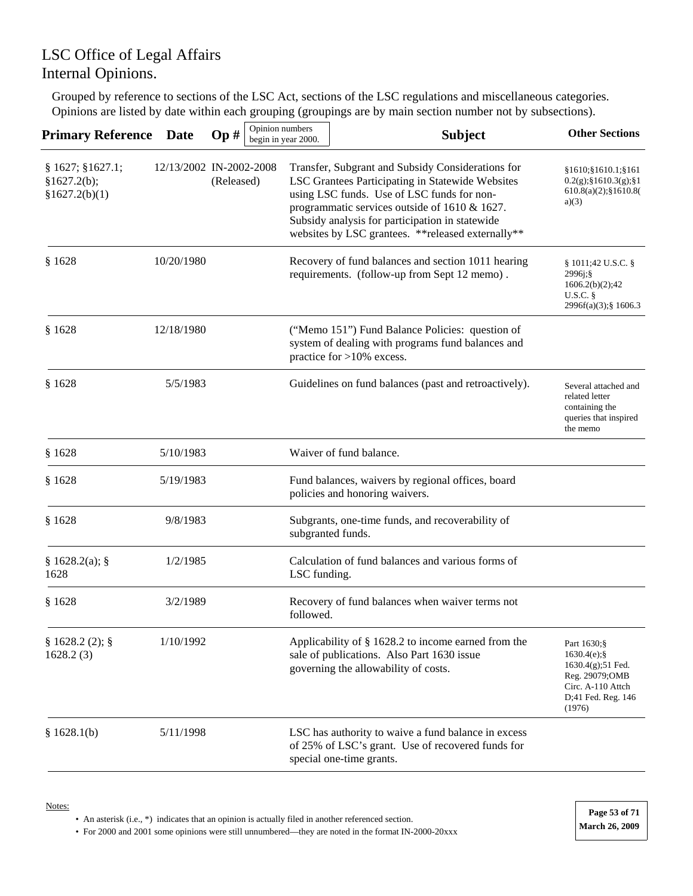# LSC Office of Legal Affairs
# Internal Opinions.

Grouped by reference to sections of the LSC Act, sections of the LSC regulations and miscellaneous categories. Opinions are listed by date within each grouping (groupings are by main section number not by subsections).

| Primary Reference | Date | Op # (Opinion numbers begin in year 2000.) | Subject | Other Sections |
|---|---|---|---|---|
| § 1627; §1627.1; §1627.2(b); §1627.2(b)(1) | 12/13/2002 | IN-2002-2008 (Released) | Transfer, Subgrant and Subsidy Considerations for LSC Grantees Participating in Statewide Websites using LSC funds. Use of LSC funds for non-programmatic services outside of 1610 & 1627. Subsidy analysis for participation in statewide websites by LSC grantees. **released externally** | §1610;§1610.1;§1610.2(g);§1610.3(g);§1610.8(a)(2);§1610.8(a)(3) |
| § 1628 | 10/20/1980 | | Recovery of fund balances and section 1011 hearing requirements. (follow-up from Sept 12 memo) . | § 1011;42 U.S.C. § 2996j;§ 1606.2(b)(2);42 U.S.C. § 2996f(a)(3);§ 1606.3 |
| § 1628 | 12/18/1980 | | ("Memo 151") Fund Balance Policies: question of system of dealing with programs fund balances and practice for >10% excess. | |
| § 1628 | 5/5/1983 | | Guidelines on fund balances (past and retroactively). | Several attached and related letter containing the queries that inspired the memo |
| § 1628 | 5/10/1983 | | Waiver of fund balance. | |
| § 1628 | 5/19/1983 | | Fund balances, waivers by regional offices, board policies and honoring waivers. | |
| § 1628 | 9/8/1983 | | Subgrants, one-time funds, and recoverability of subgranted funds. | |
| § 1628.2(a); § 1628 | 1/2/1985 | | Calculation of fund balances and various forms of LSC funding. | |
| § 1628 | 3/2/1989 | | Recovery of fund balances when waiver terms not followed. | |
| § 1628.2 (2); § 1628.2 (3) | 1/10/1992 | | Applicability of § 1628.2 to income earned from the sale of publications. Also Part 1630 issue governing the allowability of costs. | Part 1630;§ 1630.4(e);§ 1630.4(g);51 Fed. Reg. 29079;OMB Circ. A-110 Attch D;41 Fed. Reg. 146 (1976) |
| § 1628.1(b) | 5/11/1998 | | LSC has authority to waive a fund balance in excess of 25% of LSC's grant. Use of recovered funds for special one-time grants. | |

Notes:

- An asterisk (i.e., *) indicates that an opinion is actually filed in another referenced section.
- For 2000 and 2001 some opinions were still unnumbered—they are noted in the format IN-2000-20xxx

March 26, 2009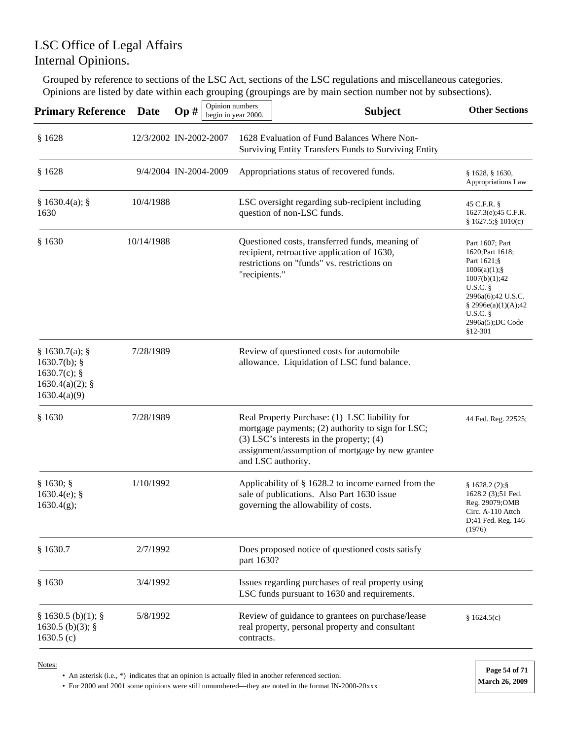# LSC Office of Legal Affairs
# Internal Opinions.

Grouped by reference to sections of the LSC Act, sections of the LSC regulations and miscellaneous categories. Opinions are listed by date within each grouping (groupings are by main section number not by subsections).

| Primary Reference | Date | Op # (Opinion numbers begin in year 2000.) | Subject | Other Sections |
|---|---|---|---|---|
| § 1628 | 12/3/2002 | IN-2002-2007 | 1628 Evaluation of Fund Balances Where Non-Surviving Entity Transfers Funds to Surviving Entity | |
| § 1628 | 9/4/2004 | IN-2004-2009 | Appropriations status of recovered funds. | § 1628, § 1630, Appropriations Law |
| § 1630.4(a); § 1630 | 10/4/1988 | | LSC oversight regarding sub-recipient including question of non-LSC funds. | 45 C.F.R. § 1627.3(e);45 C.F.R. § 1627.5;§ 1010(c) |
| § 1630 | 10/14/1988 | | Questioned costs, transferred funds, meaning of recipient, retroactive application of 1630, restrictions on "funds" vs. restrictions on "recipients." | Part 1607; Part 1620;Part 1618; Part 1621;§ 1006(a)(1);§ 1007(b)(1);42 U.S.C. § 2996a(6);42 U.S.C. § 2996e(a)(1)(A);42 U.S.C. § 2996a(5);DC Code §12-301 |
| § 1630.7(a); § 1630.7(b); § 1630.7(c); § 1630.4(a)(2); § 1630.4(a)(9) | 7/28/1989 | | Review of questioned costs for automobile allowance. Liquidation of LSC fund balance. | |
| § 1630 | 7/28/1989 | | Real Property Purchase: (1) LSC liability for mortgage payments; (2) authority to sign for LSC; (3) LSC's interests in the property; (4) assignment/assumption of mortgage by new grantee and LSC authority. | 44 Fed. Reg. 22525; |
| § 1630; § 1630.4(e); § 1630.4(g); | 1/10/1992 | | Applicability of § 1628.2 to income earned from the sale of publications. Also Part 1630 issue governing the allowability of costs. | § 1628.2 (2);§ 1628.2 (3);51 Fed. Reg. 29079;OMB Circ. A-110 Attch D;41 Fed. Reg. 146 (1976) |
| § 1630.7 | 2/7/1992 | | Does proposed notice of questioned costs satisfy part 1630? | |
| § 1630 | 3/4/1992 | | Issues regarding purchases of real property using LSC funds pursuant to 1630 and requirements. | |
| § 1630.5 (b)(1); § 1630.5 (b)(3); § 1630.5 (c) | 5/8/1992 | | Review of guidance to grantees on purchase/lease real property, personal property and consultant contracts. | § 1624.5(c) |

Notes:

- An asterisk (i.e., *) indicates that an opinion is actually filed in another referenced section.
- For 2000 and 2001 some opinions were still unnumbered—they are noted in the format IN-2000-20xxx

March 26, 2009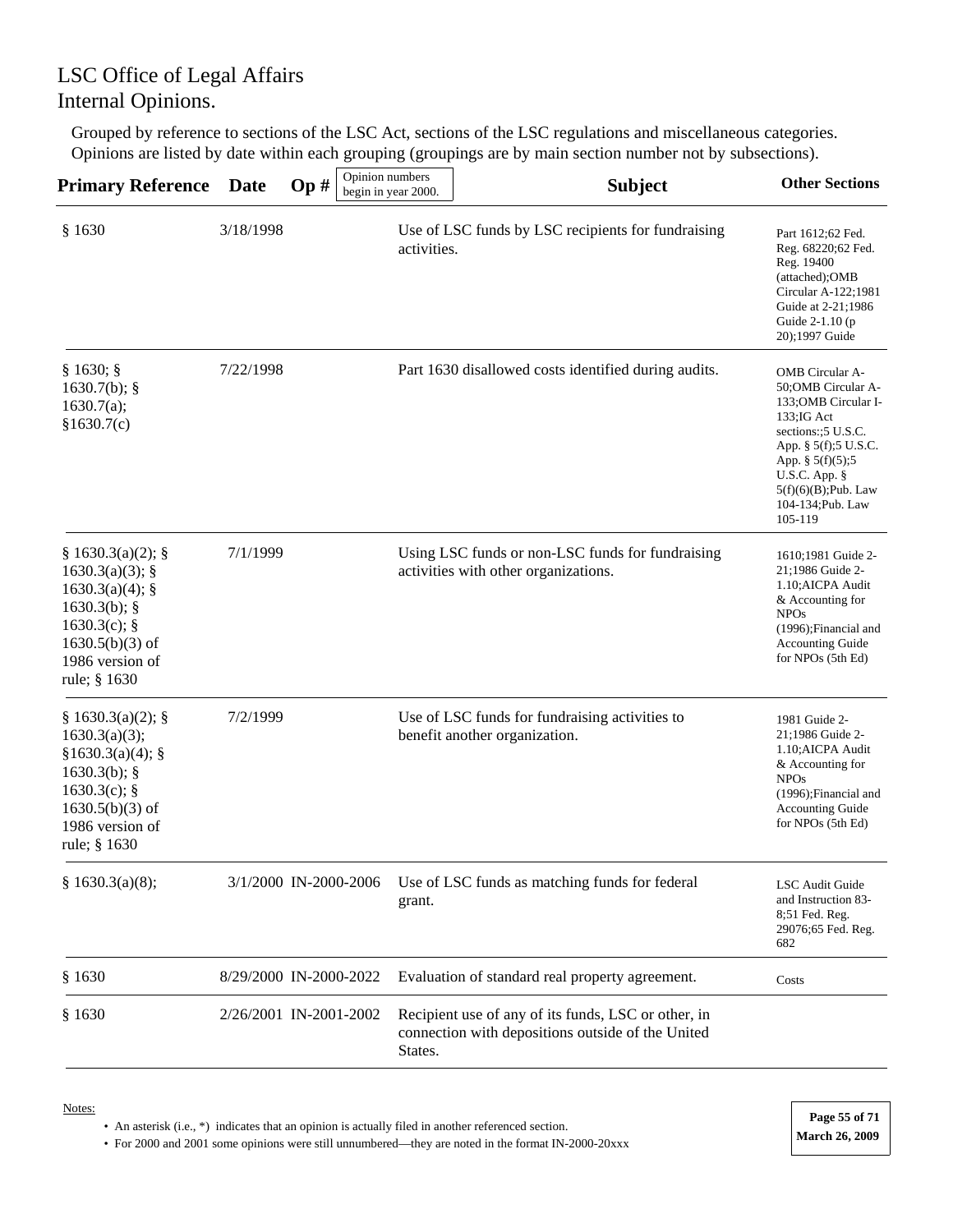# LSC Office of Legal Affairs
# Internal Opinions.

Grouped by reference to sections of the LSC Act, sections of the LSC regulations and miscellaneous categories. Opinions are listed by date within each grouping (groupings are by main section number not by subsections).

| Primary Reference | Date | Op # (Opinion numbers begin in year 2000.) | Subject | Other Sections |
|---|---|---|---|---|
| § 1630 | 3/18/1998 | | Use of LSC funds by LSC recipients for fundraising activities. | Part 1612;62 Fed. Reg. 68220;62 Fed. Reg. 19400 (attached);OMB Circular A-122;1981 Guide at 2-21;1986 Guide 2-1.10 (p 20);1997 Guide |
| § 1630; § 1630.7(b); § 1630.7(a); §1630.7(c) | 7/22/1998 | | Part 1630 disallowed costs identified during audits. | OMB Circular A-50;OMB Circular A-133;OMB Circular I-133;IG Act sections:;5 U.S.C. App. § 5(f);5 U.S.C. App. § 5(f)(5);5 U.S.C. App. § 5(f)(6)(B);Pub. Law 104-134;Pub. Law 105-119 |
| § 1630.3(a)(2); § 1630.3(a)(3); § 1630.3(a)(4); § 1630.3(b); § 1630.3(c); § 1630.5(b)(3) of 1986 version of rule; § 1630 | 7/1/1999 | | Using LSC funds or non-LSC funds for fundraising activities with other organizations. | 1610;1981 Guide 2-21;1986 Guide 2-1.10;AICPA Audit & Accounting for NPOs (1996);Financial and Accounting Guide for NPOs (5th Ed) |
| § 1630.3(a)(2); § 1630.3(a)(3); §1630.3(a)(4); § 1630.3(b); § 1630.3(c); § 1630.5(b)(3) of 1986 version of rule; § 1630 | 7/2/1999 | | Use of LSC funds for fundraising activities to benefit another organization. | 1981 Guide 2-21;1986 Guide 2-1.10;AICPA Audit & Accounting for NPOs (1996);Financial and Accounting Guide for NPOs (5th Ed) |
| § 1630.3(a)(8); | 3/1/2000 | IN-2000-2006 | Use of LSC funds as matching funds for federal grant. | LSC Audit Guide and Instruction 83-8;51 Fed. Reg. 29076;65 Fed. Reg. 682 |
| § 1630 | 8/29/2000 | IN-2000-2022 | Evaluation of standard real property agreement. | Costs |
| § 1630 | 2/26/2001 | IN-2001-2002 | Recipient use of any of its funds, LSC or other, in connection with depositions outside of the United States. | |

Notes:

- An asterisk (i.e., *) indicates that an opinion is actually filed in another referenced section.
- For 2000 and 2001 some opinions were still unnumbered—they are noted in the format IN-2000-20xxx

March 26, 2009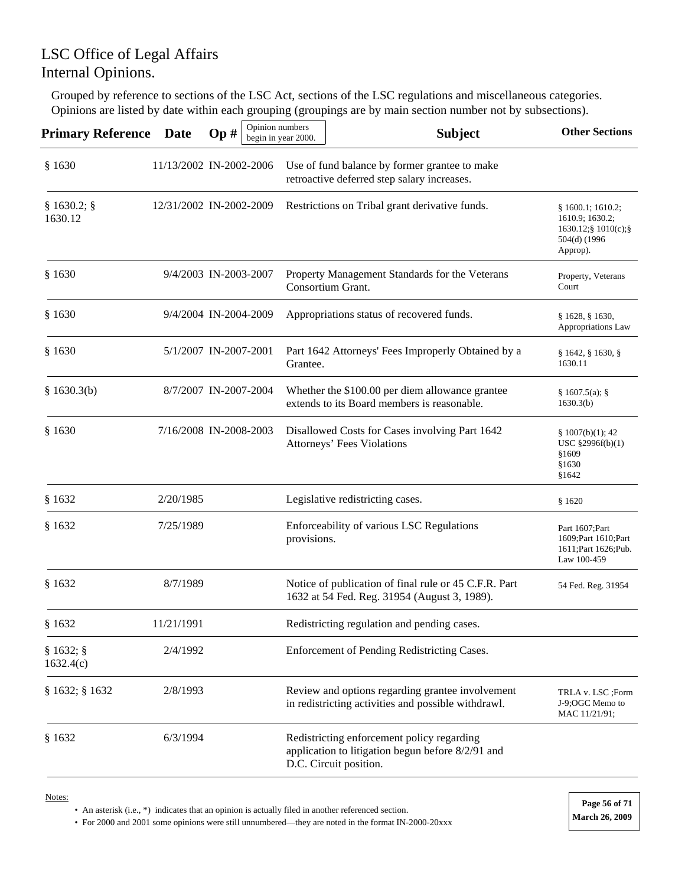# LSC Office of Legal Affairs
# Internal Opinions.

Grouped by reference to sections of the LSC Act, sections of the LSC regulations and miscellaneous categories. Opinions are listed by date within each grouping (groupings are by main section number not by subsections).

| Primary Reference | Date | Op # (Opinion numbers begin in year 2000.) | Subject | Other Sections |
|---|---|---|---|---|
| § 1630 | 11/13/2002 | IN-2002-2006 | Use of fund balance by former grantee to make retroactive deferred step salary increases. | |
| § 1630.2; § 1630.12 | 12/31/2002 | IN-2002-2009 | Restrictions on Tribal grant derivative funds. | § 1600.1; 1610.2; 1610.9; 1630.2; 1630.12;§ 1010(c);§ 504(d) (1996 Approp). |
| § 1630 | 9/4/2003 | IN-2003-2007 | Property Management Standards for the Veterans Consortium Grant. | Property, Veterans Court |
| § 1630 | 9/4/2004 | IN-2004-2009 | Appropriations status of recovered funds. | § 1628, § 1630, Appropriations Law |
| § 1630 | 5/1/2007 | IN-2007-2001 | Part 1642 Attorneys' Fees Improperly Obtained by a Grantee. | § 1642, § 1630, § 1630.11 |
| § 1630.3(b) | 8/7/2007 | IN-2007-2004 | Whether the $100.00 per diem allowance grantee extends to its Board members is reasonable. | § 1607.5(a); § 1630.3(b) |
| § 1630 | 7/16/2008 | IN-2008-2003 | Disallowed Costs for Cases involving Part 1642 Attorneys' Fees Violations | § 1007(b)(1); 42 USC §2996f(b)(1) §1609 §1630 §1642 |
| § 1632 | 2/20/1985 | | Legislative redistricting cases. | § 1620 |
| § 1632 | 7/25/1989 | | Enforceability of various LSC Regulations provisions. | Part 1607;Part 1609;Part 1610;Part 1611;Part 1626;Pub. Law 100-459 |
| § 1632 | 8/7/1989 | | Notice of publication of final rule or 45 C.F.R. Part 1632 at 54 Fed. Reg. 31954 (August 3, 1989). | 54 Fed. Reg. 31954 |
| § 1632 | 11/21/1991 | | Redistricting regulation and pending cases. | |
| § 1632; § 1632.4(c) | 2/4/1992 | | Enforcement of Pending Redistricting Cases. | |
| § 1632; § 1632 | 2/8/1993 | | Review and options regarding grantee involvement in redistricting activities and possible withdrawl. | TRLA v. LSC ;Form J-9;OGC Memo to MAC 11/21/91; |
| § 1632 | 6/3/1994 | | Redistricting enforcement policy regarding application to litigation begun before 8/2/91 and D.C. Circuit position. | |

Notes:

- An asterisk (i.e., *) indicates that an opinion is actually filed in another referenced section.
- For 2000 and 2001 some opinions were still unnumbered—they are noted in the format IN-2000-20xxx

March 26, 2009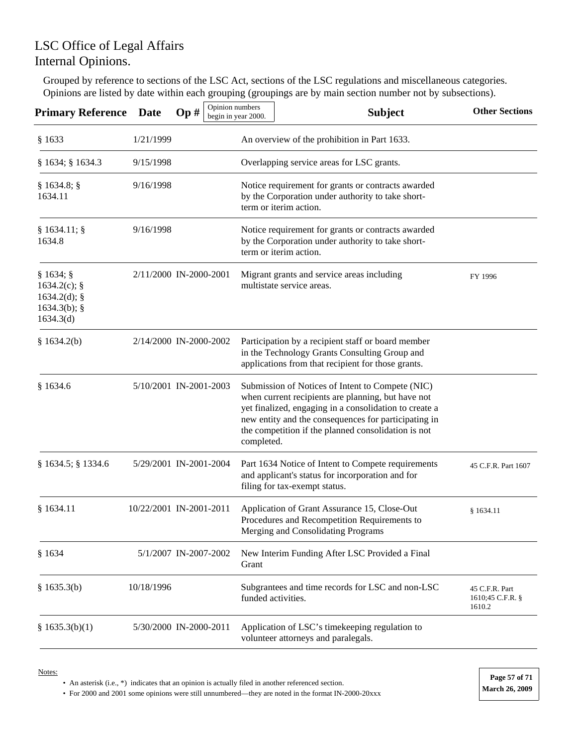# LSC Office of Legal Affairs
# Internal Opinions.

Grouped by reference to sections of the LSC Act, sections of the LSC regulations and miscellaneous categories. Opinions are listed by date within each grouping (groupings are by main section number not by subsections).

| Primary Reference | Date | Op # (Opinion numbers begin in year 2000.) | Subject | Other Sections |
|---|---|---|---|---|
| § 1633 | 1/21/1999 | | An overview of the prohibition in Part 1633. | |
| § 1634; § 1634.3 | 9/15/1998 | | Overlapping service areas for LSC grants. | |
| § 1634.8; § 1634.11 | 9/16/1998 | | Notice requirement for grants or contracts awarded by the Corporation under authority to take short-term or iterim action. | |
| § 1634.11; § 1634.8 | 9/16/1998 | | Notice requirement for grants or contracts awarded by the Corporation under authority to take short-term or iterim action. | |
| § 1634; § 1634.2(c); § 1634.2(d); § 1634.3(b); § 1634.3(d) | 2/11/2000 | IN-2000-2001 | Migrant grants and service areas including multistate service areas. | FY 1996 |
| § 1634.2(b) | 2/14/2000 | IN-2000-2002 | Participation by a recipient staff or board member in the Technology Grants Consulting Group and applications from that recipient for those grants. | |
| § 1634.6 | 5/10/2001 | IN-2001-2003 | Submission of Notices of Intent to Compete (NIC) when current recipients are planning, but have not yet finalized, engaging in a consolidation to create a new entity and the consequences for participating in the competition if the planned consolidation is not completed. | |
| § 1634.5; § 1334.6 | 5/29/2001 | IN-2001-2004 | Part 1634 Notice of Intent to Compete requirements and applicant's status for incorporation and for filing for tax-exempt status. | 45 C.F.R. Part 1607 |
| § 1634.11 | 10/22/2001 | IN-2001-2011 | Application of Grant Assurance 15, Close-Out Procedures and Recompetition Requirements to Merging and Consolidating Programs | § 1634.11 |
| § 1634 | 5/1/2007 | IN-2007-2002 | New Interim Funding After LSC Provided a Final Grant | |
| § 1635.3(b) | 10/18/1996 | | Subgrantees and time records for LSC and non-LSC funded activities. | 45 C.F.R. Part 1610;45 C.F.R. § 1610.2 |
| § 1635.3(b)(1) | 5/30/2000 | IN-2000-2011 | Application of LSC's timekeeping regulation to volunteer attorneys and paralegals. | |

Notes:

- An asterisk (i.e., *) indicates that an opinion is actually filed in another referenced section.
- For 2000 and 2001 some opinions were still unnumbered—they are noted in the format IN-2000-20xxx

March 26, 2009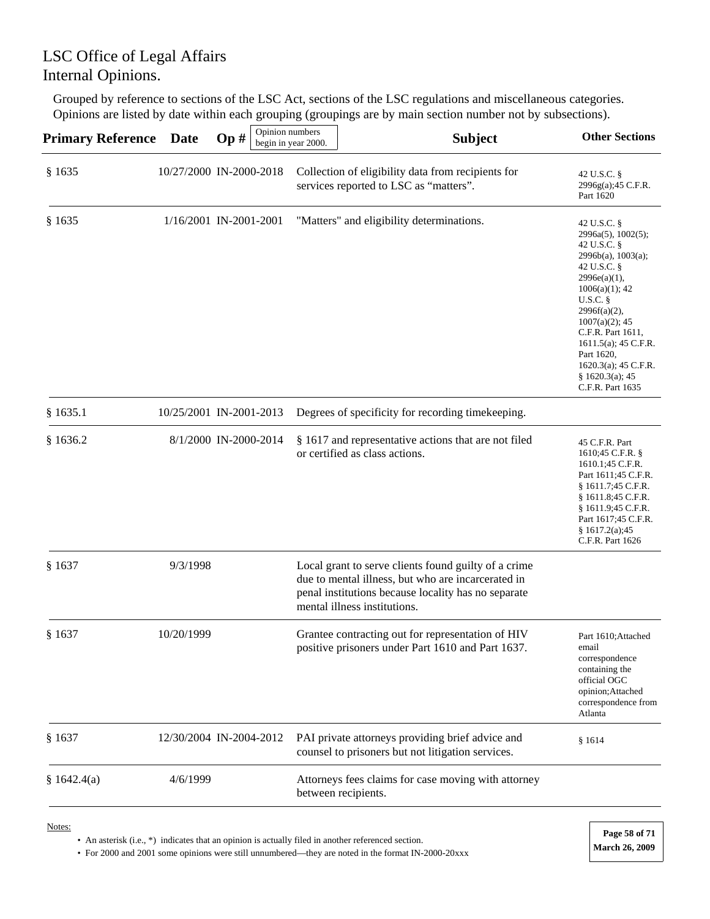# LSC Office of Legal Affairs
# Internal Opinions.

Grouped by reference to sections of the LSC Act, sections of the LSC regulations and miscellaneous categories. Opinions are listed by date within each grouping (groupings are by main section number not by subsections).

| Primary Reference | Date | Op # (Opinion numbers begin in year 2000.) | Subject | Other Sections |
|---|---|---|---|---|
| § 1635 | 10/27/2000 | IN-2000-2018 | Collection of eligibility data from recipients for services reported to LSC as "matters". | 42 U.S.C. § 2996g(a);45 C.F.R. Part 1620 |
| § 1635 | 1/16/2001 | IN-2001-2001 | "Matters" and eligibility determinations. | 42 U.S.C. § 2996a(5), 1002(5); 42 U.S.C. § 2996b(a), 1003(a); 42 U.S.C. § 2996e(a)(1), 1006(a)(1); 42 U.S.C. § 2996f(a)(2), 1007(a)(2); 45 C.F.R. Part 1611, 1611.5(a); 45 C.F.R. Part 1620, 1620.3(a); 45 C.F.R. § 1620.3(a); 45 C.F.R. Part 1635 |
| § 1635.1 | 10/25/2001 | IN-2001-2013 | Degrees of specificity for recording timekeeping. | |
| § 1636.2 | 8/1/2000 | IN-2000-2014 | § 1617 and representative actions that are not filed or certified as class actions. | 45 C.F.R. Part 1610;45 C.F.R. § 1610.1;45 C.F.R. Part 1611;45 C.F.R. § 1611.7;45 C.F.R. § 1611.8;45 C.F.R. § 1611.9;45 C.F.R. Part 1617;45 C.F.R. § 1617.2(a);45 C.F.R. Part 1626 |
| § 1637 | 9/3/1998 | | Local grant to serve clients found guilty of a crime due to mental illness, but who are incarcerated in penal institutions because locality has no separate mental illness institutions. | |
| § 1637 | 10/20/1999 | | Grantee contracting out for representation of HIV positive prisoners under Part 1610 and Part 1637. | Part 1610;Attached email correspondence containing the official OGC opinion;Attached correspondence from Atlanta |
| § 1637 | 12/30/2004 | IN-2004-2012 | PAI private attorneys providing brief advice and counsel to prisoners but not litigation services. | § 1614 |
| § 1642.4(a) | 4/6/1999 | | Attorneys fees claims for case moving with attorney between recipients. | |

Notes:

- An asterisk (i.e., *) indicates that an opinion is actually filed in another referenced section.
- For 2000 and 2001 some opinions were still unnumbered—they are noted in the format IN-2000-20xxx

March 26, 2009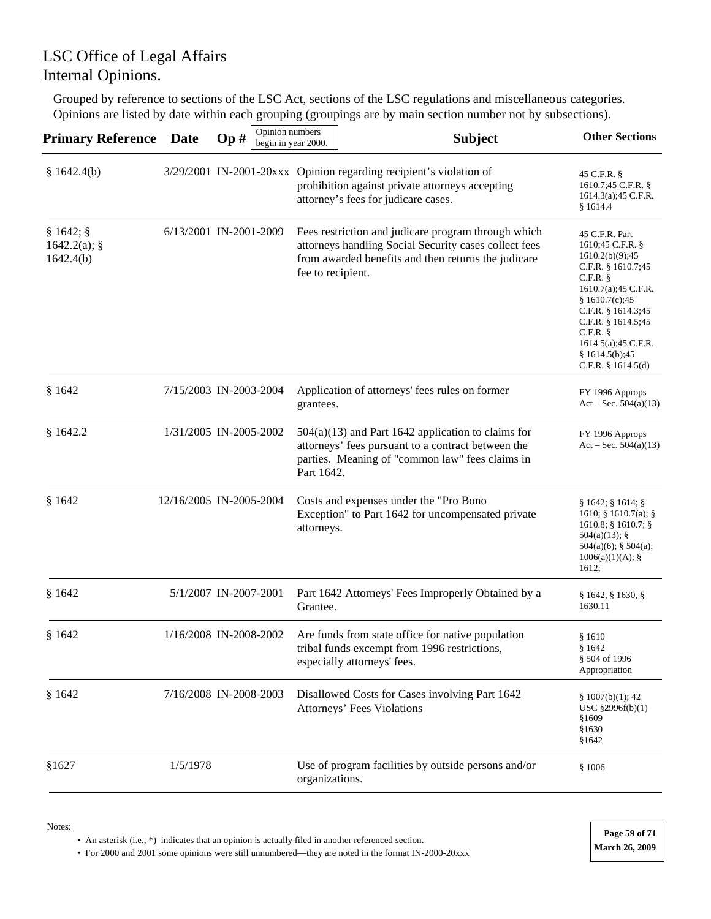# LSC Office of Legal Affairs
# Internal Opinions.

Grouped by reference to sections of the LSC Act, sections of the LSC regulations and miscellaneous categories. Opinions are listed by date within each grouping (groupings are by main section number not by subsections).

| Primary Reference | Date | Op # (Opinion numbers begin in year 2000.) | Subject | Other Sections |
|---|---|---|---|---|
| § 1642.4(b) | 3/29/2001 | IN-2001-20xxx | Opinion regarding recipient's violation of prohibition against private attorneys accepting attorney's fees for judicare cases. | 45 C.F.R. § 1610.7;45 C.F.R. § 1614.3(a);45 C.F.R. § 1614.4 |
| § 1642; § 1642.2(a); § 1642.4(b) | 6/13/2001 | IN-2001-2009 | Fees restriction and judicare program through which attorneys handling Social Security cases collect fees from awarded benefits and then returns the judicare fee to recipient. | 45 C.F.R. Part 1610;45 C.F.R. § 1610.2(b)(9);45 C.F.R. § 1610.7;45 C.F.R. § 1610.7(a);45 C.F.R. § 1610.7(c);45 C.F.R. § 1614.3;45 C.F.R. § 1614.5;45 C.F.R. § 1614.5(a);45 C.F.R. § 1614.5(b);45 C.F.R. § 1614.5(d) |
| § 1642 | 7/15/2003 | IN-2003-2004 | Application of attorneys' fees rules on former grantees. | FY 1996 Approps Act – Sec. 504(a)(13) |
| § 1642.2 | 1/31/2005 | IN-2005-2002 | 504(a)(13) and Part 1642 application to claims for attorneys' fees pursuant to a contract between the parties. Meaning of "common law" fees claims in Part 1642. | FY 1996 Approps Act – Sec. 504(a)(13) |
| § 1642 | 12/16/2005 | IN-2005-2004 | Costs and expenses under the "Pro Bono Exception" to Part 1642 for uncompensated private attorneys. | § 1642; § 1614; § 1610; § 1610.7(a); § 1610.8; § 1610.7; § 504(a)(13); § 504(a)(6); § 504(a); 1006(a)(1)(A); § 1612; |
| § 1642 | 5/1/2007 | IN-2007-2001 | Part 1642 Attorneys' Fees Improperly Obtained by a Grantee. | § 1642, § 1630, § 1630.11 |
| § 1642 | 1/16/2008 | IN-2008-2002 | Are funds from state office for native population tribal funds excempt from 1996 restrictions, especially attorneys' fees. | § 1610 § 1642 § 504 of 1996 Appropriation |
| § 1642 | 7/16/2008 | IN-2008-2003 | Disallowed Costs for Cases involving Part 1642 Attorneys' Fees Violations | § 1007(b)(1); 42 USC §2996f(b)(1) §1609 §1630 §1642 |
| §1627 | 1/5/1978 | | Use of program facilities by outside persons and/or organizations. | § 1006 |

Notes:

- An asterisk (i.e., *) indicates that an opinion is actually filed in another referenced section.
- For 2000 and 2001 some opinions were still unnumbered—they are noted in the format IN-2000-20xxx

March 26, 2009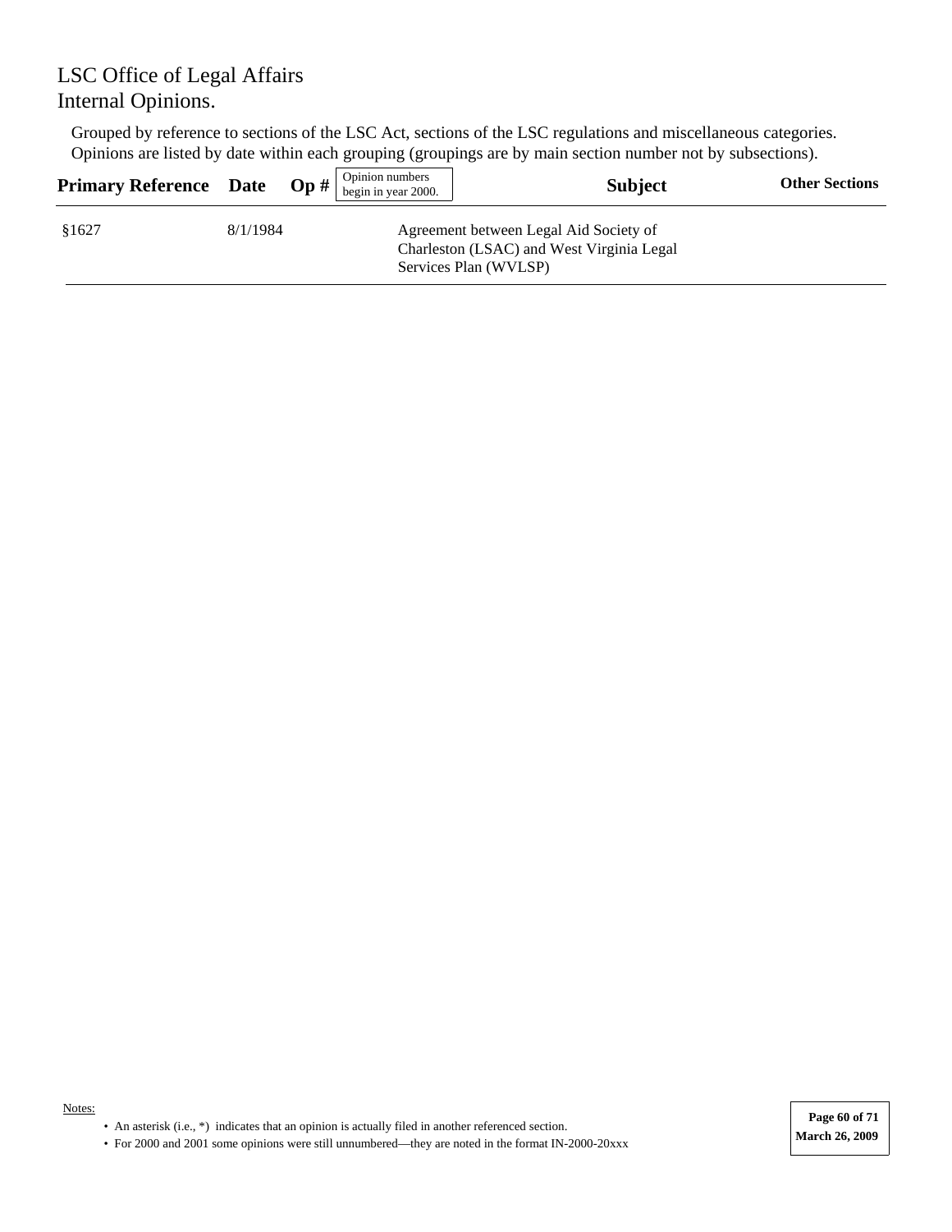LSC Office of Legal Affairs
Internal Opinions.

Grouped by reference to sections of the LSC Act, sections of the LSC regulations and miscellaneous categories. Opinions are listed by date within each grouping (groupings are by main section number not by subsections).

| Primary Reference | Date | Op # (Opinion numbers begin in year 2000.) | Subject | Other Sections |
|---|---|---|---|---|
| §1627 | 8/1/1984 | | Agreement between Legal Aid Society of Charleston (LSAC) and West Virginia Legal Services Plan (WVLSP) | |

Notes:

- An asterisk (i.e., *) indicates that an opinion is actually filed in another referenced section.
- For 2000 and 2001 some opinions were still unnumbered—they are noted in the format IN-2000-20xxx

March 26, 2009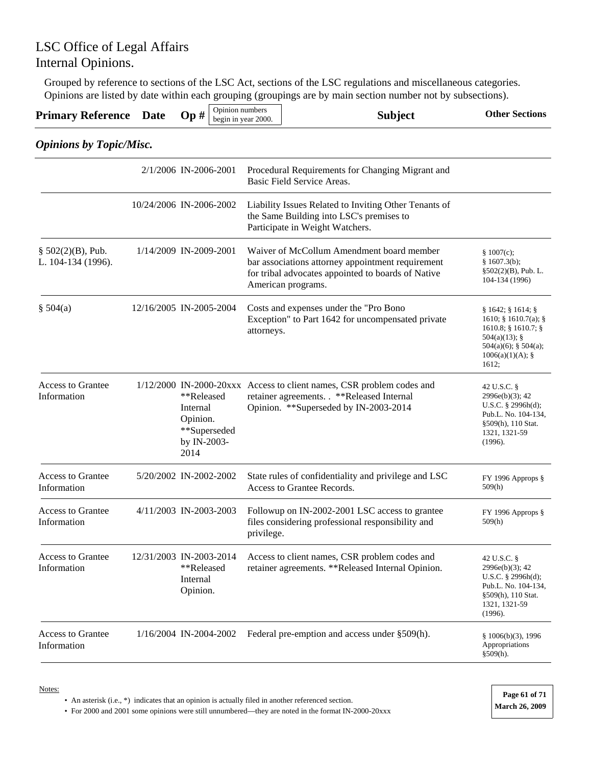# LSC Office of Legal Affairs
# Internal Opinions.

Grouped by reference to sections of the LSC Act, sections of the LSC regulations and miscellaneous categories. Opinions are listed by date within each grouping (groupings are by main section number not by subsections).

| Primary Reference | Date | Op # (Opinion numbers begin in year 2000.) | Subject | Other Sections |
|---|---|---|---|---|

## *Opinions by Topic/Misc.*

| Primary Reference | Date | Op # | Subject | Other Sections |
|---|---|---|---|---|
| | 2/1/2006 | IN-2006-2001 | Procedural Requirements for Changing Migrant and Basic Field Service Areas. | |
| | 10/24/2006 | IN-2006-2002 | Liability Issues Related to Inviting Other Tenants of the Same Building into LSC's premises to Participate in Weight Watchers. | |
| § 502(2)(B), Pub. L. 104-134 (1996). | 1/14/2009 | IN-2009-2001 | Waiver of McCollum Amendment board member bar associations attorney appointment requirement for tribal advocates appointed to boards of Native American programs. | § 1007(c); § 1607.3(b); §502(2)(B), Pub. L. 104-134 (1996) |
| § 504(a) | 12/16/2005 | IN-2005-2004 | Costs and expenses under the "Pro Bono Exception" to Part 1642 for uncompensated private attorneys. | § 1642; § 1614; § 1610; § 1610.7(a); § 1610.8; § 1610.7; § 504(a)(13); § 504(a)(6); § 504(a); 1006(a)(1)(A); § 1612; |
| Access to Grantee Information | 1/12/2000 | IN-2000-20xxx **Released Internal Opinion. **Superseded by IN-2003-2014 | Access to client names, CSR problem codes and retainer agreements. . **Released Internal Opinion. **Superseded by IN-2003-2014 | 42 U.S.C. § 2996e(b)(3); 42 U.S.C. § 2996h(d); Pub.L. No. 104-134, §509(h), 110 Stat. 1321, 1321-59 (1996). |
| Access to Grantee Information | 5/20/2002 | IN-2002-2002 | State rules of confidentiality and privilege and LSC Access to Grantee Records. | FY 1996 Approps § 509(h) |
| Access to Grantee Information | 4/11/2003 | IN-2003-2003 | Followup on IN-2002-2001 LSC access to grantee files considering professional responsibility and privilege. | FY 1996 Approps § 509(h) |
| Access to Grantee Information | 12/31/2003 | IN-2003-2014 **Released Internal Opinion. | Access to client names, CSR problem codes and retainer agreements. **Released Internal Opinion. | 42 U.S.C. § 2996e(b)(3); 42 U.S.C. § 2996h(d); Pub.L. No. 104-134, §509(h), 110 Stat. 1321, 1321-59 (1996). |
| Access to Grantee Information | 1/16/2004 | IN-2004-2002 | Federal pre-emption and access under §509(h). | § 1006(b)(3), 1996 Appropriations §509(h). |

Notes:

- An asterisk (i.e., *) indicates that an opinion is actually filed in another referenced section.
- For 2000 and 2001 some opinions were still unnumbered—they are noted in the format IN-2000-20xxx

March 26, 2009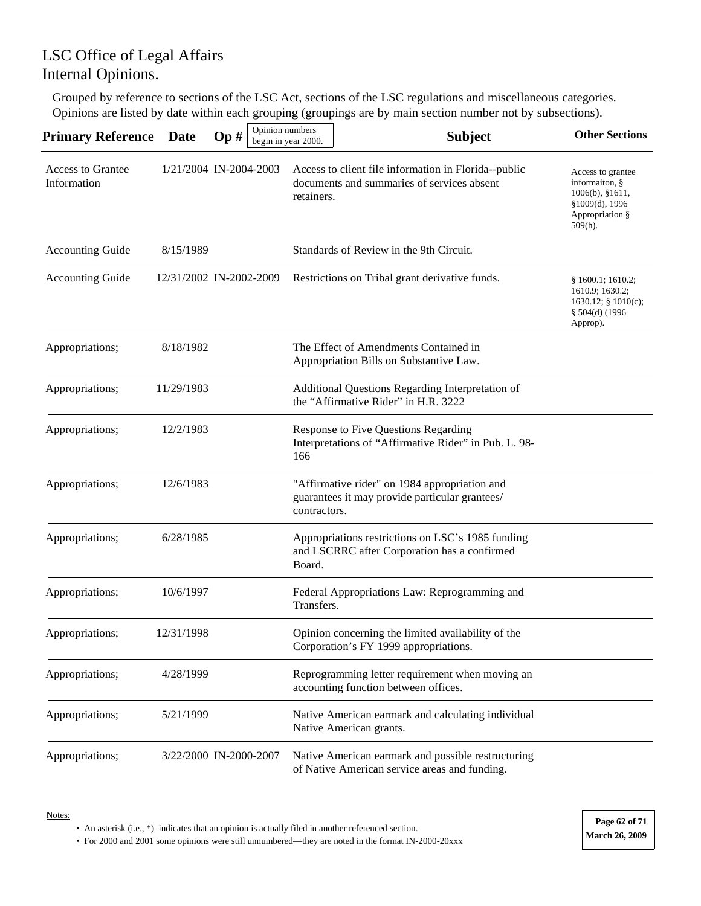# LSC Office of Legal Affairs
# Internal Opinions.

Grouped by reference to sections of the LSC Act, sections of the LSC regulations and miscellaneous categories. Opinions are listed by date within each grouping (groupings are by main section number not by subsections).

| Primary Reference | Date | Op # (Opinion numbers begin in year 2000.) | Subject | Other Sections |
|---|---|---|---|---|
| Access to Grantee Information | 1/21/2004 | IN-2004-2003 | Access to client file information in Florida--public documents and summaries of services absent retainers. | Access to grantee informaiton, § 1006(b), §1611, §1009(d), 1996 Appropriation § 509(h). |
| Accounting Guide | 8/15/1989 | | Standards of Review in the 9th Circuit. | |
| Accounting Guide | 12/31/2002 | IN-2002-2009 | Restrictions on Tribal grant derivative funds. | § 1600.1; 1610.2; 1610.9; 1630.2; 1630.12; § 1010(c); § 504(d) (1996 Approp). |
| Appropriations; | 8/18/1982 | | The Effect of Amendments Contained in Appropriation Bills on Substantive Law. | |
| Appropriations; | 11/29/1983 | | Additional Questions Regarding Interpretation of the "Affirmative Rider" in H.R. 3222 | |
| Appropriations; | 12/2/1983 | | Response to Five Questions Regarding Interpretations of "Affirmative Rider" in Pub. L. 98-166 | |
| Appropriations; | 12/6/1983 | | "Affirmative rider" on 1984 appropriation and guarantees it may provide particular grantees/ contractors. | |
| Appropriations; | 6/28/1985 | | Appropriations restrictions on LSC's 1985 funding and LSCRRC after Corporation has a confirmed Board. | |
| Appropriations; | 10/6/1997 | | Federal Appropriations Law: Reprogramming and Transfers. | |
| Appropriations; | 12/31/1998 | | Opinion concerning the limited availability of the Corporation's FY 1999 appropriations. | |
| Appropriations; | 4/28/1999 | | Reprogramming letter requirement when moving an accounting function between offices. | |
| Appropriations; | 5/21/1999 | | Native American earmark and calculating individual Native American grants. | |
| Appropriations; | 3/22/2000 | IN-2000-2007 | Native American earmark and possible restructuring of Native American service areas and funding. | |

Notes:

- An asterisk (i.e., *) indicates that an opinion is actually filed in another referenced section.
- For 2000 and 2001 some opinions were still unnumbered—they are noted in the format IN-2000-20xxx

March 26, 2009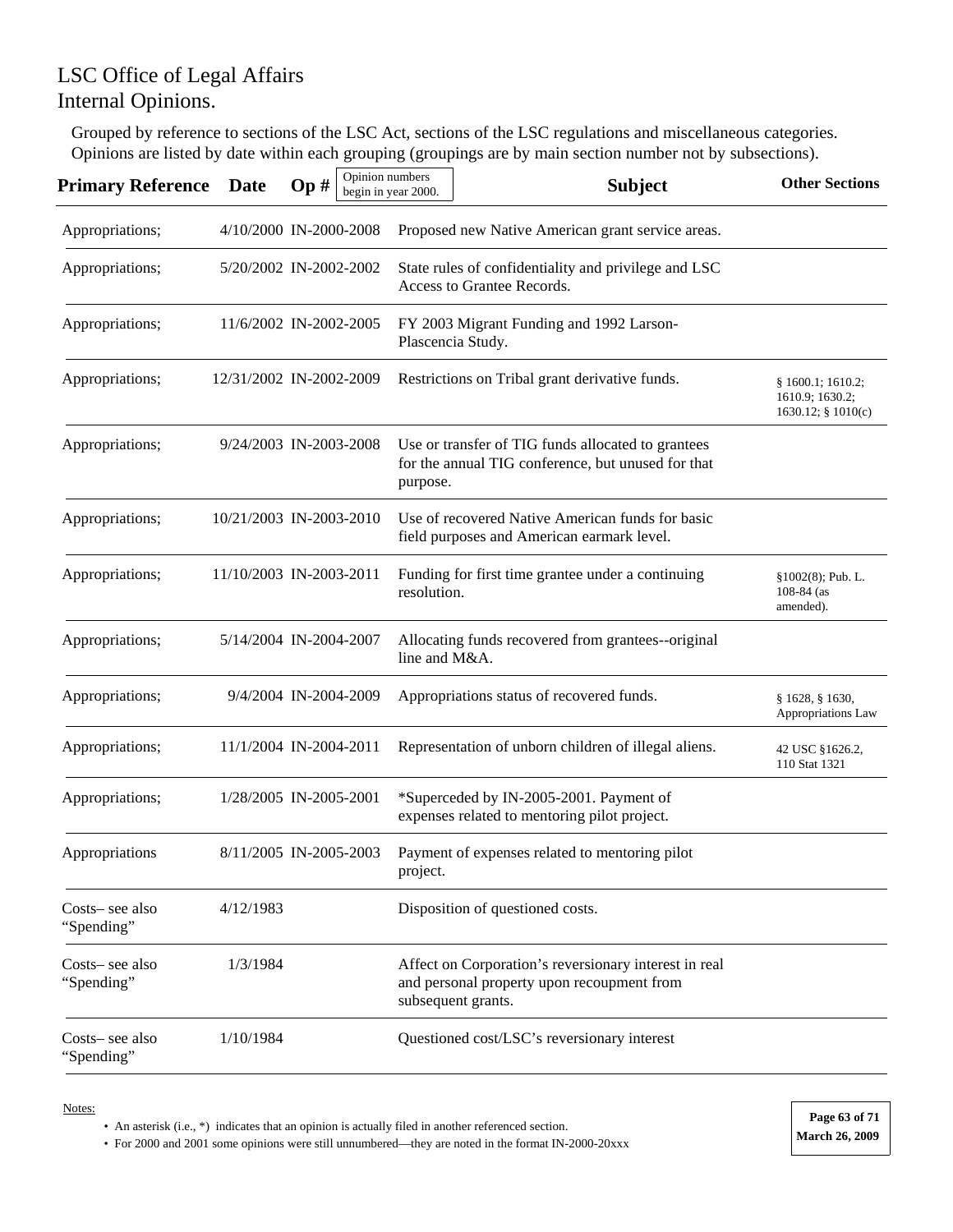# LSC Office of Legal Affairs
# Internal Opinions.

Grouped by reference to sections of the LSC Act, sections of the LSC regulations and miscellaneous categories. Opinions are listed by date within each grouping (groupings are by main section number not by subsections).

| Primary Reference | Date | Op # (Opinion numbers begin in year 2000.) | Subject | Other Sections |
|---|---|---|---|---|
| Appropriations; | 4/10/2000 | IN-2000-2008 | Proposed new Native American grant service areas. | |
| Appropriations; | 5/20/2002 | IN-2002-2002 | State rules of confidentiality and privilege and LSC Access to Grantee Records. | |
| Appropriations; | 11/6/2002 | IN-2002-2005 | FY 2003 Migrant Funding and 1992 Larson-Plascencia Study. | |
| Appropriations; | 12/31/2002 | IN-2002-2009 | Restrictions on Tribal grant derivative funds. | § 1600.1; 1610.2; 1610.9; 1630.2; 1630.12; § 1010(c) |
| Appropriations; | 9/24/2003 | IN-2003-2008 | Use or transfer of TIG funds allocated to grantees for the annual TIG conference, but unused for that purpose. | |
| Appropriations; | 10/21/2003 | IN-2003-2010 | Use of recovered Native American funds for basic field purposes and American earmark level. | |
| Appropriations; | 11/10/2003 | IN-2003-2011 | Funding for first time grantee under a continuing resolution. | §1002(8); Pub. L. 108-84 (as amended). |
| Appropriations; | 5/14/2004 | IN-2004-2007 | Allocating funds recovered from grantees--original line and M&A. | |
| Appropriations; | 9/4/2004 | IN-2004-2009 | Appropriations status of recovered funds. | § 1628, § 1630, Appropriations Law |
| Appropriations; | 11/1/2004 | IN-2004-2011 | Representation of unborn children of illegal aliens. | 42 USC §1626.2, 110 Stat 1321 |
| Appropriations; | 1/28/2005 | IN-2005-2001 | *Superceded by IN-2005-2001. Payment of expenses related to mentoring pilot project. | |
| Appropriations | 8/11/2005 | IN-2005-2003 | Payment of expenses related to mentoring pilot project. | |
| Costs– see also "Spending" | 4/12/1983 | | Disposition of questioned costs. | |
| Costs– see also "Spending" | 1/3/1984 | | Affect on Corporation's reversionary interest in real and personal property upon recoupment from subsequent grants. | |
| Costs– see also "Spending" | 1/10/1984 | | Questioned cost/LSC's reversionary interest | |

Notes:

- An asterisk (i.e., *) indicates that an opinion is actually filed in another referenced section.
- For 2000 and 2001 some opinions were still unnumbered—they are noted in the format IN-2000-20xxx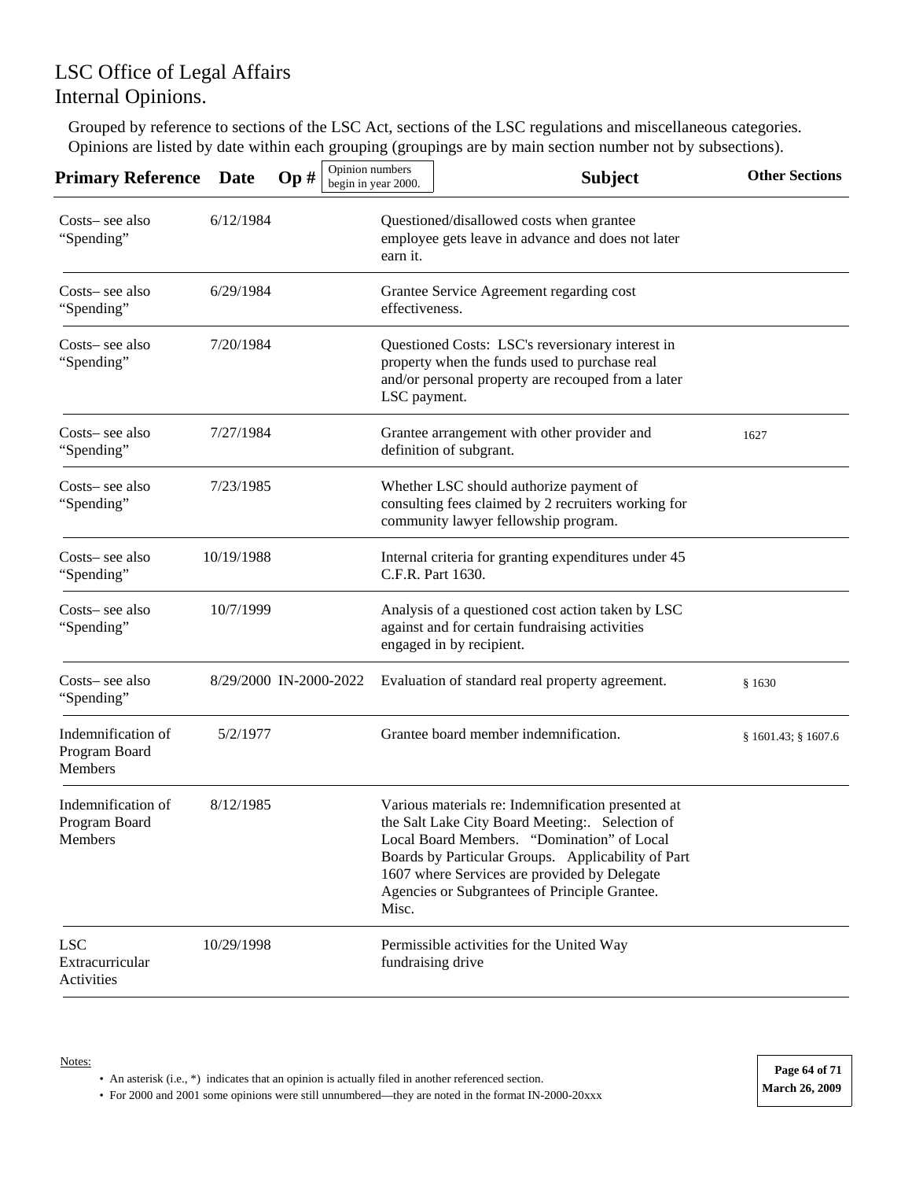# LSC Office of Legal Affairs
# Internal Opinions.

Grouped by reference to sections of the LSC Act, sections of the LSC regulations and miscellaneous categories. Opinions are listed by date within each grouping (groupings are by main section number not by subsections).

| Primary Reference | Date | Op # (Opinion numbers begin in year 2000.) | Subject | Other Sections |
|---|---|---|---|---|
| Costs– see also "Spending" | 6/12/1984 | | Questioned/disallowed costs when grantee employee gets leave in advance and does not later earn it. | |
| Costs– see also "Spending" | 6/29/1984 | | Grantee Service Agreement regarding cost effectiveness. | |
| Costs– see also "Spending" | 7/20/1984 | | Questioned Costs: LSC's reversionary interest in property when the funds used to purchase real and/or personal property are recouped from a later LSC payment. | |
| Costs– see also "Spending" | 7/27/1984 | | Grantee arrangement with other provider and definition of subgrant. | 1627 |
| Costs– see also "Spending" | 7/23/1985 | | Whether LSC should authorize payment of consulting fees claimed by 2 recruiters working for community lawyer fellowship program. | |
| Costs– see also "Spending" | 10/19/1988 | | Internal criteria for granting expenditures under 45 C.F.R. Part 1630. | |
| Costs– see also "Spending" | 10/7/1999 | | Analysis of a questioned cost action taken by LSC against and for certain fundraising activities engaged in by recipient. | |
| Costs– see also "Spending" | 8/29/2000 | IN-2000-2022 | Evaluation of standard real property agreement. | § 1630 |
| Indemnification of Program Board Members | 5/2/1977 | | Grantee board member indemnification. | § 1601.43; § 1607.6 |
| Indemnification of Program Board Members | 8/12/1985 | | Various materials re: Indemnification presented at the Salt Lake City Board Meeting:. Selection of Local Board Members. "Domination" of Local Boards by Particular Groups. Applicability of Part 1607 where Services are provided by Delegate Agencies or Subgrantees of Principle Grantee. Misc. | |
| LSC Extracurricular Activities | 10/29/1998 | | Permissible activities for the United Way fundraising drive | |

Notes:

- An asterisk (i.e., *) indicates that an opinion is actually filed in another referenced section.
- For 2000 and 2001 some opinions were still unnumbered—they are noted in the format IN-2000-20xxx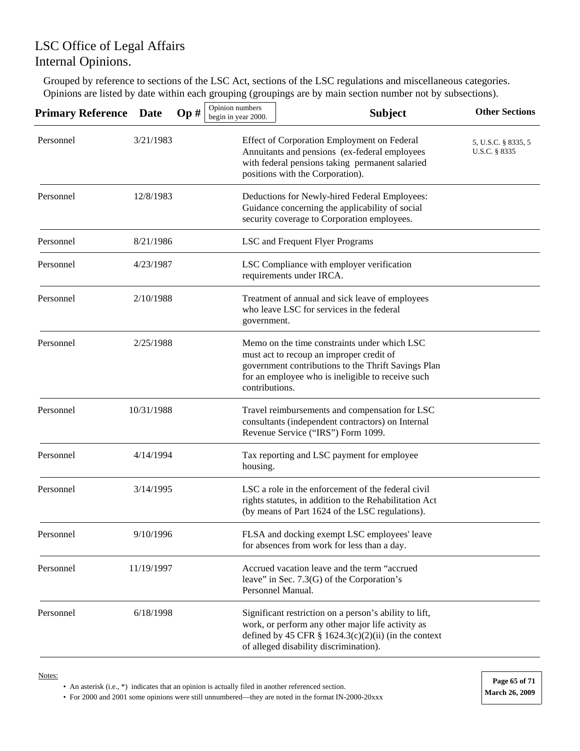LSC Office of Legal Affairs
Internal Opinions.

Grouped by reference to sections of the LSC Act, sections of the LSC regulations and miscellaneous categories. Opinions are listed by date within each grouping (groupings are by main section number not by subsections).

| Primary Reference | Date | Op # (Opinion numbers begin in year 2000.) | Subject | Other Sections |
|---|---|---|---|---|
| Personnel | 3/21/1983 | | Effect of Corporation Employment on Federal Annuitants and pensions (ex-federal employees with federal pensions taking permanent salaried positions with the Corporation). | 5, U.S.C. § 8335, 5 U.S.C. § 8335 |
| Personnel | 12/8/1983 | | Deductions for Newly-hired Federal Employees: Guidance concerning the applicability of social security coverage to Corporation employees. | |
| Personnel | 8/21/1986 | | LSC and Frequent Flyer Programs | |
| Personnel | 4/23/1987 | | LSC Compliance with employer verification requirements under IRCA. | |
| Personnel | 2/10/1988 | | Treatment of annual and sick leave of employees who leave LSC for services in the federal government. | |
| Personnel | 2/25/1988 | | Memo on the time constraints under which LSC must act to recoup an improper credit of government contributions to the Thrift Savings Plan for an employee who is ineligible to receive such contributions. | |
| Personnel | 10/31/1988 | | Travel reimbursements and compensation for LSC consultants (independent contractors) on Internal Revenue Service ("IRS") Form 1099. | |
| Personnel | 4/14/1994 | | Tax reporting and LSC payment for employee housing. | |
| Personnel | 3/14/1995 | | LSC a role in the enforcement of the federal civil rights statutes, in addition to the Rehabilitation Act (by means of Part 1624 of the LSC regulations). | |
| Personnel | 9/10/1996 | | FLSA and docking exempt LSC employees' leave for absences from work for less than a day. | |
| Personnel | 11/19/1997 | | Accrued vacation leave and the term "accrued leave" in Sec. 7.3(G) of the Corporation's Personnel Manual. | |
| Personnel | 6/18/1998 | | Significant restriction on a person's ability to lift, work, or perform any other major life activity as defined by 45 CFR § 1624.3(c)(2)(ii) (in the context of alleged disability discrimination). | |

Notes:

- An asterisk (i.e., *) indicates that an opinion is actually filed in another referenced section.
- For 2000 and 2001 some opinions were still unnumbered—they are noted in the format IN-2000-20xxx

March 26, 2009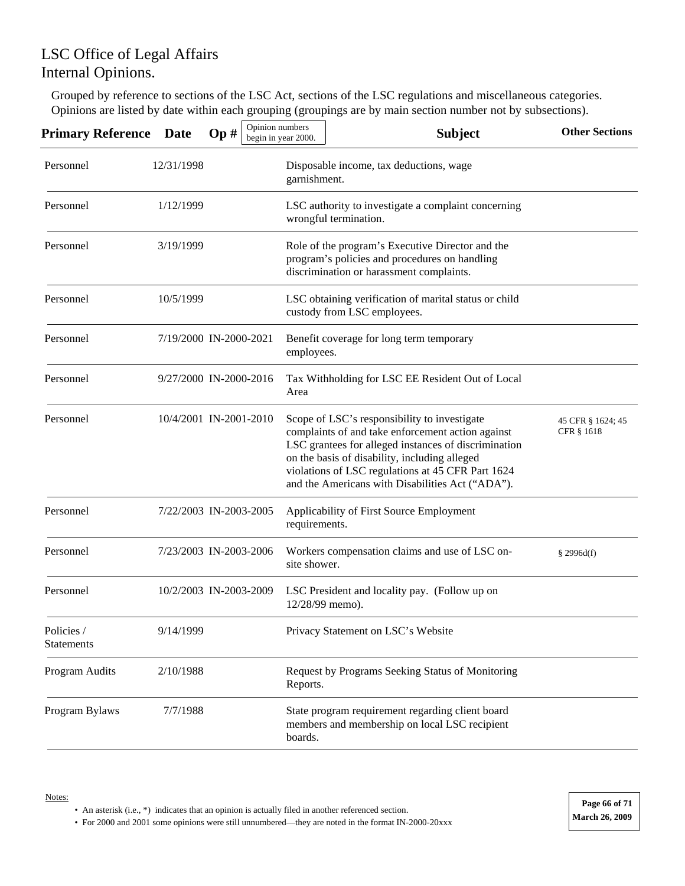# LSC Office of Legal Affairs
# Internal Opinions.

Grouped by reference to sections of the LSC Act, sections of the LSC regulations and miscellaneous categories. Opinions are listed by date within each grouping (groupings are by main section number not by subsections).

| Primary Reference | Date | Op # (Opinion numbers begin in year 2000.) | Subject | Other Sections |
|---|---|---|---|---|
| Personnel | 12/31/1998 | | Disposable income, tax deductions, wage garnishment. | |
| Personnel | 1/12/1999 | | LSC authority to investigate a complaint concerning wrongful termination. | |
| Personnel | 3/19/1999 | | Role of the program's Executive Director and the program's policies and procedures on handling discrimination or harassment complaints. | |
| Personnel | 10/5/1999 | | LSC obtaining verification of marital status or child custody from LSC employees. | |
| Personnel | 7/19/2000 | IN-2000-2021 | Benefit coverage for long term temporary employees. | |
| Personnel | 9/27/2000 | IN-2000-2016 | Tax Withholding for LSC EE Resident Out of Local Area | |
| Personnel | 10/4/2001 | IN-2001-2010 | Scope of LSC's responsibility to investigate complaints of and take enforcement action against LSC grantees for alleged instances of discrimination on the basis of disability, including alleged violations of LSC regulations at 45 CFR Part 1624 and the Americans with Disabilities Act ("ADA"). | 45 CFR § 1624; 45 CFR § 1618 |
| Personnel | 7/22/2003 | IN-2003-2005 | Applicability of First Source Employment requirements. | |
| Personnel | 7/23/2003 | IN-2003-2006 | Workers compensation claims and use of LSC on-site shower. | § 2996d(f) |
| Personnel | 10/2/2003 | IN-2003-2009 | LSC President and locality pay. (Follow up on 12/28/99 memo). | |
| Policies / Statements | 9/14/1999 | | Privacy Statement on LSC's Website | |
| Program Audits | 2/10/1988 | | Request by Programs Seeking Status of Monitoring Reports. | |
| Program Bylaws | 7/7/1988 | | State program requirement regarding client board members and membership on local LSC recipient boards. | |

Notes:

- An asterisk (i.e., *) indicates that an opinion is actually filed in another referenced section.
- For 2000 and 2001 some opinions were still unnumbered—they are noted in the format IN-2000-20xxx

March 26, 2009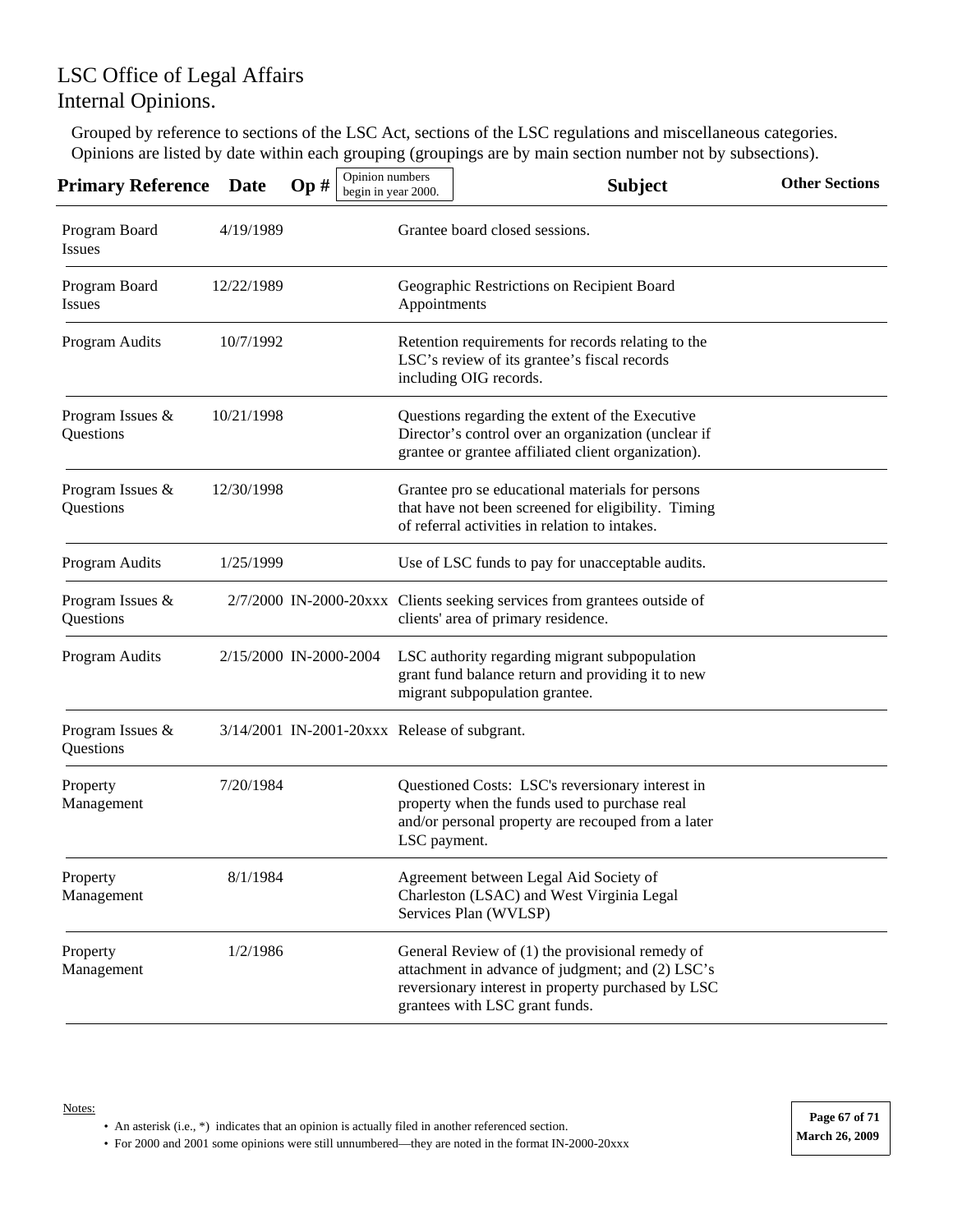# LSC Office of Legal Affairs
# Internal Opinions.

Grouped by reference to sections of the LSC Act, sections of the LSC regulations and miscellaneous categories. Opinions are listed by date within each grouping (groupings are by main section number not by subsections).

| Primary Reference | Date | Op # (Opinion numbers begin in year 2000.) | Subject | Other Sections |
|---|---|---|---|---|
| Program Board Issues | 4/19/1989 | | Grantee board closed sessions. | |
| Program Board Issues | 12/22/1989 | | Geographic Restrictions on Recipient Board Appointments | |
| Program Audits | 10/7/1992 | | Retention requirements for records relating to the LSC's review of its grantee's fiscal records including OIG records. | |
| Program Issues & Questions | 10/21/1998 | | Questions regarding the extent of the Executive Director's control over an organization (unclear if grantee or grantee affiliated client organization). | |
| Program Issues & Questions | 12/30/1998 | | Grantee pro se educational materials for persons that have not been screened for eligibility. Timing of referral activities in relation to intakes. | |
| Program Audits | 1/25/1999 | | Use of LSC funds to pay for unacceptable audits. | |
| Program Issues & Questions | 2/7/2000 | IN-2000-20xxx | Clients seeking services from grantees outside of clients' area of primary residence. | |
| Program Audits | 2/15/2000 | IN-2000-2004 | LSC authority regarding migrant subpopulation grant fund balance return and providing it to new migrant subpopulation grantee. | |
| Program Issues & Questions | 3/14/2001 | IN-2001-20xxx | Release of subgrant. | |
| Property Management | 7/20/1984 | | Questioned Costs: LSC's reversionary interest in property when the funds used to purchase real and/or personal property are recouped from a later LSC payment. | |
| Property Management | 8/1/1984 | | Agreement between Legal Aid Society of Charleston (LSAC) and West Virginia Legal Services Plan (WVLSP) | |
| Property Management | 1/2/1986 | | General Review of (1) the provisional remedy of attachment in advance of judgment; and (2) LSC's reversionary interest in property purchased by LSC grantees with LSC grant funds. | |

Notes:

- An asterisk (i.e., *) indicates that an opinion is actually filed in another referenced section.
- For 2000 and 2001 some opinions were still unnumbered—they are noted in the format IN-2000-20xxx

March 26, 2009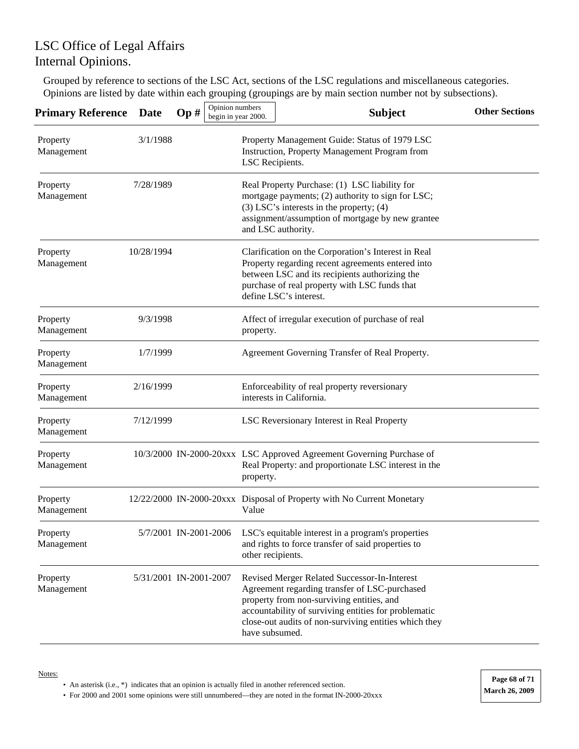# LSC Office of Legal Affairs
# Internal Opinions.

Grouped by reference to sections of the LSC Act, sections of the LSC regulations and miscellaneous categories. Opinions are listed by date within each grouping (groupings are by main section number not by subsections).

| Primary Reference | Date | Op # (Opinion numbers begin in year 2000.) | Subject | Other Sections |
|---|---|---|---|---|
| Property Management | 3/1/1988 | | Property Management Guide: Status of 1979 LSC Instruction, Property Management Program from LSC Recipients. | |
| Property Management | 7/28/1989 | | Real Property Purchase: (1) LSC liability for mortgage payments; (2) authority to sign for LSC; (3) LSC's interests in the property; (4) assignment/assumption of mortgage by new grantee and LSC authority. | |
| Property Management | 10/28/1994 | | Clarification on the Corporation's Interest in Real Property regarding recent agreements entered into between LSC and its recipients authorizing the purchase of real property with LSC funds that define LSC's interest. | |
| Property Management | 9/3/1998 | | Affect of irregular execution of purchase of real property. | |
| Property Management | 1/7/1999 | | Agreement Governing Transfer of Real Property. | |
| Property Management | 2/16/1999 | | Enforceability of real property reversionary interests in California. | |
| Property Management | 7/12/1999 | | LSC Reversionary Interest in Real Property | |
| Property Management | 10/3/2000 | IN-2000-20xxx | LSC Approved Agreement Governing Purchase of Real Property: and proportionate LSC interest in the property. | |
| Property Management | 12/22/2000 | IN-2000-20xxx | Disposal of Property with No Current Monetary Value | |
| Property Management | 5/7/2001 | IN-2001-2006 | LSC's equitable interest in a program's properties and rights to force transfer of said properties to other recipients. | |
| Property Management | 5/31/2001 | IN-2001-2007 | Revised Merger Related Successor-In-Interest Agreement regarding transfer of LSC-purchased property from non-surviving entities, and accountability of surviving entities for problematic close-out audits of non-surviving entities which they have subsumed. | |

Notes:

- An asterisk (i.e., *) indicates that an opinion is actually filed in another referenced section.
- For 2000 and 2001 some opinions were still unnumbered—they are noted in the format IN-2000-20xxx

March 26, 2009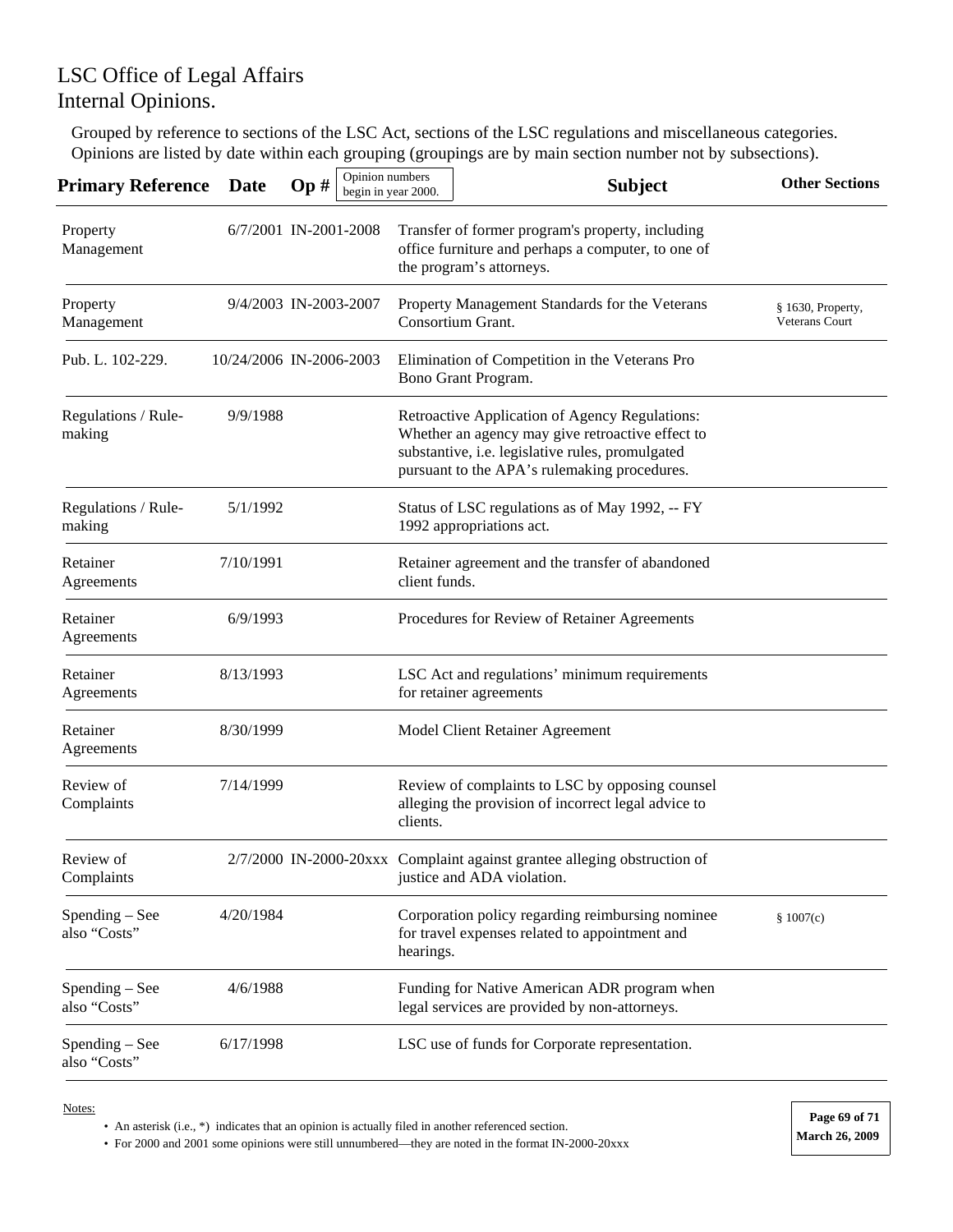# LSC Office of Legal Affairs
# Internal Opinions.

Grouped by reference to sections of the LSC Act, sections of the LSC regulations and miscellaneous categories. Opinions are listed by date within each grouping (groupings are by main section number not by subsections).

| Primary Reference | Date | Op # (Opinion numbers begin in year 2000.) | Subject | Other Sections |
|---|---|---|---|---|
| Property Management | 6/7/2001 | IN-2001-2008 | Transfer of former program's property, including office furniture and perhaps a computer, to one of the program's attorneys. | |
| Property Management | 9/4/2003 | IN-2003-2007 | Property Management Standards for the Veterans Consortium Grant. | § 1630, Property, Veterans Court |
| Pub. L. 102-229. | 10/24/2006 | IN-2006-2003 | Elimination of Competition in the Veterans Pro Bono Grant Program. | |
| Regulations / Rule-making | 9/9/1988 | | Retroactive Application of Agency Regulations: Whether an agency may give retroactive effect to substantive, i.e. legislative rules, promulgated pursuant to the APA's rulemaking procedures. | |
| Regulations / Rule-making | 5/1/1992 | | Status of LSC regulations as of May 1992, -- FY 1992 appropriations act. | |
| Retainer Agreements | 7/10/1991 | | Retainer agreement and the transfer of abandoned client funds. | |
| Retainer Agreements | 6/9/1993 | | Procedures for Review of Retainer Agreements | |
| Retainer Agreements | 8/13/1993 | | LSC Act and regulations' minimum requirements for retainer agreements | |
| Retainer Agreements | 8/30/1999 | | Model Client Retainer Agreement | |
| Review of Complaints | 7/14/1999 | | Review of complaints to LSC by opposing counsel alleging the provision of incorrect legal advice to clients. | |
| Review of Complaints | 2/7/2000 | IN-2000-20xxx | Complaint against grantee alleging obstruction of justice and ADA violation. | |
| Spending – See also "Costs" | 4/20/1984 | | Corporation policy regarding reimbursing nominee for travel expenses related to appointment and hearings. | § 1007(c) |
| Spending – See also "Costs" | 4/6/1988 | | Funding for Native American ADR program when legal services are provided by non-attorneys. | |
| Spending – See also "Costs" | 6/17/1998 | | LSC use of funds for Corporate representation. | |

Notes:

- An asterisk (i.e., *) indicates that an opinion is actually filed in another referenced section.
- For 2000 and 2001 some opinions were still unnumbered—they are noted in the format IN-2000-20xxx

March 26, 2009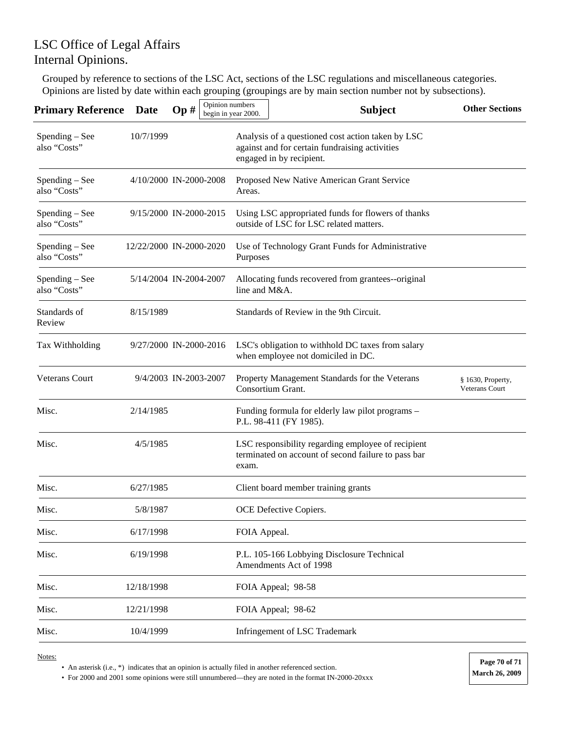# LSC Office of Legal Affairs
# Internal Opinions.

Grouped by reference to sections of the LSC Act, sections of the LSC regulations and miscellaneous categories. Opinions are listed by date within each grouping (groupings are by main section number not by subsections).

| Primary Reference | Date | Op # (Opinion numbers begin in year 2000.) | Subject | Other Sections |
|---|---|---|---|---|
| Spending – See also "Costs" | 10/7/1999 | | Analysis of a questioned cost action taken by LSC against and for certain fundraising activities engaged in by recipient. | |
| Spending – See also "Costs" | 4/10/2000 | IN-2000-2008 | Proposed New Native American Grant Service Areas. | |
| Spending – See also "Costs" | 9/15/2000 | IN-2000-2015 | Using LSC appropriated funds for flowers of thanks outside of LSC for LSC related matters. | |
| Spending – See also "Costs" | 12/22/2000 | IN-2000-2020 | Use of Technology Grant Funds for Administrative Purposes | |
| Spending – See also "Costs" | 5/14/2004 | IN-2004-2007 | Allocating funds recovered from grantees--original line and M&A. | |
| Standards of Review | 8/15/1989 | | Standards of Review in the 9th Circuit. | |
| Tax Withholding | 9/27/2000 | IN-2000-2016 | LSC's obligation to withhold DC taxes from salary when employee not domiciled in DC. | |
| Veterans Court | 9/4/2003 | IN-2003-2007 | Property Management Standards for the Veterans Consortium Grant. | § 1630, Property, Veterans Court |
| Misc. | 2/14/1985 | | Funding formula for elderly law pilot programs – P.L. 98-411 (FY 1985). | |
| Misc. | 4/5/1985 | | LSC responsibility regarding employee of recipient terminated on account of second failure to pass bar exam. | |
| Misc. | 6/27/1985 | | Client board member training grants | |
| Misc. | 5/8/1987 | | OCE Defective Copiers. | |
| Misc. | 6/17/1998 | | FOIA Appeal. | |
| Misc. | 6/19/1998 | | P.L. 105-166 Lobbying Disclosure Technical Amendments Act of 1998 | |
| Misc. | 12/18/1998 | | FOIA Appeal; 98-58 | |
| Misc. | 12/21/1998 | | FOIA Appeal; 98-62 | |
| Misc. | 10/4/1999 | | Infringement of LSC Trademark | |

Notes:

- An asterisk (i.e., *) indicates that an opinion is actually filed in another referenced section.
- For 2000 and 2001 some opinions were still unnumbered—they are noted in the format IN-2000-20xxx

March 26, 2009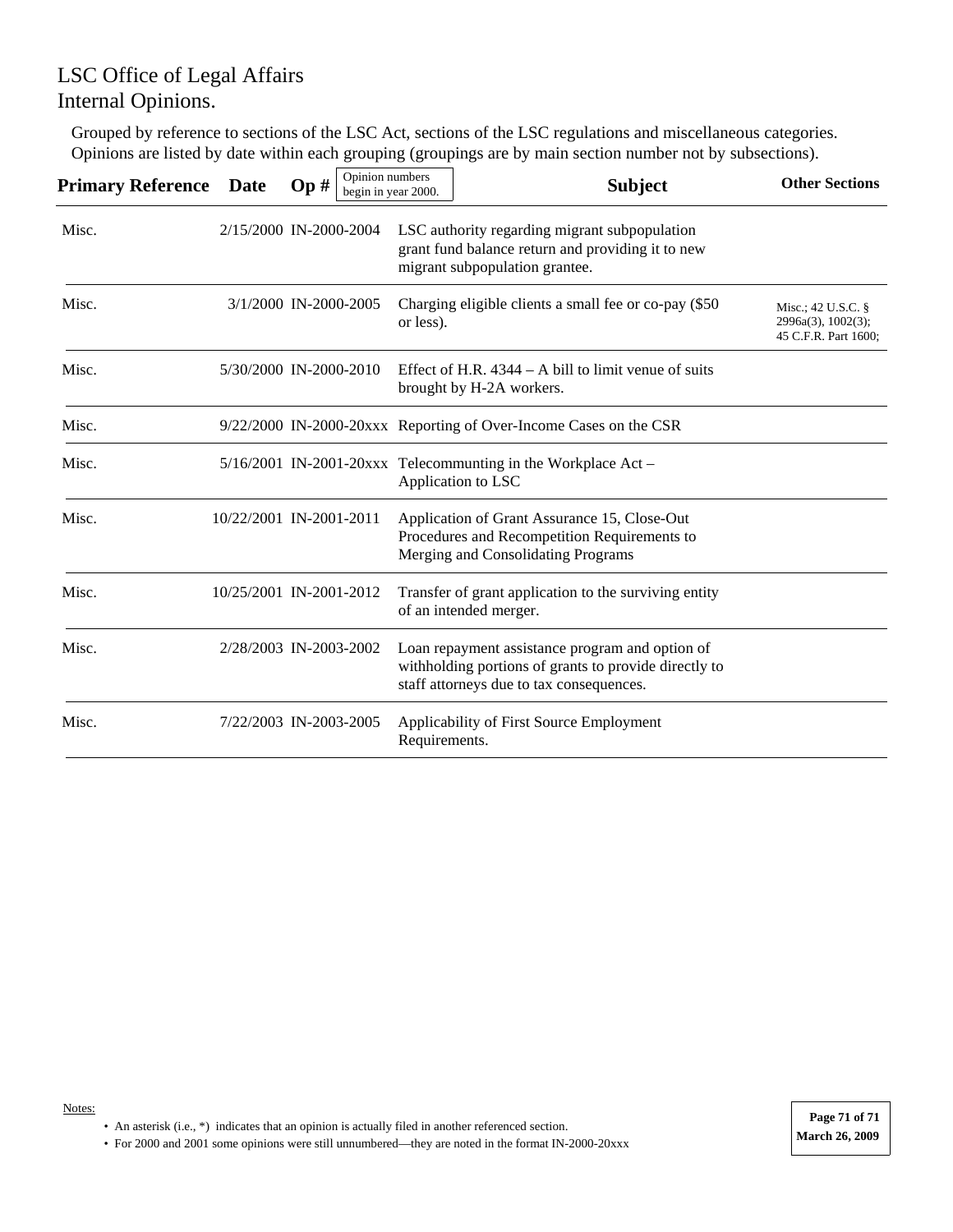LSC Office of Legal Affairs
Internal Opinions.

Grouped by reference to sections of the LSC Act, sections of the LSC regulations and miscellaneous categories. Opinions are listed by date within each grouping (groupings are by main section number not by subsections).

| Primary Reference | Date | Op # (Opinion numbers begin in year 2000.) | Subject | Other Sections |
|---|---|---|---|---|
| Misc. | 2/15/2000 | IN-2000-2004 | LSC authority regarding migrant subpopulation grant fund balance return and providing it to new migrant subpopulation grantee. | |
| Misc. | 3/1/2000 | IN-2000-2005 | Charging eligible clients a small fee or co-pay ($50 or less). | Misc.; 42 U.S.C. § 2996a(3), 1002(3); 45 C.F.R. Part 1600; |
| Misc. | 5/30/2000 | IN-2000-2010 | Effect of H.R. 4344 – A bill to limit venue of suits brought by H-2A workers. | |
| Misc. | 9/22/2000 | IN-2000-20xxx | Reporting of Over-Income Cases on the CSR | |
| Misc. | 5/16/2001 | IN-2001-20xxx | Telecommunting in the Workplace Act – Application to LSC | |
| Misc. | 10/22/2001 | IN-2001-2011 | Application of Grant Assurance 15, Close-Out Procedures and Recompetition Requirements to Merging and Consolidating Programs | |
| Misc. | 10/25/2001 | IN-2001-2012 | Transfer of grant application to the surviving entity of an intended merger. | |
| Misc. | 2/28/2003 | IN-2003-2002 | Loan repayment assistance program and option of withholding portions of grants to provide directly to staff attorneys due to tax consequences. | |
| Misc. | 7/22/2003 | IN-2003-2005 | Applicability of First Source Employment Requirements. | |

Notes:

- An asterisk (i.e., *) indicates that an opinion is actually filed in another referenced section.
- For 2000 and 2001 some opinions were still unnumbered—they are noted in the format IN-2000-20xxx

March 26, 2009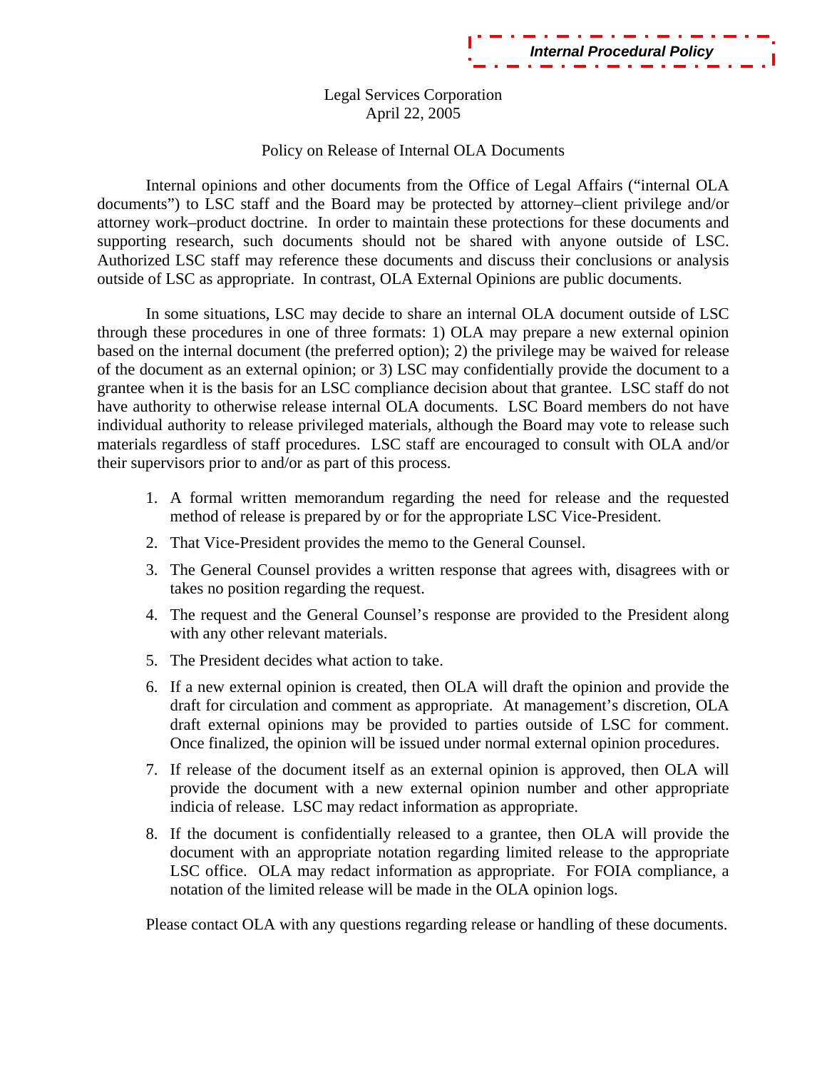**Internal Procedural Policy**

Legal Services Corporation
April 22, 2005

Policy on Release of Internal OLA Documents

Internal opinions and other documents from the Office of Legal Affairs ("internal OLA documents") to LSC staff and the Board may be protected by attorney–client privilege and/or attorney work–product doctrine. In order to maintain these protections for these documents and supporting research, such documents should not be shared with anyone outside of LSC. Authorized LSC staff may reference these documents and discuss their conclusions or analysis outside of LSC as appropriate. In contrast, OLA External Opinions are public documents.

In some situations, LSC may decide to share an internal OLA document outside of LSC through these procedures in one of three formats: 1) OLA may prepare a new external opinion based on the internal document (the preferred option); 2) the privilege may be waived for release of the document as an external opinion; or 3) LSC may confidentially provide the document to a grantee when it is the basis for an LSC compliance decision about that grantee. LSC staff do not have authority to otherwise release internal OLA documents. LSC Board members do not have individual authority to release privileged materials, although the Board may vote to release such materials regardless of staff procedures. LSC staff are encouraged to consult with OLA and/or their supervisors prior to and/or as part of this process.

1. A formal written memorandum regarding the need for release and the requested method of release is prepared by or for the appropriate LSC Vice-President.
2. That Vice-President provides the memo to the General Counsel.
3. The General Counsel provides a written response that agrees with, disagrees with or takes no position regarding the request.
4. The request and the General Counsel's response are provided to the President along with any other relevant materials.
5. The President decides what action to take.
6. If a new external opinion is created, then OLA will draft the opinion and provide the draft for circulation and comment as appropriate. At management's discretion, OLA draft external opinions may be provided to parties outside of LSC for comment. Once finalized, the opinion will be issued under normal external opinion procedures.
7. If release of the document itself as an external opinion is approved, then OLA will provide the document with a new external opinion number and other appropriate indicia of release. LSC may redact information as appropriate.
8. If the document is confidentially released to a grantee, then OLA will provide the document with an appropriate notation regarding limited release to the appropriate LSC office. OLA may redact information as appropriate. For FOIA compliance, a notation of the limited release will be made in the OLA opinion logs.

Please contact OLA with any questions regarding release or handling of these documents.